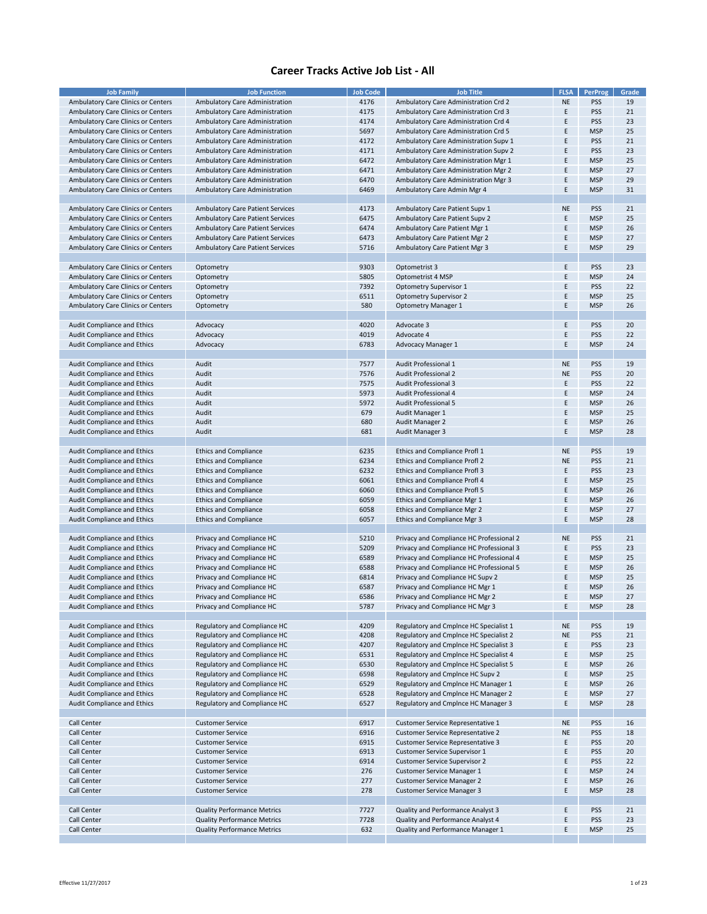# Career Tracks Active Job List - All

| Job Family | Job Function | Job Code | Job Title | FLSA | PerProg | Grade |
|---|---|---|---|---|---|---|
| Ambulatory Care Clinics or Centers | Ambulatory Care Administration | 4176 | Ambulatory Care Administration Crd 2 | NE | PSS | 19 |
| Ambulatory Care Clinics or Centers | Ambulatory Care Administration | 4175 | Ambulatory Care Administration Crd 3 | E | PSS | 21 |
| Ambulatory Care Clinics or Centers | Ambulatory Care Administration | 4174 | Ambulatory Care Administration Crd 4 | E | PSS | 23 |
| Ambulatory Care Clinics or Centers | Ambulatory Care Administration | 5697 | Ambulatory Care Administration Crd 5 | E | MSP | 25 |
| Ambulatory Care Clinics or Centers | Ambulatory Care Administration | 4172 | Ambulatory Care Administration Supv 1 | E | PSS | 21 |
| Ambulatory Care Clinics or Centers | Ambulatory Care Administration | 4171 | Ambulatory Care Administration Supv 2 | E | PSS | 23 |
| Ambulatory Care Clinics or Centers | Ambulatory Care Administration | 6472 | Ambulatory Care Administration Mgr 1 | E | MSP | 25 |
| Ambulatory Care Clinics or Centers | Ambulatory Care Administration | 6471 | Ambulatory Care Administration Mgr 2 | E | MSP | 27 |
| Ambulatory Care Clinics or Centers | Ambulatory Care Administration | 6470 | Ambulatory Care Administration Mgr 3 | E | MSP | 29 |
| Ambulatory Care Clinics or Centers | Ambulatory Care Administration | 6469 | Ambulatory Care Admin Mgr 4 | E | MSP | 31 |
| | | | | | | |
| Ambulatory Care Clinics or Centers | Ambulatory Care Patient Services | 4173 | Ambulatory Care Patient Supv 1 | NE | PSS | 21 |
| Ambulatory Care Clinics or Centers | Ambulatory Care Patient Services | 6475 | Ambulatory Care Patient Supv 2 | E | MSP | 25 |
| Ambulatory Care Clinics or Centers | Ambulatory Care Patient Services | 6474 | Ambulatory Care Patient Mgr 1 | E | MSP | 26 |
| Ambulatory Care Clinics or Centers | Ambulatory Care Patient Services | 6473 | Ambulatory Care Patient Mgr 2 | E | MSP | 27 |
| Ambulatory Care Clinics or Centers | Ambulatory Care Patient Services | 5716 | Ambulatory Care Patient Mgr 3 | E | MSP | 29 |
| | | | | | | |
| Ambulatory Care Clinics or Centers | Optometry | 9303 | Optometrist 3 | E | PSS | 23 |
| Ambulatory Care Clinics or Centers | Optometry | 5805 | Optometrist 4 MSP | E | MSP | 24 |
| Ambulatory Care Clinics or Centers | Optometry | 7392 | Optometry Supervisor 1 | E | PSS | 22 |
| Ambulatory Care Clinics or Centers | Optometry | 6511 | Optometry Supervisor 2 | E | MSP | 25 |
| Ambulatory Care Clinics or Centers | Optometry | 580 | Optometry Manager 1 | E | MSP | 26 |
| | | | | | | |
| Audit Compliance and Ethics | Advocacy | 4020 | Advocate 3 | E | PSS | 20 |
| Audit Compliance and Ethics | Advocacy | 4019 | Advocate 4 | E | PSS | 22 |
| Audit Compliance and Ethics | Advocacy | 6783 | Advocacy Manager 1 | E | MSP | 24 |
| | | | | | | |
| Audit Compliance and Ethics | Audit | 7577 | Audit Professional 1 | NE | PSS | 19 |
| Audit Compliance and Ethics | Audit | 7576 | Audit Professional 2 | NE | PSS | 20 |
| Audit Compliance and Ethics | Audit | 7575 | Audit Professional 3 | E | PSS | 22 |
| Audit Compliance and Ethics | Audit | 5973 | Audit Professional 4 | E | MSP | 24 |
| Audit Compliance and Ethics | Audit | 5972 | Audit Professional 5 | E | MSP | 26 |
| Audit Compliance and Ethics | Audit | 679 | Audit Manager 1 | E | MSP | 25 |
| Audit Compliance and Ethics | Audit | 680 | Audit Manager 2 | E | MSP | 26 |
| Audit Compliance and Ethics | Audit | 681 | Audit Manager 3 | E | MSP | 28 |
| | | | | | | |
| Audit Compliance and Ethics | Ethics and Compliance | 6235 | Ethics and Compliance Profl 1 | NE | PSS | 19 |
| Audit Compliance and Ethics | Ethics and Compliance | 6234 | Ethics and Compliance Profl 2 | NE | PSS | 21 |
| Audit Compliance and Ethics | Ethics and Compliance | 6232 | Ethics and Compliance Profl 3 | E | PSS | 23 |
| Audit Compliance and Ethics | Ethics and Compliance | 6061 | Ethics and Compliance Profl 4 | E | MSP | 25 |
| Audit Compliance and Ethics | Ethics and Compliance | 6060 | Ethics and Compliance Profl 5 | E | MSP | 26 |
| Audit Compliance and Ethics | Ethics and Compliance | 6059 | Ethics and Compliance Mgr 1 | E | MSP | 26 |
| Audit Compliance and Ethics | Ethics and Compliance | 6058 | Ethics and Compliance Mgr 2 | E | MSP | 27 |
| Audit Compliance and Ethics | Ethics and Compliance | 6057 | Ethics and Compliance Mgr 3 | E | MSP | 28 |
| | | | | | | |
| Audit Compliance and Ethics | Privacy and Compliance HC | 5210 | Privacy and Compliance HC Professional 2 | NE | PSS | 21 |
| Audit Compliance and Ethics | Privacy and Compliance HC | 5209 | Privacy and Compliance HC Professional 3 | E | PSS | 23 |
| Audit Compliance and Ethics | Privacy and Compliance HC | 6589 | Privacy and Compliance HC Professional 4 | E | MSP | 25 |
| Audit Compliance and Ethics | Privacy and Compliance HC | 6588 | Privacy and Compliance HC Professional 5 | E | MSP | 26 |
| Audit Compliance and Ethics | Privacy and Compliance HC | 6814 | Privacy and Compliance HC Supv 2 | E | MSP | 25 |
| Audit Compliance and Ethics | Privacy and Compliance HC | 6587 | Privacy and Compliance HC Mgr 1 | E | MSP | 26 |
| Audit Compliance and Ethics | Privacy and Compliance HC | 6586 | Privacy and Compliance HC Mgr 2 | E | MSP | 27 |
| Audit Compliance and Ethics | Privacy and Compliance HC | 5787 | Privacy and Compliance HC Mgr 3 | E | MSP | 28 |
| | | | | | | |
| Audit Compliance and Ethics | Regulatory and Compliance HC | 4209 | Regulatory and Cmplnce HC Specialist 1 | NE | PSS | 19 |
| Audit Compliance and Ethics | Regulatory and Compliance HC | 4208 | Regulatory and Cmplnce HC Specialist 2 | NE | PSS | 21 |
| Audit Compliance and Ethics | Regulatory and Compliance HC | 4207 | Regulatory and Cmplnce HC Specialist 3 | E | PSS | 23 |
| Audit Compliance and Ethics | Regulatory and Compliance HC | 6531 | Regulatory and Cmplnce HC Specialist 4 | E | MSP | 25 |
| Audit Compliance and Ethics | Regulatory and Compliance HC | 6530 | Regulatory and Cmplnce HC Specialist 5 | E | MSP | 26 |
| Audit Compliance and Ethics | Regulatory and Compliance HC | 6598 | Regulatory and Cmplnce HC Supv 2 | E | MSP | 25 |
| Audit Compliance and Ethics | Regulatory and Compliance HC | 6529 | Regulatory and Cmplnce HC Manager 1 | E | MSP | 26 |
| Audit Compliance and Ethics | Regulatory and Compliance HC | 6528 | Regulatory and Cmplnce HC Manager 2 | E | MSP | 27 |
| Audit Compliance and Ethics | Regulatory and Compliance HC | 6527 | Regulatory and Cmplnce HC Manager 3 | E | MSP | 28 |
| | | | | | | |
| Call Center | Customer Service | 6917 | Customer Service Representative 1 | NE | PSS | 16 |
| Call Center | Customer Service | 6916 | Customer Service Representative 2 | NE | PSS | 18 |
| Call Center | Customer Service | 6915 | Customer Service Representative 3 | E | PSS | 20 |
| Call Center | Customer Service | 6913 | Customer Service Supervisor 1 | E | PSS | 20 |
| Call Center | Customer Service | 6914 | Customer Service Supervisor 2 | E | PSS | 22 |
| Call Center | Customer Service | 276 | Customer Service Manager 1 | E | MSP | 24 |
| Call Center | Customer Service | 277 | Customer Service Manager 2 | E | MSP | 26 |
| Call Center | Customer Service | 278 | Customer Service Manager 3 | E | MSP | 28 |
| | | | | | | |
| Call Center | Quality Performance Metrics | 7727 | Quality and Performance Analyst 3 | E | PSS | 21 |
| Call Center | Quality Performance Metrics | 7728 | Quality and Performance Analyst 4 | E | PSS | 23 |
| Call Center | Quality Performance Metrics | 632 | Quality and Performance Manager 1 | E | MSP | 25 |

Effective 11/27/2017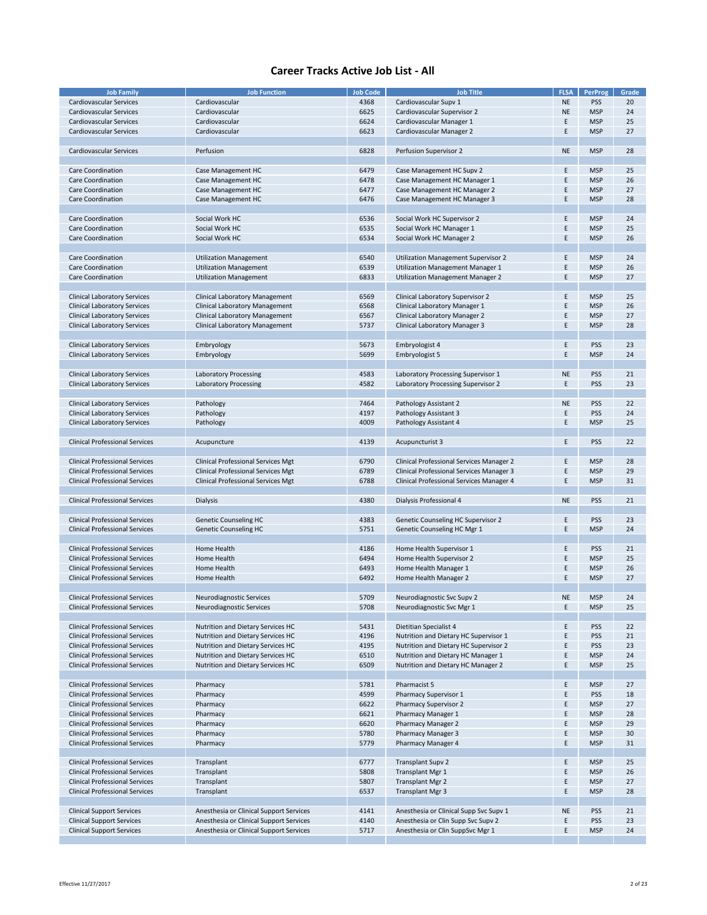# Career Tracks Active Job List - All

| Job Family | Job Function | Job Code | Job Title | FLSA | PerProg | Grade |
|---|---|---|---|---|---|---|
| Cardiovascular Services | Cardiovascular | 4368 | Cardiovascular Supv 1 | NE | PSS | 20 |
| Cardiovascular Services | Cardiovascular | 6625 | Cardiovascular Supervisor 2 | NE | MSP | 24 |
| Cardiovascular Services | Cardiovascular | 6624 | Cardiovascular Manager 1 | E | MSP | 25 |
| Cardiovascular Services | Cardiovascular | 6623 | Cardiovascular Manager 2 | E | MSP | 27 |
| | | | | | | |
| Cardiovascular Services | Perfusion | 6828 | Perfusion Supervisor 2 | NE | MSP | 28 |
| | | | | | | |
| Care Coordination | Case Management HC | 6479 | Case Management HC Supv 2 | E | MSP | 25 |
| Care Coordination | Case Management HC | 6478 | Case Management HC Manager 1 | E | MSP | 26 |
| Care Coordination | Case Management HC | 6477 | Case Management HC Manager 2 | E | MSP | 27 |
| Care Coordination | Case Management HC | 6476 | Case Management HC Manager 3 | E | MSP | 28 |
| | | | | | | |
| Care Coordination | Social Work HC | 6536 | Social Work HC Supervisor 2 | E | MSP | 24 |
| Care Coordination | Social Work HC | 6535 | Social Work HC Manager 1 | E | MSP | 25 |
| Care Coordination | Social Work HC | 6534 | Social Work HC Manager 2 | E | MSP | 26 |
| | | | | | | |
| Care Coordination | Utilization Management | 6540 | Utilization Management Supervisor 2 | E | MSP | 24 |
| Care Coordination | Utilization Management | 6539 | Utilization Management Manager 1 | E | MSP | 26 |
| Care Coordination | Utilization Management | 6833 | Utilization Management Manager 2 | E | MSP | 27 |
| | | | | | | |
| Clinical Laboratory Services | Clinical Laboratory Management | 6569 | Clinical Laboratory Supervisor 2 | E | MSP | 25 |
| Clinical Laboratory Services | Clinical Laboratory Management | 6568 | Clinical Laboratory Manager 1 | E | MSP | 26 |
| Clinical Laboratory Services | Clinical Laboratory Management | 6567 | Clinical Laboratory Manager 2 | E | MSP | 27 |
| Clinical Laboratory Services | Clinical Laboratory Management | 5737 | Clinical Laboratory Manager 3 | E | MSP | 28 |
| | | | | | | |
| Clinical Laboratory Services | Embryology | 5673 | Embryologist 4 | E | PSS | 23 |
| Clinical Laboratory Services | Embryology | 5699 | Embryologist 5 | E | MSP | 24 |
| | | | | | | |
| Clinical Laboratory Services | Laboratory Processing | 4583 | Laboratory Processing Supervisor 1 | NE | PSS | 21 |
| Clinical Laboratory Services | Laboratory Processing | 4582 | Laboratory Processing Supervisor 2 | E | PSS | 23 |
| | | | | | | |
| Clinical Laboratory Services | Pathology | 7464 | Pathology Assistant 2 | NE | PSS | 22 |
| Clinical Laboratory Services | Pathology | 4197 | Pathology Assistant 3 | E | PSS | 24 |
| Clinical Laboratory Services | Pathology | 4009 | Pathology Assistant 4 | E | MSP | 25 |
| | | | | | | |
| Clinical Professional Services | Acupuncture | 4139 | Acupuncturist 3 | E | PSS | 22 |
| | | | | | | |
| Clinical Professional Services | Clinical Professional Services Mgt | 6790 | Clinical Professional Services Manager 2 | E | MSP | 28 |
| Clinical Professional Services | Clinical Professional Services Mgt | 6789 | Clinical Professional Services Manager 3 | E | MSP | 29 |
| Clinical Professional Services | Clinical Professional Services Mgt | 6788 | Clinical Professional Services Manager 4 | E | MSP | 31 |
| | | | | | | |
| Clinical Professional Services | Dialysis | 4380 | Dialysis Professional 4 | NE | PSS | 21 |
| | | | | | | |
| Clinical Professional Services | Genetic Counseling HC | 4383 | Genetic Counseling HC Supervisor 2 | E | PSS | 23 |
| Clinical Professional Services | Genetic Counseling HC | 5751 | Genetic Counseling HC Mgr 1 | E | MSP | 24 |
| | | | | | | |
| Clinical Professional Services | Home Health | 4186 | Home Health Supervisor 1 | E | PSS | 21 |
| Clinical Professional Services | Home Health | 6494 | Home Health Supervisor 2 | E | MSP | 25 |
| Clinical Professional Services | Home Health | 6493 | Home Health Manager 1 | E | MSP | 26 |
| Clinical Professional Services | Home Health | 6492 | Home Health Manager 2 | E | MSP | 27 |
| | | | | | | |
| Clinical Professional Services | Neurodiagnostic Services | 5709 | Neurodiagnostic Svc Supv 2 | NE | MSP | 24 |
| Clinical Professional Services | Neurodiagnostic Services | 5708 | Neurodiagnostic Svc Mgr 1 | E | MSP | 25 |
| | | | | | | |
| Clinical Professional Services | Nutrition and Dietary Services HC | 5431 | Dietitian Specialist 4 | E | PSS | 22 |
| Clinical Professional Services | Nutrition and Dietary Services HC | 4196 | Nutrition and Dietary HC Supervisor 1 | E | PSS | 21 |
| Clinical Professional Services | Nutrition and Dietary Services HC | 4195 | Nutrition and Dietary HC Supervisor 2 | E | PSS | 23 |
| Clinical Professional Services | Nutrition and Dietary Services HC | 6510 | Nutrition and Dietary HC Manager 1 | E | MSP | 24 |
| Clinical Professional Services | Nutrition and Dietary Services HC | 6509 | Nutrition and Dietary HC Manager 2 | E | MSP | 25 |
| | | | | | | |
| Clinical Professional Services | Pharmacy | 5781 | Pharmacist 5 | E | MSP | 27 |
| Clinical Professional Services | Pharmacy | 4599 | Pharmacy Supervisor 1 | E | PSS | 18 |
| Clinical Professional Services | Pharmacy | 6622 | Pharmacy Supervisor 2 | E | MSP | 27 |
| Clinical Professional Services | Pharmacy | 6621 | Pharmacy Manager 1 | E | MSP | 28 |
| Clinical Professional Services | Pharmacy | 6620 | Pharmacy Manager 2 | E | MSP | 29 |
| Clinical Professional Services | Pharmacy | 5780 | Pharmacy Manager 3 | E | MSP | 30 |
| Clinical Professional Services | Pharmacy | 5779 | Pharmacy Manager 4 | E | MSP | 31 |
| | | | | | | |
| Clinical Professional Services | Transplant | 6777 | Transplant Supv 2 | E | MSP | 25 |
| Clinical Professional Services | Transplant | 5808 | Transplant Mgr 1 | E | MSP | 26 |
| Clinical Professional Services | Transplant | 5807 | Transplant Mgr 2 | E | MSP | 27 |
| Clinical Professional Services | Transplant | 6537 | Transplant Mgr 3 | E | MSP | 28 |
| | | | | | | |
| Clinical Support Services | Anesthesia or Clinical Support Services | 4141 | Anesthesia or Clinical Supp Svc Supv 1 | NE | PSS | 21 |
| Clinical Support Services | Anesthesia or Clinical Support Services | 4140 | Anesthesia or Clin Supp Svc Supv 2 | E | PSS | 23 |
| Clinical Support Services | Anesthesia or Clinical Support Services | 5717 | Anesthesia or Clin SuppSvc Mgr 1 | E | MSP | 24 |

Effective 11/27/2017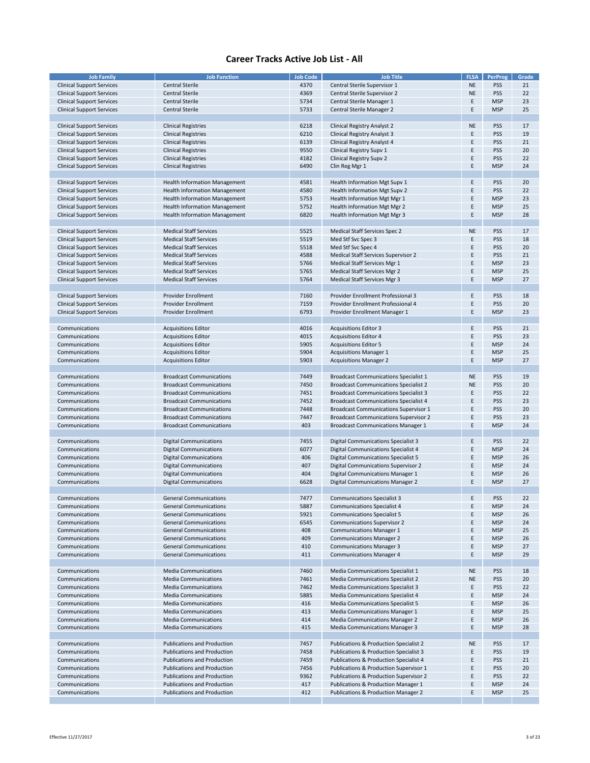# Career Tracks Active Job List - All

| Job Family | Job Function | Job Code | Job Title | FLSA | PerProg | Grade |
|---|---|---|---|---|---|---|
| Clinical Support Services | Central Sterile | 4370 | Central Sterile Supervisor 1 | NE | PSS | 21 |
| Clinical Support Services | Central Sterile | 4369 | Central Sterile Supervisor 2 | NE | PSS | 22 |
| Clinical Support Services | Central Sterile | 5734 | Central Sterile Manager 1 | E | MSP | 23 |
| Clinical Support Services | Central Sterile | 5733 | Central Sterile Manager 2 | E | MSP | 25 |
| | | | | | | |
| Clinical Support Services | Clinical Registries | 6218 | Clinical Registry Analyst 2 | NE | PSS | 17 |
| Clinical Support Services | Clinical Registries | 6210 | Clinical Registry Analyst 3 | E | PSS | 19 |
| Clinical Support Services | Clinical Registries | 6139 | Clinical Registry Analyst 4 | E | PSS | 21 |
| Clinical Support Services | Clinical Registries | 9550 | Clinical Registry Supv 1 | E | PSS | 20 |
| Clinical Support Services | Clinical Registries | 4182 | Clinical Registry Supv 2 | E | PSS | 22 |
| Clinical Support Services | Clinical Registries | 6490 | Clin Reg Mgr 1 | E | MSP | 24 |
| | | | | | | |
| Clinical Support Services | Health Information Management | 4581 | Health Information Mgt Supv 1 | E | PSS | 20 |
| Clinical Support Services | Health Information Management | 4580 | Health Information Mgt Supv 2 | E | PSS | 22 |
| Clinical Support Services | Health Information Management | 5753 | Health Information Mgt Mgr 1 | E | MSP | 23 |
| Clinical Support Services | Health Information Management | 5752 | Health Information Mgt Mgr 2 | E | MSP | 25 |
| Clinical Support Services | Health Information Management | 6820 | Health Information Mgt Mgr 3 | E | MSP | 28 |
| | | | | | | |
| Clinical Support Services | Medical Staff Services | 5525 | Medical Staff Services Spec 2 | NE | PSS | 17 |
| Clinical Support Services | Medical Staff Services | 5519 | Med Stf Svc Spec 3 | E | PSS | 18 |
| Clinical Support Services | Medical Staff Services | 5518 | Med Stf Svc Spec 4 | E | PSS | 20 |
| Clinical Support Services | Medical Staff Services | 4588 | Medical Staff Services Supervisor 2 | E | PSS | 21 |
| Clinical Support Services | Medical Staff Services | 5766 | Medical Staff Services Mgr 1 | E | MSP | 23 |
| Clinical Support Services | Medical Staff Services | 5765 | Medical Staff Services Mgr 2 | E | MSP | 25 |
| Clinical Support Services | Medical Staff Services | 5764 | Medical Staff Services Mgr 3 | E | MSP | 27 |
| | | | | | | |
| Clinical Support Services | Provider Enrollment | 7160 | Provider Enrollment Professional 3 | E | PSS | 18 |
| Clinical Support Services | Provider Enrollment | 7159 | Provider Enrollment Professional 4 | E | PSS | 20 |
| Clinical Support Services | Provider Enrollment | 6793 | Provider Enrollment Manager 1 | E | MSP | 23 |
| | | | | | | |
| Communications | Acquisitions Editor | 4016 | Acquisitions Editor 3 | E | PSS | 21 |
| Communications | Acquisitions Editor | 4015 | Acquisitions Editor 4 | E | PSS | 23 |
| Communications | Acquisitions Editor | 5905 | Acquisitions Editor 5 | E | MSP | 24 |
| Communications | Acquisitions Editor | 5904 | Acquisitions Manager 1 | E | MSP | 25 |
| Communications | Acquisitions Editor | 5903 | Acquisitions Manager 2 | E | MSP | 27 |
| | | | | | | |
| Communications | Broadcast Communications | 7449 | Broadcast Communications Specialist 1 | NE | PSS | 19 |
| Communications | Broadcast Communications | 7450 | Broadcast Communications Specialist 2 | NE | PSS | 20 |
| Communications | Broadcast Communications | 7451 | Broadcast Communications Specialist 3 | E | PSS | 22 |
| Communications | Broadcast Communications | 7452 | Broadcast Communications Specialist 4 | E | PSS | 23 |
| Communications | Broadcast Communications | 7448 | Broadcast Communications Supervisor 1 | E | PSS | 20 |
| Communications | Broadcast Communications | 7447 | Broadcast Communications Supervisor 2 | E | PSS | 23 |
| Communications | Broadcast Communications | 403 | Broadcast Communications Manager 1 | E | MSP | 24 |
| | | | | | | |
| Communications | Digital Communications | 7455 | Digital Communications Specialist 3 | E | PSS | 22 |
| Communications | Digital Communications | 6077 | Digital Communications Specialist 4 | E | MSP | 24 |
| Communications | Digital Communications | 406 | Digital Communications Specialist 5 | E | MSP | 26 |
| Communications | Digital Communications | 407 | Digital Communications Supervisor 2 | E | MSP | 24 |
| Communications | Digital Communications | 404 | Digital Communications Manager 1 | E | MSP | 26 |
| Communications | Digital Communications | 6628 | Digital Communications Manager 2 | E | MSP | 27 |
| | | | | | | |
| Communications | General Communications | 7477 | Communications Specialist 3 | E | PSS | 22 |
| Communications | General Communications | 5887 | Communications Specialist 4 | E | MSP | 24 |
| Communications | General Communications | 5921 | Communications Specialist 5 | E | MSP | 26 |
| Communications | General Communications | 6545 | Communications Supervisor 2 | E | MSP | 24 |
| Communications | General Communications | 408 | Communications Manager 1 | E | MSP | 25 |
| Communications | General Communications | 409 | Communications Manager 2 | E | MSP | 26 |
| Communications | General Communications | 410 | Communications Manager 3 | E | MSP | 27 |
| Communications | General Communications | 411 | Communications Manager 4 | E | MSP | 29 |
| | | | | | | |
| Communications | Media Communications | 7460 | Media Communications Specialist 1 | NE | PSS | 18 |
| Communications | Media Communications | 7461 | Media Communications Specialist 2 | NE | PSS | 20 |
| Communications | Media Communications | 7462 | Media Communications Specialist 3 | E | PSS | 22 |
| Communications | Media Communications | 5885 | Media Communications Specialist 4 | E | MSP | 24 |
| Communications | Media Communications | 416 | Media Communications Specialist 5 | E | MSP | 26 |
| Communications | Media Communications | 413 | Media Communications Manager 1 | E | MSP | 25 |
| Communications | Media Communications | 414 | Media Communications Manager 2 | E | MSP | 26 |
| Communications | Media Communications | 415 | Media Communications Manager 3 | E | MSP | 28 |
| | | | | | | |
| Communications | Publications and Production | 7457 | Publications & Production Specialist 2 | NE | PSS | 17 |
| Communications | Publications and Production | 7458 | Publications & Production Specialist 3 | E | PSS | 19 |
| Communications | Publications and Production | 7459 | Publications & Production Specialist 4 | E | PSS | 21 |
| Communications | Publications and Production | 7456 | Publications & Production Supervisor 1 | E | PSS | 20 |
| Communications | Publications and Production | 9362 | Publications & Production Supervisor 2 | E | PSS | 22 |
| Communications | Publications and Production | 417 | Publications & Production Manager 1 | E | MSP | 24 |
| Communications | Publications and Production | 412 | Publications & Production Manager 2 | E | MSP | 25 |

Effective 11/27/2017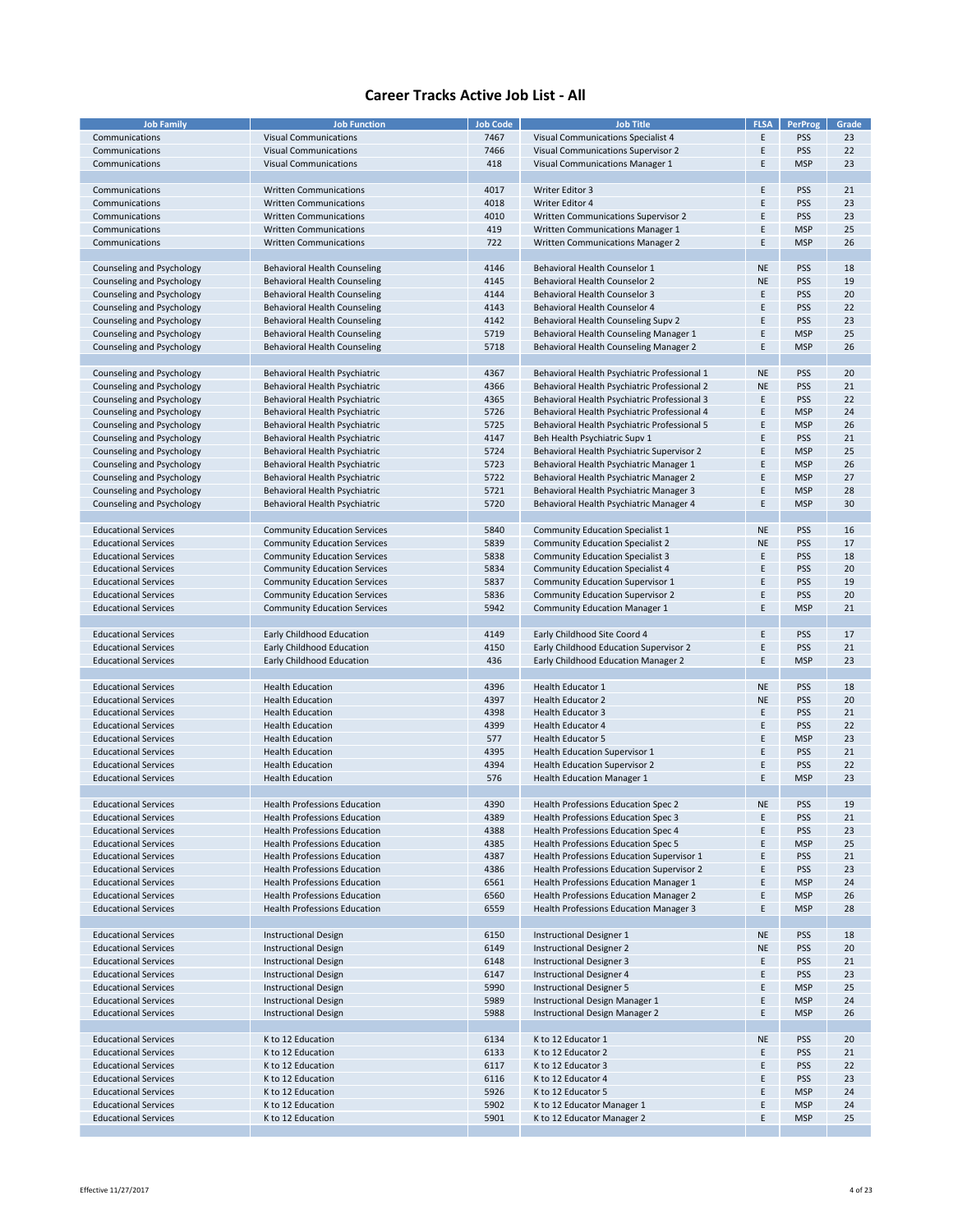# Career Tracks Active Job List - All

| Job Family | Job Function | Job Code | Job Title | FLSA | PerProg | Grade |
|---|---|---|---|---|---|---|
| Communications | Visual Communications | 7467 | Visual Communications Specialist 4 | E | PSS | 23 |
| Communications | Visual Communications | 7466 | Visual Communications Supervisor 2 | E | PSS | 22 |
| Communications | Visual Communications | 418 | Visual Communications Manager 1 | E | MSP | 23 |
| | | | | | | |
| Communications | Written Communications | 4017 | Writer Editor 3 | E | PSS | 21 |
| Communications | Written Communications | 4018 | Writer Editor 4 | E | PSS | 23 |
| Communications | Written Communications | 4010 | Written Communications Supervisor 2 | E | PSS | 23 |
| Communications | Written Communications | 419 | Written Communications Manager 1 | E | MSP | 25 |
| Communications | Written Communications | 722 | Written Communications Manager 2 | E | MSP | 26 |
| | | | | | | |
| Counseling and Psychology | Behavioral Health Counseling | 4146 | Behavioral Health Counselor 1 | NE | PSS | 18 |
| Counseling and Psychology | Behavioral Health Counseling | 4145 | Behavioral Health Counselor 2 | NE | PSS | 19 |
| Counseling and Psychology | Behavioral Health Counseling | 4144 | Behavioral Health Counselor 3 | E | PSS | 20 |
| Counseling and Psychology | Behavioral Health Counseling | 4143 | Behavioral Health Counselor 4 | E | PSS | 22 |
| Counseling and Psychology | Behavioral Health Counseling | 4142 | Behavioral Health Counseling Supv 2 | E | PSS | 23 |
| Counseling and Psychology | Behavioral Health Counseling | 5719 | Behavioral Health Counseling Manager 1 | E | MSP | 25 |
| Counseling and Psychology | Behavioral Health Counseling | 5718 | Behavioral Health Counseling Manager 2 | E | MSP | 26 |
| | | | | | | |
| Counseling and Psychology | Behavioral Health Psychiatric | 4367 | Behavioral Health Psychiatric Professional 1 | NE | PSS | 20 |
| Counseling and Psychology | Behavioral Health Psychiatric | 4366 | Behavioral Health Psychiatric Professional 2 | NE | PSS | 21 |
| Counseling and Psychology | Behavioral Health Psychiatric | 4365 | Behavioral Health Psychiatric Professional 3 | E | PSS | 22 |
| Counseling and Psychology | Behavioral Health Psychiatric | 5726 | Behavioral Health Psychiatric Professional 4 | E | MSP | 24 |
| Counseling and Psychology | Behavioral Health Psychiatric | 5725 | Behavioral Health Psychiatric Professional 5 | E | MSP | 26 |
| Counseling and Psychology | Behavioral Health Psychiatric | 4147 | Beh Health Psychiatric Supv 1 | E | PSS | 21 |
| Counseling and Psychology | Behavioral Health Psychiatric | 5724 | Behavioral Health Psychiatric Supervisor 2 | E | MSP | 25 |
| Counseling and Psychology | Behavioral Health Psychiatric | 5723 | Behavioral Health Psychiatric Manager 1 | E | MSP | 26 |
| Counseling and Psychology | Behavioral Health Psychiatric | 5722 | Behavioral Health Psychiatric Manager 2 | E | MSP | 27 |
| Counseling and Psychology | Behavioral Health Psychiatric | 5721 | Behavioral Health Psychiatric Manager 3 | E | MSP | 28 |
| Counseling and Psychology | Behavioral Health Psychiatric | 5720 | Behavioral Health Psychiatric Manager 4 | E | MSP | 30 |
| | | | | | | |
| Educational Services | Community Education Services | 5840 | Community Education Specialist 1 | NE | PSS | 16 |
| Educational Services | Community Education Services | 5839 | Community Education Specialist 2 | NE | PSS | 17 |
| Educational Services | Community Education Services | 5838 | Community Education Specialist 3 | E | PSS | 18 |
| Educational Services | Community Education Services | 5834 | Community Education Specialist 4 | E | PSS | 20 |
| Educational Services | Community Education Services | 5837 | Community Education Supervisor 1 | E | PSS | 19 |
| Educational Services | Community Education Services | 5836 | Community Education Supervisor 2 | E | PSS | 20 |
| Educational Services | Community Education Services | 5942 | Community Education Manager 1 | E | MSP | 21 |
| | | | | | | |
| Educational Services | Early Childhood Education | 4149 | Early Childhood Site Coord 4 | E | PSS | 17 |
| Educational Services | Early Childhood Education | 4150 | Early Childhood Education Supervisor 2 | E | PSS | 21 |
| Educational Services | Early Childhood Education | 436 | Early Childhood Education Manager 2 | E | MSP | 23 |
| | | | | | | |
| Educational Services | Health Education | 4396 | Health Educator 1 | NE | PSS | 18 |
| Educational Services | Health Education | 4397 | Health Educator 2 | NE | PSS | 20 |
| Educational Services | Health Education | 4398 | Health Educator 3 | E | PSS | 21 |
| Educational Services | Health Education | 4399 | Health Educator 4 | E | PSS | 22 |
| Educational Services | Health Education | 577 | Health Educator 5 | E | MSP | 23 |
| Educational Services | Health Education | 4395 | Health Education Supervisor 1 | E | PSS | 21 |
| Educational Services | Health Education | 4394 | Health Education Supervisor 2 | E | PSS | 22 |
| Educational Services | Health Education | 576 | Health Education Manager 1 | E | MSP | 23 |
| | | | | | | |
| Educational Services | Health Professions Education | 4390 | Health Professions Education Spec 2 | NE | PSS | 19 |
| Educational Services | Health Professions Education | 4389 | Health Professions Education Spec 3 | E | PSS | 21 |
| Educational Services | Health Professions Education | 4388 | Health Professions Education Spec 4 | E | PSS | 23 |
| Educational Services | Health Professions Education | 4385 | Health Professions Education Spec 5 | E | MSP | 25 |
| Educational Services | Health Professions Education | 4387 | Health Professions Education Supervisor 1 | E | PSS | 21 |
| Educational Services | Health Professions Education | 4386 | Health Professions Education Supervisor 2 | E | PSS | 23 |
| Educational Services | Health Professions Education | 6561 | Health Professions Education Manager 1 | E | MSP | 24 |
| Educational Services | Health Professions Education | 6560 | Health Professions Education Manager 2 | E | MSP | 26 |
| Educational Services | Health Professions Education | 6559 | Health Professions Education Manager 3 | E | MSP | 28 |
| | | | | | | |
| Educational Services | Instructional Design | 6150 | Instructional Designer 1 | NE | PSS | 18 |
| Educational Services | Instructional Design | 6149 | Instructional Designer 2 | NE | PSS | 20 |
| Educational Services | Instructional Design | 6148 | Instructional Designer 3 | E | PSS | 21 |
| Educational Services | Instructional Design | 6147 | Instructional Designer 4 | E | PSS | 23 |
| Educational Services | Instructional Design | 5990 | Instructional Designer 5 | E | MSP | 25 |
| Educational Services | Instructional Design | 5989 | Instructional Design Manager 1 | E | MSP | 24 |
| Educational Services | Instructional Design | 5988 | Instructional Design Manager 2 | E | MSP | 26 |
| | | | | | | |
| Educational Services | K to 12 Education | 6134 | K to 12 Educator 1 | NE | PSS | 20 |
| Educational Services | K to 12 Education | 6133 | K to 12 Educator 2 | E | PSS | 21 |
| Educational Services | K to 12 Education | 6117 | K to 12 Educator 3 | E | PSS | 22 |
| Educational Services | K to 12 Education | 6116 | K to 12 Educator 4 | E | PSS | 23 |
| Educational Services | K to 12 Education | 5926 | K to 12 Educator 5 | E | MSP | 24 |
| Educational Services | K to 12 Education | 5902 | K to 12 Educator Manager 1 | E | MSP | 24 |
| Educational Services | K to 12 Education | 5901 | K to 12 Educator Manager 2 | E | MSP | 25 |

Effective 11/27/2017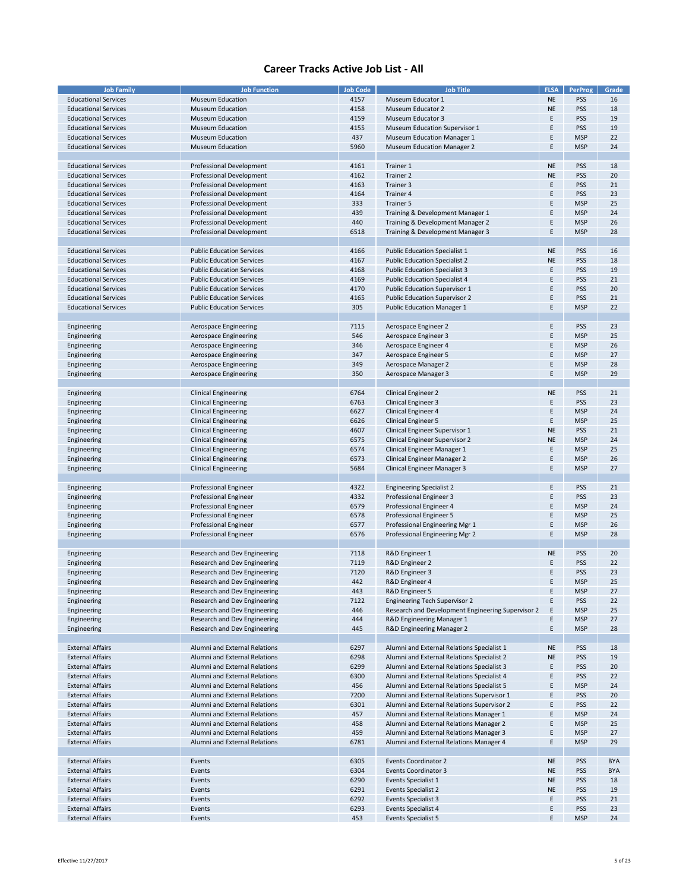# Career Tracks Active Job List - All

| Job Family | Job Function | Job Code | Job Title | FLSA | PerProg | Grade |
|---|---|---|---|---|---|---|
| Educational Services | Museum Education | 4157 | Museum Educator 1 | NE | PSS | 16 |
| Educational Services | Museum Education | 4158 | Museum Educator 2 | NE | PSS | 18 |
| Educational Services | Museum Education | 4159 | Museum Educator 3 | E | PSS | 19 |
| Educational Services | Museum Education | 4155 | Museum Education Supervisor 1 | E | PSS | 19 |
| Educational Services | Museum Education | 437 | Museum Education Manager 1 | E | MSP | 22 |
| Educational Services | Museum Education | 5960 | Museum Education Manager 2 | E | MSP | 24 |
| | | | | | | |
| Educational Services | Professional Development | 4161 | Trainer 1 | NE | PSS | 18 |
| Educational Services | Professional Development | 4162 | Trainer 2 | NE | PSS | 20 |
| Educational Services | Professional Development | 4163 | Trainer 3 | E | PSS | 21 |
| Educational Services | Professional Development | 4164 | Trainer 4 | E | PSS | 23 |
| Educational Services | Professional Development | 333 | Trainer 5 | E | MSP | 25 |
| Educational Services | Professional Development | 439 | Training & Development Manager 1 | E | MSP | 24 |
| Educational Services | Professional Development | 440 | Training & Development Manager 2 | E | MSP | 26 |
| Educational Services | Professional Development | 6518 | Training & Development Manager 3 | E | MSP | 28 |
| | | | | | | |
| Educational Services | Public Education Services | 4166 | Public Education Specialist 1 | NE | PSS | 16 |
| Educational Services | Public Education Services | 4167 | Public Education Specialist 2 | NE | PSS | 18 |
| Educational Services | Public Education Services | 4168 | Public Education Specialist 3 | E | PSS | 19 |
| Educational Services | Public Education Services | 4169 | Public Education Specialist 4 | E | PSS | 21 |
| Educational Services | Public Education Services | 4170 | Public Education Supervisor 1 | E | PSS | 20 |
| Educational Services | Public Education Services | 4165 | Public Education Supervisor 2 | E | PSS | 21 |
| Educational Services | Public Education Services | 305 | Public Education Manager 1 | E | MSP | 22 |
| | | | | | | |
| Engineering | Aerospace Engineering | 7115 | Aerospace Engineer 2 | E | PSS | 23 |
| Engineering | Aerospace Engineering | 546 | Aerospace Engineer 3 | E | MSP | 25 |
| Engineering | Aerospace Engineering | 346 | Aerospace Engineer 4 | E | MSP | 26 |
| Engineering | Aerospace Engineering | 347 | Aerospace Engineer 5 | E | MSP | 27 |
| Engineering | Aerospace Engineering | 349 | Aerospace Manager 2 | E | MSP | 28 |
| Engineering | Aerospace Engineering | 350 | Aerospace Manager 3 | E | MSP | 29 |
| | | | | | | |
| Engineering | Clinical Engineering | 6764 | Clinical Engineer 2 | NE | PSS | 21 |
| Engineering | Clinical Engineering | 6763 | Clinical Engineer 3 | E | PSS | 23 |
| Engineering | Clinical Engineering | 6627 | Clinical Engineer 4 | E | MSP | 24 |
| Engineering | Clinical Engineering | 6626 | Clinical Engineer 5 | E | MSP | 25 |
| Engineering | Clinical Engineering | 4607 | Clinical Engineer Supervisor 1 | NE | PSS | 21 |
| Engineering | Clinical Engineering | 6575 | Clinical Engineer Supervisor 2 | NE | MSP | 24 |
| Engineering | Clinical Engineering | 6574 | Clinical Engineer Manager 1 | E | MSP | 25 |
| Engineering | Clinical Engineering | 6573 | Clinical Engineer Manager 2 | E | MSP | 26 |
| Engineering | Clinical Engineering | 5684 | Clinical Engineer Manager 3 | E | MSP | 27 |
| | | | | | | |
| Engineering | Professional Engineer | 4322 | Engineering Specialist 2 | E | PSS | 21 |
| Engineering | Professional Engineer | 4332 | Professional Engineer 3 | E | PSS | 23 |
| Engineering | Professional Engineer | 6579 | Professional Engineer 4 | E | MSP | 24 |
| Engineering | Professional Engineer | 6578 | Professional Engineer 5 | E | MSP | 25 |
| Engineering | Professional Engineer | 6577 | Professional Engineering Mgr 1 | E | MSP | 26 |
| Engineering | Professional Engineer | 6576 | Professional Engineering Mgr 2 | E | MSP | 28 |
| | | | | | | |
| Engineering | Research and Dev Engineering | 7118 | R&D Engineer 1 | NE | PSS | 20 |
| Engineering | Research and Dev Engineering | 7119 | R&D Engineer 2 | E | PSS | 22 |
| Engineering | Research and Dev Engineering | 7120 | R&D Engineer 3 | E | PSS | 23 |
| Engineering | Research and Dev Engineering | 442 | R&D Engineer 4 | E | MSP | 25 |
| Engineering | Research and Dev Engineering | 443 | R&D Engineer 5 | E | MSP | 27 |
| Engineering | Research and Dev Engineering | 7122 | Engineering Tech Supervisor 2 | E | PSS | 22 |
| Engineering | Research and Dev Engineering | 446 | Research and Development Engineering Supervisor 2 | E | MSP | 25 |
| Engineering | Research and Dev Engineering | 444 | R&D Engineering Manager 1 | E | MSP | 27 |
| Engineering | Research and Dev Engineering | 445 | R&D Engineering Manager 2 | E | MSP | 28 |
| | | | | | | |
| External Affairs | Alumni and External Relations | 6297 | Alumni and External Relations Specialist 1 | NE | PSS | 18 |
| External Affairs | Alumni and External Relations | 6298 | Alumni and External Relations Specialist 2 | NE | PSS | 19 |
| External Affairs | Alumni and External Relations | 6299 | Alumni and External Relations Specialist 3 | E | PSS | 20 |
| External Affairs | Alumni and External Relations | 6300 | Alumni and External Relations Specialist 4 | E | PSS | 22 |
| External Affairs | Alumni and External Relations | 456 | Alumni and External Relations Specialist 5 | E | MSP | 24 |
| External Affairs | Alumni and External Relations | 7200 | Alumni and External Relations Supervisor 1 | E | PSS | 20 |
| External Affairs | Alumni and External Relations | 6301 | Alumni and External Relations Supervisor 2 | E | PSS | 22 |
| External Affairs | Alumni and External Relations | 457 | Alumni and External Relations Manager 1 | E | MSP | 24 |
| External Affairs | Alumni and External Relations | 458 | Alumni and External Relations Manager 2 | E | MSP | 25 |
| External Affairs | Alumni and External Relations | 459 | Alumni and External Relations Manager 3 | E | MSP | 27 |
| External Affairs | Alumni and External Relations | 6781 | Alumni and External Relations Manager 4 | E | MSP | 29 |
| | | | | | | |
| External Affairs | Events | 6305 | Events Coordinator 2 | NE | PSS | BYA |
| External Affairs | Events | 6304 | Events Coordinator 3 | NE | PSS | BYA |
| External Affairs | Events | 6290 | Events Specialist 1 | NE | PSS | 18 |
| External Affairs | Events | 6291 | Events Specialist 2 | NE | PSS | 19 |
| External Affairs | Events | 6292 | Events Specialist 3 | E | PSS | 21 |
| External Affairs | Events | 6293 | Events Specialist 4 | E | PSS | 23 |
| External Affairs | Events | 453 | Events Specialist 5 | E | MSP | 24 |

Effective 11/27/2017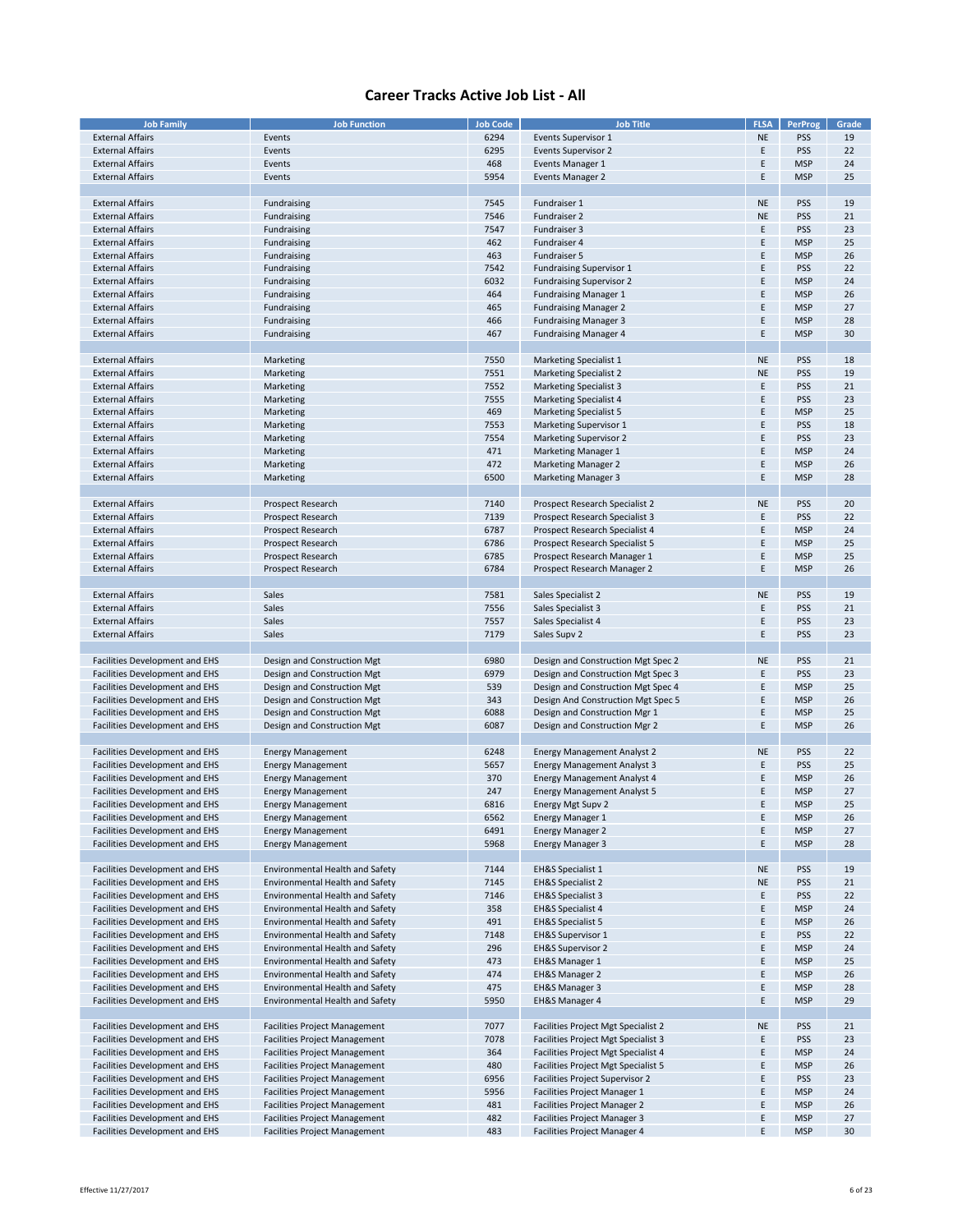# Career Tracks Active Job List - All

| Job Family | Job Function | Job Code | Job Title | FLSA | PerProg | Grade |
|---|---|---|---|---|---|---|
| External Affairs | Events | 6294 | Events Supervisor 1 | NE | PSS | 19 |
| External Affairs | Events | 6295 | Events Supervisor 2 | E | PSS | 22 |
| External Affairs | Events | 468 | Events Manager 1 | E | MSP | 24 |
| External Affairs | Events | 5954 | Events Manager 2 | E | MSP | 25 |
| | | | | | | |
| External Affairs | Fundraising | 7545 | Fundraiser 1 | NE | PSS | 19 |
| External Affairs | Fundraising | 7546 | Fundraiser 2 | NE | PSS | 21 |
| External Affairs | Fundraising | 7547 | Fundraiser 3 | E | PSS | 23 |
| External Affairs | Fundraising | 462 | Fundraiser 4 | E | MSP | 25 |
| External Affairs | Fundraising | 463 | Fundraiser 5 | E | MSP | 26 |
| External Affairs | Fundraising | 7542 | Fundraising Supervisor 1 | E | PSS | 22 |
| External Affairs | Fundraising | 6032 | Fundraising Supervisor 2 | E | MSP | 24 |
| External Affairs | Fundraising | 464 | Fundraising Manager 1 | E | MSP | 26 |
| External Affairs | Fundraising | 465 | Fundraising Manager 2 | E | MSP | 27 |
| External Affairs | Fundraising | 466 | Fundraising Manager 3 | E | MSP | 28 |
| External Affairs | Fundraising | 467 | Fundraising Manager 4 | E | MSP | 30 |
| | | | | | | |
| External Affairs | Marketing | 7550 | Marketing Specialist 1 | NE | PSS | 18 |
| External Affairs | Marketing | 7551 | Marketing Specialist 2 | NE | PSS | 19 |
| External Affairs | Marketing | 7552 | Marketing Specialist 3 | E | PSS | 21 |
| External Affairs | Marketing | 7555 | Marketing Specialist 4 | E | PSS | 23 |
| External Affairs | Marketing | 469 | Marketing Specialist 5 | E | MSP | 25 |
| External Affairs | Marketing | 7553 | Marketing Supervisor 1 | E | PSS | 18 |
| External Affairs | Marketing | 7554 | Marketing Supervisor 2 | E | PSS | 23 |
| External Affairs | Marketing | 471 | Marketing Manager 1 | E | MSP | 24 |
| External Affairs | Marketing | 472 | Marketing Manager 2 | E | MSP | 26 |
| External Affairs | Marketing | 6500 | Marketing Manager 3 | E | MSP | 28 |
| | | | | | | |
| External Affairs | Prospect Research | 7140 | Prospect Research Specialist 2 | NE | PSS | 20 |
| External Affairs | Prospect Research | 7139 | Prospect Research Specialist 3 | E | PSS | 22 |
| External Affairs | Prospect Research | 6787 | Prospect Research Specialist 4 | E | MSP | 24 |
| External Affairs | Prospect Research | 6786 | Prospect Research Specialist 5 | E | MSP | 25 |
| External Affairs | Prospect Research | 6785 | Prospect Research Manager 1 | E | MSP | 25 |
| External Affairs | Prospect Research | 6784 | Prospect Research Manager 2 | E | MSP | 26 |
| | | | | | | |
| External Affairs | Sales | 7581 | Sales Specialist 2 | NE | PSS | 19 |
| External Affairs | Sales | 7556 | Sales Specialist 3 | E | PSS | 21 |
| External Affairs | Sales | 7557 | Sales Specialist 4 | E | PSS | 23 |
| External Affairs | Sales | 7179 | Sales Supv 2 | E | PSS | 23 |
| | | | | | | |
| Facilities Development and EHS | Design and Construction Mgt | 6980 | Design and Construction Mgt Spec 2 | NE | PSS | 21 |
| Facilities Development and EHS | Design and Construction Mgt | 6979 | Design and Construction Mgt Spec 3 | E | PSS | 23 |
| Facilities Development and EHS | Design and Construction Mgt | 539 | Design and Construction Mgt Spec 4 | E | MSP | 25 |
| Facilities Development and EHS | Design and Construction Mgt | 343 | Design And Construction Mgt Spec 5 | E | MSP | 26 |
| Facilities Development and EHS | Design and Construction Mgt | 6088 | Design and Construction Mgr 1 | E | MSP | 25 |
| Facilities Development and EHS | Design and Construction Mgt | 6087 | Design and Construction Mgr 2 | E | MSP | 26 |
| | | | | | | |
| Facilities Development and EHS | Energy Management | 6248 | Energy Management Analyst 2 | NE | PSS | 22 |
| Facilities Development and EHS | Energy Management | 5657 | Energy Management Analyst 3 | E | PSS | 25 |
| Facilities Development and EHS | Energy Management | 370 | Energy Management Analyst 4 | E | MSP | 26 |
| Facilities Development and EHS | Energy Management | 247 | Energy Management Analyst 5 | E | MSP | 27 |
| Facilities Development and EHS | Energy Management | 6816 | Energy Mgt Supv 2 | E | MSP | 25 |
| Facilities Development and EHS | Energy Management | 6562 | Energy Manager 1 | E | MSP | 26 |
| Facilities Development and EHS | Energy Management | 6491 | Energy Manager 2 | E | MSP | 27 |
| Facilities Development and EHS | Energy Management | 5968 | Energy Manager 3 | E | MSP | 28 |
| | | | | | | |
| Facilities Development and EHS | Environmental Health and Safety | 7144 | EH&S Specialist 1 | NE | PSS | 19 |
| Facilities Development and EHS | Environmental Health and Safety | 7145 | EH&S Specialist 2 | NE | PSS | 21 |
| Facilities Development and EHS | Environmental Health and Safety | 7146 | EH&S Specialist 3 | E | PSS | 22 |
| Facilities Development and EHS | Environmental Health and Safety | 358 | EH&S Specialist 4 | E | MSP | 24 |
| Facilities Development and EHS | Environmental Health and Safety | 491 | EH&S Specialist 5 | E | MSP | 26 |
| Facilities Development and EHS | Environmental Health and Safety | 7148 | EH&S Supervisor 1 | E | PSS | 22 |
| Facilities Development and EHS | Environmental Health and Safety | 296 | EH&S Supervisor 2 | E | MSP | 24 |
| Facilities Development and EHS | Environmental Health and Safety | 473 | EH&S Manager 1 | E | MSP | 25 |
| Facilities Development and EHS | Environmental Health and Safety | 474 | EH&S Manager 2 | E | MSP | 26 |
| Facilities Development and EHS | Environmental Health and Safety | 475 | EH&S Manager 3 | E | MSP | 28 |
| Facilities Development and EHS | Environmental Health and Safety | 5950 | EH&S Manager 4 | E | MSP | 29 |
| | | | | | | |
| Facilities Development and EHS | Facilities Project Management | 7077 | Facilities Project Mgt Specialist 2 | NE | PSS | 21 |
| Facilities Development and EHS | Facilities Project Management | 7078 | Facilities Project Mgt Specialist 3 | E | PSS | 23 |
| Facilities Development and EHS | Facilities Project Management | 364 | Facilities Project Mgt Specialist 4 | E | MSP | 24 |
| Facilities Development and EHS | Facilities Project Management | 480 | Facilities Project Mgt Specialist 5 | E | MSP | 26 |
| Facilities Development and EHS | Facilities Project Management | 6956 | Facilities Project Supervisor 2 | E | PSS | 23 |
| Facilities Development and EHS | Facilities Project Management | 5956 | Facilities Project Manager 1 | E | MSP | 24 |
| Facilities Development and EHS | Facilities Project Management | 481 | Facilities Project Manager 2 | E | MSP | 26 |
| Facilities Development and EHS | Facilities Project Management | 482 | Facilities Project Manager 3 | E | MSP | 27 |
| Facilities Development and EHS | Facilities Project Management | 483 | Facilities Project Manager 4 | E | MSP | 30 |

Effective 11/27/2017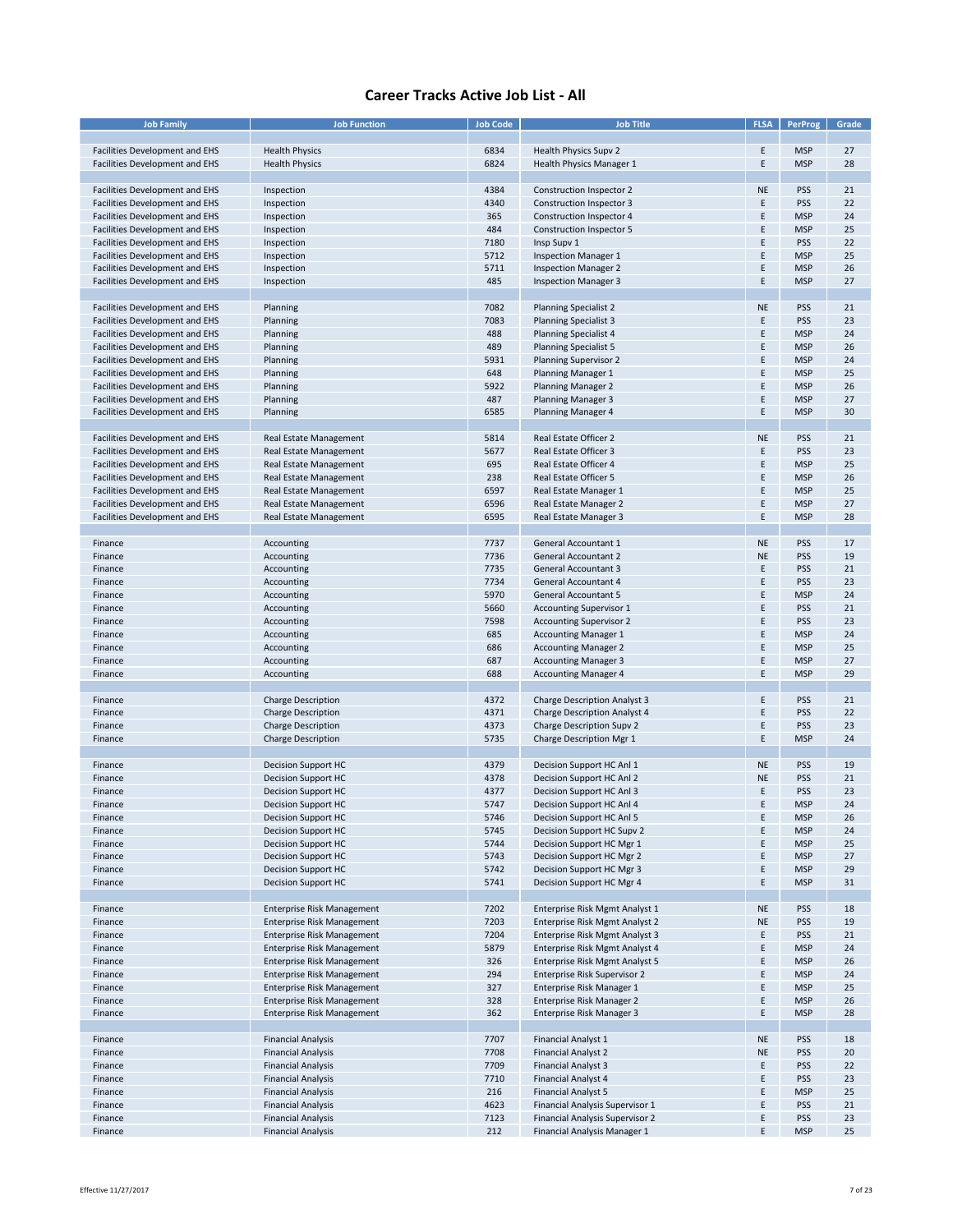# Career Tracks Active Job List - All

| Job Family | Job Function | Job Code | Job Title | FLSA | PerProg | Grade |
|---|---|---|---|---|---|---|
| | | | | | | |
| Facilities Development and EHS | Health Physics | 6834 | Health Physics Supv 2 | E | MSP | 27 |
| Facilities Development and EHS | Health Physics | 6824 | Health Physics Manager 1 | E | MSP | 28 |
| | | | | | | |
| Facilities Development and EHS | Inspection | 4384 | Construction Inspector 2 | NE | PSS | 21 |
| Facilities Development and EHS | Inspection | 4340 | Construction Inspector 3 | E | PSS | 22 |
| Facilities Development and EHS | Inspection | 365 | Construction Inspector 4 | E | MSP | 24 |
| Facilities Development and EHS | Inspection | 484 | Construction Inspector 5 | E | MSP | 25 |
| Facilities Development and EHS | Inspection | 7180 | Insp Supv 1 | E | PSS | 22 |
| Facilities Development and EHS | Inspection | 5712 | Inspection Manager 1 | E | MSP | 25 |
| Facilities Development and EHS | Inspection | 5711 | Inspection Manager 2 | E | MSP | 26 |
| Facilities Development and EHS | Inspection | 485 | Inspection Manager 3 | E | MSP | 27 |
| | | | | | | |
| Facilities Development and EHS | Planning | 7082 | Planning Specialist 2 | NE | PSS | 21 |
| Facilities Development and EHS | Planning | 7083 | Planning Specialist 3 | E | PSS | 23 |
| Facilities Development and EHS | Planning | 488 | Planning Specialist 4 | E | MSP | 24 |
| Facilities Development and EHS | Planning | 489 | Planning Specialist 5 | E | MSP | 26 |
| Facilities Development and EHS | Planning | 5931 | Planning Supervisor 2 | E | MSP | 24 |
| Facilities Development and EHS | Planning | 648 | Planning Manager 1 | E | MSP | 25 |
| Facilities Development and EHS | Planning | 5922 | Planning Manager 2 | E | MSP | 26 |
| Facilities Development and EHS | Planning | 487 | Planning Manager 3 | E | MSP | 27 |
| Facilities Development and EHS | Planning | 6585 | Planning Manager 4 | E | MSP | 30 |
| | | | | | | |
| Facilities Development and EHS | Real Estate Management | 5814 | Real Estate Officer 2 | NE | PSS | 21 |
| Facilities Development and EHS | Real Estate Management | 5677 | Real Estate Officer 3 | E | PSS | 23 |
| Facilities Development and EHS | Real Estate Management | 695 | Real Estate Officer 4 | E | MSP | 25 |
| Facilities Development and EHS | Real Estate Management | 238 | Real Estate Officer 5 | E | MSP | 26 |
| Facilities Development and EHS | Real Estate Management | 6597 | Real Estate Manager 1 | E | MSP | 25 |
| Facilities Development and EHS | Real Estate Management | 6596 | Real Estate Manager 2 | E | MSP | 27 |
| Facilities Development and EHS | Real Estate Management | 6595 | Real Estate Manager 3 | E | MSP | 28 |
| | | | | | | |
| Finance | Accounting | 7737 | General Accountant 1 | NE | PSS | 17 |
| Finance | Accounting | 7736 | General Accountant 2 | NE | PSS | 19 |
| Finance | Accounting | 7735 | General Accountant 3 | E | PSS | 21 |
| Finance | Accounting | 7734 | General Accountant 4 | E | PSS | 23 |
| Finance | Accounting | 5970 | General Accountant 5 | E | MSP | 24 |
| Finance | Accounting | 5660 | Accounting Supervisor 1 | E | PSS | 21 |
| Finance | Accounting | 7598 | Accounting Supervisor 2 | E | PSS | 23 |
| Finance | Accounting | 685 | Accounting Manager 1 | E | MSP | 24 |
| Finance | Accounting | 686 | Accounting Manager 2 | E | MSP | 25 |
| Finance | Accounting | 687 | Accounting Manager 3 | E | MSP | 27 |
| Finance | Accounting | 688 | Accounting Manager 4 | E | MSP | 29 |
| | | | | | | |
| Finance | Charge Description | 4372 | Charge Description Analyst 3 | E | PSS | 21 |
| Finance | Charge Description | 4371 | Charge Description Analyst 4 | E | PSS | 22 |
| Finance | Charge Description | 4373 | Charge Description Supv 2 | E | PSS | 23 |
| Finance | Charge Description | 5735 | Charge Description Mgr 1 | E | MSP | 24 |
| | | | | | | |
| Finance | Decision Support HC | 4379 | Decision Support HC Anl 1 | NE | PSS | 19 |
| Finance | Decision Support HC | 4378 | Decision Support HC Anl 2 | NE | PSS | 21 |
| Finance | Decision Support HC | 4377 | Decision Support HC Anl 3 | E | PSS | 23 |
| Finance | Decision Support HC | 5747 | Decision Support HC Anl 4 | E | MSP | 24 |
| Finance | Decision Support HC | 5746 | Decision Support HC Anl 5 | E | MSP | 26 |
| Finance | Decision Support HC | 5745 | Decision Support HC Supv 2 | E | MSP | 24 |
| Finance | Decision Support HC | 5744 | Decision Support HC Mgr 1 | E | MSP | 25 |
| Finance | Decision Support HC | 5743 | Decision Support HC Mgr 2 | E | MSP | 27 |
| Finance | Decision Support HC | 5742 | Decision Support HC Mgr 3 | E | MSP | 29 |
| Finance | Decision Support HC | 5741 | Decision Support HC Mgr 4 | E | MSP | 31 |
| | | | | | | |
| Finance | Enterprise Risk Management | 7202 | Enterprise Risk Mgmt Analyst 1 | NE | PSS | 18 |
| Finance | Enterprise Risk Management | 7203 | Enterprise Risk Mgmt Analyst 2 | NE | PSS | 19 |
| Finance | Enterprise Risk Management | 7204 | Enterprise Risk Mgmt Analyst 3 | E | PSS | 21 |
| Finance | Enterprise Risk Management | 5879 | Enterprise Risk Mgmt Analyst 4 | E | MSP | 24 |
| Finance | Enterprise Risk Management | 326 | Enterprise Risk Mgmt Analyst 5 | E | MSP | 26 |
| Finance | Enterprise Risk Management | 294 | Enterprise Risk Supervisor 2 | E | MSP | 24 |
| Finance | Enterprise Risk Management | 327 | Enterprise Risk Manager 1 | E | MSP | 25 |
| Finance | Enterprise Risk Management | 328 | Enterprise Risk Manager 2 | E | MSP | 26 |
| Finance | Enterprise Risk Management | 362 | Enterprise Risk Manager 3 | E | MSP | 28 |
| | | | | | | |
| Finance | Financial Analysis | 7707 | Financial Analyst 1 | NE | PSS | 18 |
| Finance | Financial Analysis | 7708 | Financial Analyst 2 | NE | PSS | 20 |
| Finance | Financial Analysis | 7709 | Financial Analyst 3 | E | PSS | 22 |
| Finance | Financial Analysis | 7710 | Financial Analyst 4 | E | PSS | 23 |
| Finance | Financial Analysis | 216 | Financial Analyst 5 | E | MSP | 25 |
| Finance | Financial Analysis | 4623 | Financial Analysis Supervisor 1 | E | PSS | 21 |
| Finance | Financial Analysis | 7123 | Financial Analysis Supervisor 2 | E | PSS | 23 |
| Finance | Financial Analysis | 212 | Financial Analysis Manager 1 | E | MSP | 25 |

Effective 11/27/2017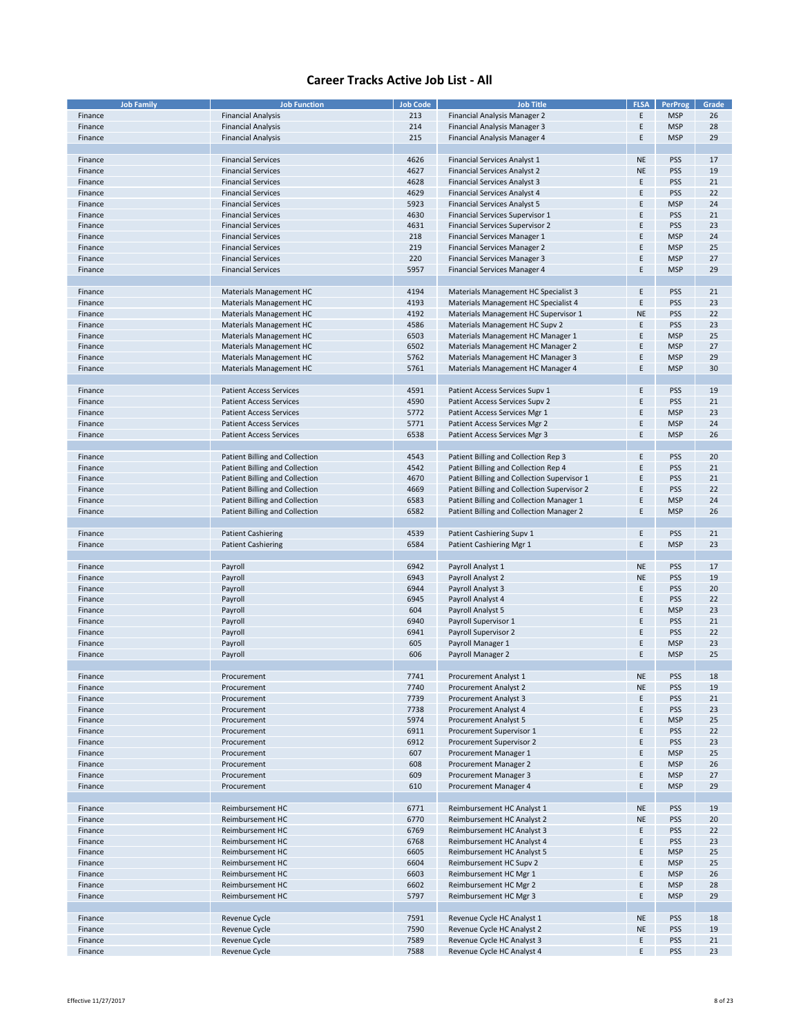# Career Tracks Active Job List - All

| Job Family | Job Function | Job Code | Job Title | FLSA | PerProg | Grade |
|---|---|---|---|---|---|---|
| Finance | Financial Analysis | 213 | Financial Analysis Manager 2 | E | MSP | 26 |
| Finance | Financial Analysis | 214 | Financial Analysis Manager 3 | E | MSP | 28 |
| Finance | Financial Analysis | 215 | Financial Analysis Manager 4 | E | MSP | 29 |
| | | | | | | |
| Finance | Financial Services | 4626 | Financial Services Analyst 1 | NE | PSS | 17 |
| Finance | Financial Services | 4627 | Financial Services Analyst 2 | NE | PSS | 19 |
| Finance | Financial Services | 4628 | Financial Services Analyst 3 | E | PSS | 21 |
| Finance | Financial Services | 4629 | Financial Services Analyst 4 | E | PSS | 22 |
| Finance | Financial Services | 5923 | Financial Services Analyst 5 | E | MSP | 24 |
| Finance | Financial Services | 4630 | Financial Services Supervisor 1 | E | PSS | 21 |
| Finance | Financial Services | 4631 | Financial Services Supervisor 2 | E | PSS | 23 |
| Finance | Financial Services | 218 | Financial Services Manager 1 | E | MSP | 24 |
| Finance | Financial Services | 219 | Financial Services Manager 2 | E | MSP | 25 |
| Finance | Financial Services | 220 | Financial Services Manager 3 | E | MSP | 27 |
| Finance | Financial Services | 5957 | Financial Services Manager 4 | E | MSP | 29 |
| | | | | | | |
| Finance | Materials Management HC | 4194 | Materials Management HC Specialist 3 | E | PSS | 21 |
| Finance | Materials Management HC | 4193 | Materials Management HC Specialist 4 | E | PSS | 23 |
| Finance | Materials Management HC | 4192 | Materials Management HC Supervisor 1 | NE | PSS | 22 |
| Finance | Materials Management HC | 4586 | Materials Management HC Supv 2 | E | PSS | 23 |
| Finance | Materials Management HC | 6503 | Materials Management HC Manager 1 | E | MSP | 25 |
| Finance | Materials Management HC | 6502 | Materials Management HC Manager 2 | E | MSP | 27 |
| Finance | Materials Management HC | 5762 | Materials Management HC Manager 3 | E | MSP | 29 |
| Finance | Materials Management HC | 5761 | Materials Management HC Manager 4 | E | MSP | 30 |
| | | | | | | |
| Finance | Patient Access Services | 4591 | Patient Access Services Supv 1 | E | PSS | 19 |
| Finance | Patient Access Services | 4590 | Patient Access Services Supv 2 | E | PSS | 21 |
| Finance | Patient Access Services | 5772 | Patient Access Services Mgr 1 | E | MSP | 23 |
| Finance | Patient Access Services | 5771 | Patient Access Services Mgr 2 | E | MSP | 24 |
| Finance | Patient Access Services | 6538 | Patient Access Services Mgr 3 | E | MSP | 26 |
| | | | | | | |
| Finance | Patient Billing and Collection | 4543 | Patient Billing and Collection Rep 3 | E | PSS | 20 |
| Finance | Patient Billing and Collection | 4542 | Patient Billing and Collection Rep 4 | E | PSS | 21 |
| Finance | Patient Billing and Collection | 4670 | Patient Billing and Collection Supervisor 1 | E | PSS | 21 |
| Finance | Patient Billing and Collection | 4669 | Patient Billing and Collection Supervisor 2 | E | PSS | 22 |
| Finance | Patient Billing and Collection | 6583 | Patient Billing and Collection Manager 1 | E | MSP | 24 |
| Finance | Patient Billing and Collection | 6582 | Patient Billing and Collection Manager 2 | E | MSP | 26 |
| | | | | | | |
| Finance | Patient Cashiering | 4539 | Patient Cashiering Supv 1 | E | PSS | 21 |
| Finance | Patient Cashiering | 6584 | Patient Cashiering Mgr 1 | E | MSP | 23 |
| | | | | | | |
| Finance | Payroll | 6942 | Payroll Analyst 1 | NE | PSS | 17 |
| Finance | Payroll | 6943 | Payroll Analyst 2 | NE | PSS | 19 |
| Finance | Payroll | 6944 | Payroll Analyst 3 | E | PSS | 20 |
| Finance | Payroll | 6945 | Payroll Analyst 4 | E | PSS | 22 |
| Finance | Payroll | 604 | Payroll Analyst 5 | E | MSP | 23 |
| Finance | Payroll | 6940 | Payroll Supervisor 1 | E | PSS | 21 |
| Finance | Payroll | 6941 | Payroll Supervisor 2 | E | PSS | 22 |
| Finance | Payroll | 605 | Payroll Manager 1 | E | MSP | 23 |
| Finance | Payroll | 606 | Payroll Manager 2 | E | MSP | 25 |
| | | | | | | |
| Finance | Procurement | 7741 | Procurement Analyst 1 | NE | PSS | 18 |
| Finance | Procurement | 7740 | Procurement Analyst 2 | NE | PSS | 19 |
| Finance | Procurement | 7739 | Procurement Analyst 3 | E | PSS | 21 |
| Finance | Procurement | 7738 | Procurement Analyst 4 | E | PSS | 23 |
| Finance | Procurement | 5974 | Procurement Analyst 5 | E | MSP | 25 |
| Finance | Procurement | 6911 | Procurement Supervisor 1 | E | PSS | 22 |
| Finance | Procurement | 6912 | Procurement Supervisor 2 | E | PSS | 23 |
| Finance | Procurement | 607 | Procurement Manager 1 | E | MSP | 25 |
| Finance | Procurement | 608 | Procurement Manager 2 | E | MSP | 26 |
| Finance | Procurement | 609 | Procurement Manager 3 | E | MSP | 27 |
| Finance | Procurement | 610 | Procurement Manager 4 | E | MSP | 29 |
| | | | | | | |
| Finance | Reimbursement HC | 6771 | Reimbursement HC Analyst 1 | NE | PSS | 19 |
| Finance | Reimbursement HC | 6770 | Reimbursement HC Analyst 2 | NE | PSS | 20 |
| Finance | Reimbursement HC | 6769 | Reimbursement HC Analyst 3 | E | PSS | 22 |
| Finance | Reimbursement HC | 6768 | Reimbursement HC Analyst 4 | E | PSS | 23 |
| Finance | Reimbursement HC | 6605 | Reimbursement HC Analyst 5 | E | MSP | 25 |
| Finance | Reimbursement HC | 6604 | Reimbursement HC Supv 2 | E | MSP | 25 |
| Finance | Reimbursement HC | 6603 | Reimbursement HC Mgr 1 | E | MSP | 26 |
| Finance | Reimbursement HC | 6602 | Reimbursement HC Mgr 2 | E | MSP | 28 |
| Finance | Reimbursement HC | 5797 | Reimbursement HC Mgr 3 | E | MSP | 29 |
| | | | | | | |
| Finance | Revenue Cycle | 7591 | Revenue Cycle HC Analyst 1 | NE | PSS | 18 |
| Finance | Revenue Cycle | 7590 | Revenue Cycle HC Analyst 2 | NE | PSS | 19 |
| Finance | Revenue Cycle | 7589 | Revenue Cycle HC Analyst 3 | E | PSS | 21 |
| Finance | Revenue Cycle | 7588 | Revenue Cycle HC Analyst 4 | E | PSS | 23 |

Effective 11/27/2017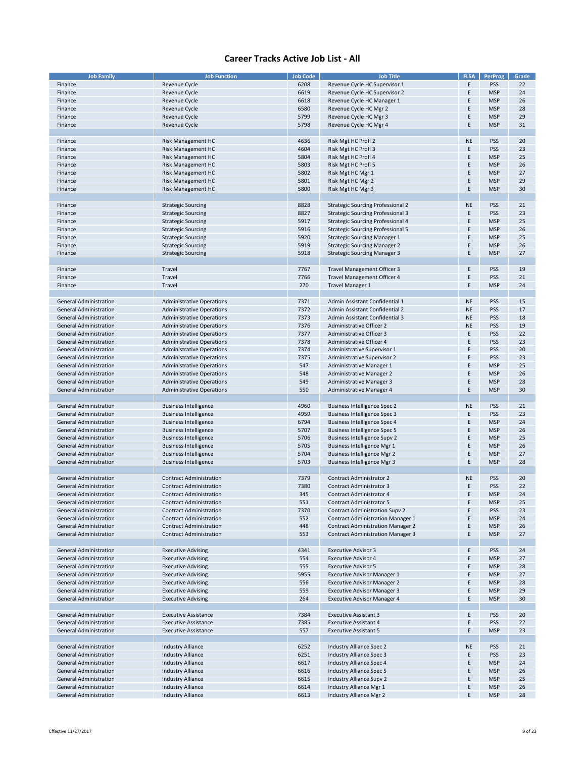# Career Tracks Active Job List - All

| Job Family | Job Function | Job Code | Job Title | FLSA | PerProg | Grade |
|---|---|---|---|---|---|---|
| Finance | Revenue Cycle | 6208 | Revenue Cycle HC Supervisor 1 | E | PSS | 22 |
| Finance | Revenue Cycle | 6619 | Revenue Cycle HC Supervisor 2 | E | MSP | 24 |
| Finance | Revenue Cycle | 6618 | Revenue Cycle HC Manager 1 | E | MSP | 26 |
| Finance | Revenue Cycle | 6580 | Revenue Cycle HC Mgr 2 | E | MSP | 28 |
| Finance | Revenue Cycle | 5799 | Revenue Cycle HC Mgr 3 | E | MSP | 29 |
| Finance | Revenue Cycle | 5798 | Revenue Cycle HC Mgr 4 | E | MSP | 31 |
| | | | | | | |
| Finance | Risk Management HC | 4636 | Risk Mgt HC Profl 2 | NE | PSS | 20 |
| Finance | Risk Management HC | 4604 | Risk Mgt HC Profl 3 | E | PSS | 23 |
| Finance | Risk Management HC | 5804 | Risk Mgt HC Profl 4 | E | MSP | 25 |
| Finance | Risk Management HC | 5803 | Risk Mgt HC Profl 5 | E | MSP | 26 |
| Finance | Risk Management HC | 5802 | Risk Mgt HC Mgr 1 | E | MSP | 27 |
| Finance | Risk Management HC | 5801 | Risk Mgt HC Mgr 2 | E | MSP | 29 |
| Finance | Risk Management HC | 5800 | Risk Mgt HC Mgr 3 | E | MSP | 30 |
| | | | | | | |
| Finance | Strategic Sourcing | 8828 | Strategic Sourcing Professional 2 | NE | PSS | 21 |
| Finance | Strategic Sourcing | 8827 | Strategic Sourcing Professional 3 | E | PSS | 23 |
| Finance | Strategic Sourcing | 5917 | Strategic Sourcing Professional 4 | E | MSP | 25 |
| Finance | Strategic Sourcing | 5916 | Strategic Sourcing Professional 5 | E | MSP | 26 |
| Finance | Strategic Sourcing | 5920 | Strategic Sourcing Manager 1 | E | MSP | 25 |
| Finance | Strategic Sourcing | 5919 | Strategic Sourcing Manager 2 | E | MSP | 26 |
| Finance | Strategic Sourcing | 5918 | Strategic Sourcing Manager 3 | E | MSP | 27 |
| | | | | | | |
| Finance | Travel | 7767 | Travel Management Officer 3 | E | PSS | 19 |
| Finance | Travel | 7766 | Travel Management Officer 4 | E | PSS | 21 |
| Finance | Travel | 270 | Travel Manager 1 | E | MSP | 24 |
| | | | | | | |
| General Administration | Administrative Operations | 7371 | Admin Assistant Confidential 1 | NE | PSS | 15 |
| General Administration | Administrative Operations | 7372 | Admin Assistant Confidential 2 | NE | PSS | 17 |
| General Administration | Administrative Operations | 7373 | Admin Assistant Confidential 3 | NE | PSS | 18 |
| General Administration | Administrative Operations | 7376 | Administrative Officer 2 | NE | PSS | 19 |
| General Administration | Administrative Operations | 7377 | Administrative Officer 3 | E | PSS | 22 |
| General Administration | Administrative Operations | 7378 | Administrative Officer 4 | E | PSS | 23 |
| General Administration | Administrative Operations | 7374 | Administrative Supervisor 1 | E | PSS | 20 |
| General Administration | Administrative Operations | 7375 | Administrative Supervisor 2 | E | PSS | 23 |
| General Administration | Administrative Operations | 547 | Administrative Manager 1 | E | MSP | 25 |
| General Administration | Administrative Operations | 548 | Administrative Manager 2 | E | MSP | 26 |
| General Administration | Administrative Operations | 549 | Administrative Manager 3 | E | MSP | 28 |
| General Administration | Administrative Operations | 550 | Administrative Manager 4 | E | MSP | 30 |
| | | | | | | |
| General Administration | Business Intelligence | 4960 | Business Intelligence Spec 2 | NE | PSS | 21 |
| General Administration | Business Intelligence | 4959 | Business Intelligence Spec 3 | E | PSS | 23 |
| General Administration | Business Intelligence | 6794 | Business Intelligence Spec 4 | E | MSP | 24 |
| General Administration | Business Intelligence | 5707 | Business Intelligence Spec 5 | E | MSP | 26 |
| General Administration | Business Intelligence | 5706 | Business Intelligence Supv 2 | E | MSP | 25 |
| General Administration | Business Intelligence | 5705 | Business Intelligence Mgr 1 | E | MSP | 26 |
| General Administration | Business Intelligence | 5704 | Business Intelligence Mgr 2 | E | MSP | 27 |
| General Administration | Business Intelligence | 5703 | Business Intelligence Mgr 3 | E | MSP | 28 |
| | | | | | | |
| General Administration | Contract Administration | 7379 | Contract Administrator 2 | NE | PSS | 20 |
| General Administration | Contract Administration | 7380 | Contract Administrator 3 | E | PSS | 22 |
| General Administration | Contract Administration | 345 | Contract Administrator 4 | E | MSP | 24 |
| General Administration | Contract Administration | 551 | Contract Administrator 5 | E | MSP | 25 |
| General Administration | Contract Administration | 7370 | Contract Administration Supv 2 | E | PSS | 23 |
| General Administration | Contract Administration | 552 | Contract Administration Manager 1 | E | MSP | 24 |
| General Administration | Contract Administration | 448 | Contract Administration Manager 2 | E | MSP | 26 |
| General Administration | Contract Administration | 553 | Contract Administration Manager 3 | E | MSP | 27 |
| | | | | | | |
| General Administration | Executive Advising | 4341 | Executive Advisor 3 | E | PSS | 24 |
| General Administration | Executive Advising | 554 | Executive Advisor 4 | E | MSP | 27 |
| General Administration | Executive Advising | 555 | Executive Advisor 5 | E | MSP | 28 |
| General Administration | Executive Advising | 5955 | Executive Advisor Manager 1 | E | MSP | 27 |
| General Administration | Executive Advising | 556 | Executive Advisor Manager 2 | E | MSP | 28 |
| General Administration | Executive Advising | 559 | Executive Advisor Manager 3 | E | MSP | 29 |
| General Administration | Executive Advising | 264 | Executive Advisor Manager 4 | E | MSP | 30 |
| | | | | | | |
| General Administration | Executive Assistance | 7384 | Executive Assistant 3 | E | PSS | 20 |
| General Administration | Executive Assistance | 7385 | Executive Assistant 4 | E | PSS | 22 |
| General Administration | Executive Assistance | 557 | Executive Assistant 5 | E | MSP | 23 |
| | | | | | | |
| General Administration | Industry Alliance | 6252 | Industry Alliance Spec 2 | NE | PSS | 21 |
| General Administration | Industry Alliance | 6251 | Industry Alliance Spec 3 | E | PSS | 23 |
| General Administration | Industry Alliance | 6617 | Industry Alliance Spec 4 | E | MSP | 24 |
| General Administration | Industry Alliance | 6616 | Industry Alliance Spec 5 | E | MSP | 26 |
| General Administration | Industry Alliance | 6615 | Industry Alliance Supv 2 | E | MSP | 25 |
| General Administration | Industry Alliance | 6614 | Industry Alliance Mgr 1 | E | MSP | 26 |
| General Administration | Industry Alliance | 6613 | Industry Alliance Mgr 2 | E | MSP | 28 |

Effective 11/27/2017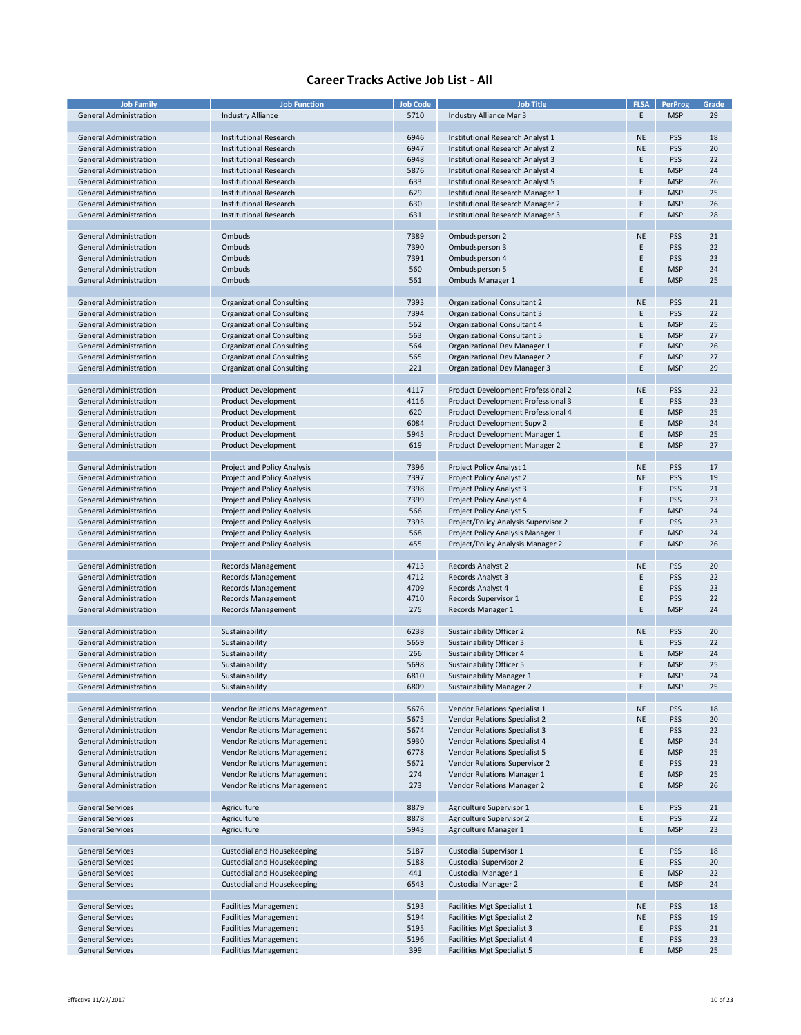# Career Tracks Active Job List - All

| Job Family | Job Function | Job Code | Job Title | FLSA | PerProg | Grade |
|---|---|---|---|---|---|---|
| General Administration | Industry Alliance | 5710 | Industry Alliance Mgr 3 | E | MSP | 29 |
| | | | | | | |
| General Administration | Institutional Research | 6946 | Institutional Research Analyst 1 | NE | PSS | 18 |
| General Administration | Institutional Research | 6947 | Institutional Research Analyst 2 | NE | PSS | 20 |
| General Administration | Institutional Research | 6948 | Institutional Research Analyst 3 | E | PSS | 22 |
| General Administration | Institutional Research | 5876 | Institutional Research Analyst 4 | E | MSP | 24 |
| General Administration | Institutional Research | 633 | Institutional Research Analyst 5 | E | MSP | 26 |
| General Administration | Institutional Research | 629 | Institutional Research Manager 1 | E | MSP | 25 |
| General Administration | Institutional Research | 630 | Institutional Research Manager 2 | E | MSP | 26 |
| General Administration | Institutional Research | 631 | Institutional Research Manager 3 | E | MSP | 28 |
| | | | | | | |
| General Administration | Ombuds | 7389 | Ombudsperson 2 | NE | PSS | 21 |
| General Administration | Ombuds | 7390 | Ombudsperson 3 | E | PSS | 22 |
| General Administration | Ombuds | 7391 | Ombudsperson 4 | E | PSS | 23 |
| General Administration | Ombuds | 560 | Ombudsperson 5 | E | MSP | 24 |
| General Administration | Ombuds | 561 | Ombuds Manager 1 | E | MSP | 25 |
| | | | | | | |
| General Administration | Organizational Consulting | 7393 | Organizational Consultant 2 | NE | PSS | 21 |
| General Administration | Organizational Consulting | 7394 | Organizational Consultant 3 | E | PSS | 22 |
| General Administration | Organizational Consulting | 562 | Organizational Consultant 4 | E | MSP | 25 |
| General Administration | Organizational Consulting | 563 | Organizational Consultant 5 | E | MSP | 27 |
| General Administration | Organizational Consulting | 564 | Organizational Dev Manager 1 | E | MSP | 26 |
| General Administration | Organizational Consulting | 565 | Organizational Dev Manager 2 | E | MSP | 27 |
| General Administration | Organizational Consulting | 221 | Organizational Dev Manager 3 | E | MSP | 29 |
| | | | | | | |
| General Administration | Product Development | 4117 | Product Development Professional 2 | NE | PSS | 22 |
| General Administration | Product Development | 4116 | Product Development Professional 3 | E | PSS | 23 |
| General Administration | Product Development | 620 | Product Development Professional 4 | E | MSP | 25 |
| General Administration | Product Development | 6084 | Product Development Supv 2 | E | MSP | 24 |
| General Administration | Product Development | 5945 | Product Development Manager 1 | E | MSP | 25 |
| General Administration | Product Development | 619 | Product Development Manager 2 | E | MSP | 27 |
| | | | | | | |
| General Administration | Project and Policy Analysis | 7396 | Project Policy Analyst 1 | NE | PSS | 17 |
| General Administration | Project and Policy Analysis | 7397 | Project Policy Analyst 2 | NE | PSS | 19 |
| General Administration | Project and Policy Analysis | 7398 | Project Policy Analyst 3 | E | PSS | 21 |
| General Administration | Project and Policy Analysis | 7399 | Project Policy Analyst 4 | E | PSS | 23 |
| General Administration | Project and Policy Analysis | 566 | Project Policy Analyst 5 | E | MSP | 24 |
| General Administration | Project and Policy Analysis | 7395 | Project/Policy Analysis Supervisor 2 | E | PSS | 23 |
| General Administration | Project and Policy Analysis | 568 | Project Policy Analysis Manager 1 | E | MSP | 24 |
| General Administration | Project and Policy Analysis | 455 | Project/Policy Analysis Manager 2 | E | MSP | 26 |
| | | | | | | |
| General Administration | Records Management | 4713 | Records Analyst 2 | NE | PSS | 20 |
| General Administration | Records Management | 4712 | Records Analyst 3 | E | PSS | 22 |
| General Administration | Records Management | 4709 | Records Analyst 4 | E | PSS | 23 |
| General Administration | Records Management | 4710 | Records Supervisor 1 | E | PSS | 22 |
| General Administration | Records Management | 275 | Records Manager 1 | E | MSP | 24 |
| | | | | | | |
| General Administration | Sustainability | 6238 | Sustainability Officer 2 | NE | PSS | 20 |
| General Administration | Sustainability | 5659 | Sustainability Officer 3 | E | PSS | 22 |
| General Administration | Sustainability | 266 | Sustainability Officer 4 | E | MSP | 24 |
| General Administration | Sustainability | 5698 | Sustainability Officer 5 | E | MSP | 25 |
| General Administration | Sustainability | 6810 | Sustainability Manager 1 | E | MSP | 24 |
| General Administration | Sustainability | 6809 | Sustainability Manager 2 | E | MSP | 25 |
| | | | | | | |
| General Administration | Vendor Relations Management | 5676 | Vendor Relations Specialist 1 | NE | PSS | 18 |
| General Administration | Vendor Relations Management | 5675 | Vendor Relations Specialist 2 | NE | PSS | 20 |
| General Administration | Vendor Relations Management | 5674 | Vendor Relations Specialist 3 | E | PSS | 22 |
| General Administration | Vendor Relations Management | 5930 | Vendor Relations Specialist 4 | E | MSP | 24 |
| General Administration | Vendor Relations Management | 6778 | Vendor Relations Specialist 5 | E | MSP | 25 |
| General Administration | Vendor Relations Management | 5672 | Vendor Relations Supervisor 2 | E | PSS | 23 |
| General Administration | Vendor Relations Management | 274 | Vendor Relations Manager 1 | E | MSP | 25 |
| General Administration | Vendor Relations Management | 273 | Vendor Relations Manager 2 | E | MSP | 26 |
| | | | | | | |
| General Services | Agriculture | 8879 | Agriculture Supervisor 1 | E | PSS | 21 |
| General Services | Agriculture | 8878 | Agriculture Supervisor 2 | E | PSS | 22 |
| General Services | Agriculture | 5943 | Agriculture Manager 1 | E | MSP | 23 |
| | | | | | | |
| General Services | Custodial and Housekeeping | 5187 | Custodial Supervisor 1 | E | PSS | 18 |
| General Services | Custodial and Housekeeping | 5188 | Custodial Supervisor 2 | E | PSS | 20 |
| General Services | Custodial and Housekeeping | 441 | Custodial Manager 1 | E | MSP | 22 |
| General Services | Custodial and Housekeeping | 6543 | Custodial Manager 2 | E | MSP | 24 |
| | | | | | | |
| General Services | Facilities Management | 5193 | Facilities Mgt Specialist 1 | NE | PSS | 18 |
| General Services | Facilities Management | 5194 | Facilities Mgt Specialist 2 | NE | PSS | 19 |
| General Services | Facilities Management | 5195 | Facilities Mgt Specialist 3 | E | PSS | 21 |
| General Services | Facilities Management | 5196 | Facilities Mgt Specialist 4 | E | PSS | 23 |
| General Services | Facilities Management | 399 | Facilities Mgt Specialist 5 | E | MSP | 25 |

Effective 11/27/2017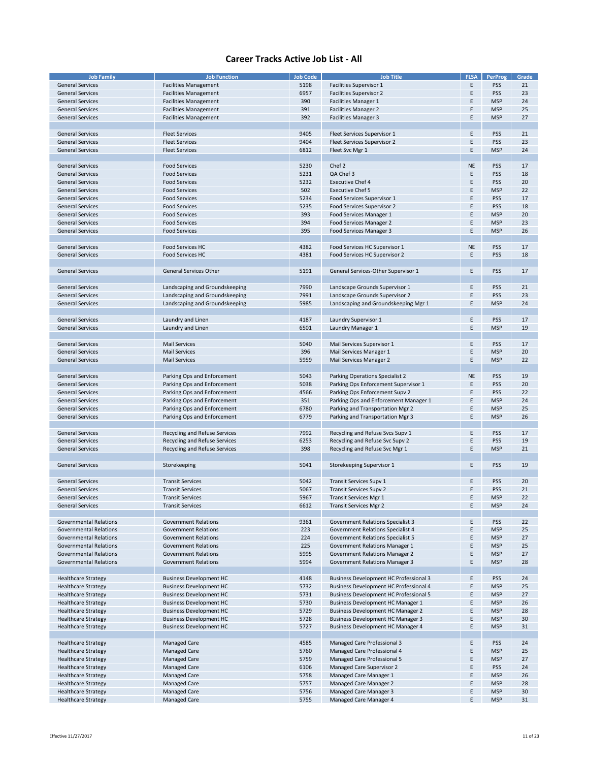# Career Tracks Active Job List - All

| Job Family | Job Function | Job Code | Job Title | FLSA | PerProg | Grade |
|---|---|---|---|---|---|---|
| General Services | Facilities Management | 5198 | Facilities Supervisor 1 | E | PSS | 21 |
| General Services | Facilities Management | 6957 | Facilities Supervisor 2 | E | PSS | 23 |
| General Services | Facilities Management | 390 | Facilities Manager 1 | E | MSP | 24 |
| General Services | Facilities Management | 391 | Facilities Manager 2 | E | MSP | 25 |
| General Services | Facilities Management | 392 | Facilities Manager 3 | E | MSP | 27 |
| | | | | | | |
| General Services | Fleet Services | 9405 | Fleet Services Supervisor 1 | E | PSS | 21 |
| General Services | Fleet Services | 9404 | Fleet Services Supervisor 2 | E | PSS | 23 |
| General Services | Fleet Services | 6812 | Fleet Svc Mgr 1 | E | MSP | 24 |
| | | | | | | |
| General Services | Food Services | 5230 | Chef 2 | NE | PSS | 17 |
| General Services | Food Services | 5231 | QA Chef 3 | E | PSS | 18 |
| General Services | Food Services | 5232 | Executive Chef 4 | E | PSS | 20 |
| General Services | Food Services | 502 | Executive Chef 5 | E | MSP | 22 |
| General Services | Food Services | 5234 | Food Services Supervisor 1 | E | PSS | 17 |
| General Services | Food Services | 5235 | Food Services Supervisor 2 | E | PSS | 18 |
| General Services | Food Services | 393 | Food Services Manager 1 | E | MSP | 20 |
| General Services | Food Services | 394 | Food Services Manager 2 | E | MSP | 23 |
| General Services | Food Services | 395 | Food Services Manager 3 | E | MSP | 26 |
| | | | | | | |
| General Services | Food Services HC | 4382 | Food Services HC Supervisor 1 | NE | PSS | 17 |
| General Services | Food Services HC | 4381 | Food Services HC Supervisor 2 | E | PSS | 18 |
| | | | | | | |
| General Services | General Services Other | 5191 | General Services-Other Supervisor 1 | E | PSS | 17 |
| | | | | | | |
| General Services | Landscaping and Groundskeeping | 7990 | Landscape Grounds Supervisor 1 | E | PSS | 21 |
| General Services | Landscaping and Groundskeeping | 7991 | Landscape Grounds Supervisor 2 | E | PSS | 23 |
| General Services | Landscaping and Groundskeeping | 5985 | Landscaping and Groundskeeping Mgr 1 | E | MSP | 24 |
| | | | | | | |
| General Services | Laundry and Linen | 4187 | Laundry Supervisor 1 | E | PSS | 17 |
| General Services | Laundry and Linen | 6501 | Laundry Manager 1 | E | MSP | 19 |
| | | | | | | |
| General Services | Mail Services | 5040 | Mail Services Supervisor 1 | E | PSS | 17 |
| General Services | Mail Services | 396 | Mail Services Manager 1 | E | MSP | 20 |
| General Services | Mail Services | 5959 | Mail Services Manager 2 | E | MSP | 22 |
| | | | | | | |
| General Services | Parking Ops and Enforcement | 5043 | Parking Operations Specialist 2 | NE | PSS | 19 |
| General Services | Parking Ops and Enforcement | 5038 | Parking Ops Enforcement Supervisor 1 | E | PSS | 20 |
| General Services | Parking Ops and Enforcement | 4566 | Parking Ops Enforcement Supv 2 | E | PSS | 22 |
| General Services | Parking Ops and Enforcement | 351 | Parking Ops and Enforcement Manager 1 | E | MSP | 24 |
| General Services | Parking Ops and Enforcement | 6780 | Parking and Transportation Mgr 2 | E | MSP | 25 |
| General Services | Parking Ops and Enforcement | 6779 | Parking and Transportation Mgr 3 | E | MSP | 26 |
| | | | | | | |
| General Services | Recycling and Refuse Services | 7992 | Recycling and Refuse Svcs Supv 1 | E | PSS | 17 |
| General Services | Recycling and Refuse Services | 6253 | Recycling and Refuse Svc Supv 2 | E | PSS | 19 |
| General Services | Recycling and Refuse Services | 398 | Recycling and Refuse Svc Mgr 1 | E | MSP | 21 |
| | | | | | | |
| General Services | Storekeeping | 5041 | Storekeeping Supervisor 1 | E | PSS | 19 |
| | | | | | | |
| General Services | Transit Services | 5042 | Transit Services Supv 1 | E | PSS | 20 |
| General Services | Transit Services | 5067 | Transit Services Supv 2 | E | PSS | 21 |
| General Services | Transit Services | 5967 | Transit Services Mgr 1 | E | MSP | 22 |
| General Services | Transit Services | 6612 | Transit Services Mgr 2 | E | MSP | 24 |
| | | | | | | |
| Governmental Relations | Government Relations | 9361 | Government Relations Specialist 3 | E | PSS | 22 |
| Governmental Relations | Government Relations | 223 | Government Relations Specialist 4 | E | MSP | 25 |
| Governmental Relations | Government Relations | 224 | Government Relations Specialist 5 | E | MSP | 27 |
| Governmental Relations | Government Relations | 225 | Government Relations Manager 1 | E | MSP | 25 |
| Governmental Relations | Government Relations | 5995 | Government Relations Manager 2 | E | MSP | 27 |
| Governmental Relations | Government Relations | 5994 | Government Relations Manager 3 | E | MSP | 28 |
| | | | | | | |
| Healthcare Strategy | Business Development HC | 4148 | Business Development HC Professional 3 | E | PSS | 24 |
| Healthcare Strategy | Business Development HC | 5732 | Business Development HC Professional 4 | E | MSP | 25 |
| Healthcare Strategy | Business Development HC | 5731 | Business Development HC Professional 5 | E | MSP | 27 |
| Healthcare Strategy | Business Development HC | 5730 | Business Development HC Manager 1 | E | MSP | 26 |
| Healthcare Strategy | Business Development HC | 5729 | Business Development HC Manager 2 | E | MSP | 28 |
| Healthcare Strategy | Business Development HC | 5728 | Business Development HC Manager 3 | E | MSP | 30 |
| Healthcare Strategy | Business Development HC | 5727 | Business Development HC Manager 4 | E | MSP | 31 |
| | | | | | | |
| Healthcare Strategy | Managed Care | 4585 | Managed Care Professional 3 | E | PSS | 24 |
| Healthcare Strategy | Managed Care | 5760 | Managed Care Professional 4 | E | MSP | 25 |
| Healthcare Strategy | Managed Care | 5759 | Managed Care Professional 5 | E | MSP | 27 |
| Healthcare Strategy | Managed Care | 6106 | Managed Care Supervisor 2 | E | PSS | 24 |
| Healthcare Strategy | Managed Care | 5758 | Managed Care Manager 1 | E | MSP | 26 |
| Healthcare Strategy | Managed Care | 5757 | Managed Care Manager 2 | E | MSP | 28 |
| Healthcare Strategy | Managed Care | 5756 | Managed Care Manager 3 | E | MSP | 30 |
| Healthcare Strategy | Managed Care | 5755 | Managed Care Manager 4 | E | MSP | 31 |

Effective 11/27/2017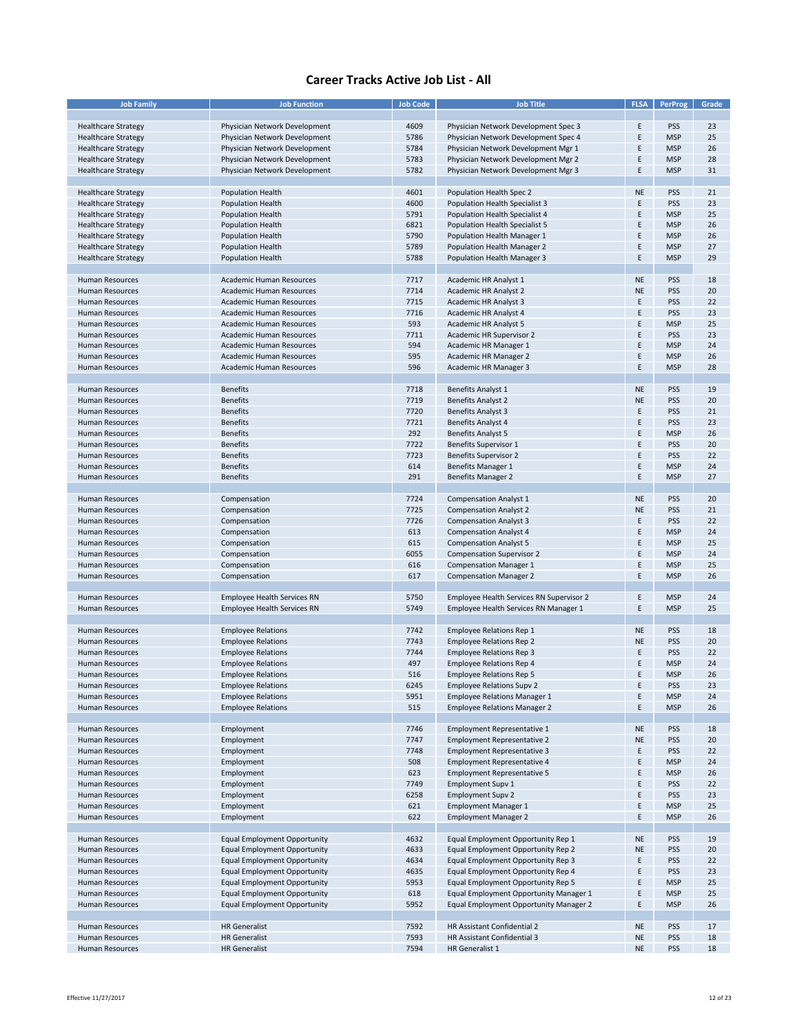# Career Tracks Active Job List - All

| Job Family | Job Function | Job Code | Job Title | FLSA | PerProg | Grade |
|---|---|---|---|---|---|---|
| | | | | | | |
| Healthcare Strategy | Physician Network Development | 4609 | Physician Network Development Spec 3 | E | PSS | 23 |
| Healthcare Strategy | Physician Network Development | 5786 | Physician Network Development Spec 4 | E | MSP | 25 |
| Healthcare Strategy | Physician Network Development | 5784 | Physician Network Development Mgr 1 | E | MSP | 26 |
| Healthcare Strategy | Physician Network Development | 5783 | Physician Network Development Mgr 2 | E | MSP | 28 |
| Healthcare Strategy | Physician Network Development | 5782 | Physician Network Development Mgr 3 | E | MSP | 31 |
| | | | | | | |
| Healthcare Strategy | Population Health | 4601 | Population Health Spec 2 | NE | PSS | 21 |
| Healthcare Strategy | Population Health | 4600 | Population Health Specialist 3 | E | PSS | 23 |
| Healthcare Strategy | Population Health | 5791 | Population Health Specialist 4 | E | MSP | 25 |
| Healthcare Strategy | Population Health | 6821 | Population Health Specialist 5 | E | MSP | 26 |
| Healthcare Strategy | Population Health | 5790 | Population Health Manager 1 | E | MSP | 26 |
| Healthcare Strategy | Population Health | 5789 | Population Health Manager 2 | E | MSP | 27 |
| Healthcare Strategy | Population Health | 5788 | Population Health Manager 3 | E | MSP | 29 |
| | | | | | | |
| Human Resources | Academic Human Resources | 7717 | Academic HR Analyst 1 | NE | PSS | 18 |
| Human Resources | Academic Human Resources | 7714 | Academic HR Analyst 2 | NE | PSS | 20 |
| Human Resources | Academic Human Resources | 7715 | Academic HR Analyst 3 | E | PSS | 22 |
| Human Resources | Academic Human Resources | 7716 | Academic HR Analyst 4 | E | PSS | 23 |
| Human Resources | Academic Human Resources | 593 | Academic HR Analyst 5 | E | MSP | 25 |
| Human Resources | Academic Human Resources | 7711 | Academic HR Supervisor 2 | E | PSS | 23 |
| Human Resources | Academic Human Resources | 594 | Academic HR Manager 1 | E | MSP | 24 |
| Human Resources | Academic Human Resources | 595 | Academic HR Manager 2 | E | MSP | 26 |
| Human Resources | Academic Human Resources | 596 | Academic HR Manager 3 | E | MSP | 28 |
| | | | | | | |
| Human Resources | Benefits | 7718 | Benefits Analyst 1 | NE | PSS | 19 |
| Human Resources | Benefits | 7719 | Benefits Analyst 2 | NE | PSS | 20 |
| Human Resources | Benefits | 7720 | Benefits Analyst 3 | E | PSS | 21 |
| Human Resources | Benefits | 7721 | Benefits Analyst 4 | E | PSS | 23 |
| Human Resources | Benefits | 292 | Benefits Analyst 5 | E | MSP | 26 |
| Human Resources | Benefits | 7722 | Benefits Supervisor 1 | E | PSS | 20 |
| Human Resources | Benefits | 7723 | Benefits Supervisor 2 | E | PSS | 22 |
| Human Resources | Benefits | 614 | Benefits Manager 1 | E | MSP | 24 |
| Human Resources | Benefits | 291 | Benefits Manager 2 | E | MSP | 27 |
| | | | | | | |
| Human Resources | Compensation | 7724 | Compensation Analyst 1 | NE | PSS | 20 |
| Human Resources | Compensation | 7725 | Compensation Analyst 2 | NE | PSS | 21 |
| Human Resources | Compensation | 7726 | Compensation Analyst 3 | E | PSS | 22 |
| Human Resources | Compensation | 613 | Compensation Analyst 4 | E | MSP | 24 |
| Human Resources | Compensation | 615 | Compensation Analyst 5 | E | MSP | 25 |
| Human Resources | Compensation | 6055 | Compensation Supervisor 2 | E | MSP | 24 |
| Human Resources | Compensation | 616 | Compensation Manager 1 | E | MSP | 25 |
| Human Resources | Compensation | 617 | Compensation Manager 2 | E | MSP | 26 |
| | | | | | | |
| Human Resources | Employee Health Services RN | 5750 | Employee Health Services RN Supervisor 2 | E | MSP | 24 |
| Human Resources | Employee Health Services RN | 5749 | Employee Health Services RN Manager 1 | E | MSP | 25 |
| | | | | | | |
| Human Resources | Employee Relations | 7742 | Employee Relations Rep 1 | NE | PSS | 18 |
| Human Resources | Employee Relations | 7743 | Employee Relations Rep 2 | NE | PSS | 20 |
| Human Resources | Employee Relations | 7744 | Employee Relations Rep 3 | E | PSS | 22 |
| Human Resources | Employee Relations | 497 | Employee Relations Rep 4 | E | MSP | 24 |
| Human Resources | Employee Relations | 516 | Employee Relations Rep 5 | E | MSP | 26 |
| Human Resources | Employee Relations | 6245 | Employee Relations Supv 2 | E | PSS | 23 |
| Human Resources | Employee Relations | 5951 | Employee Relations Manager 1 | E | MSP | 24 |
| Human Resources | Employee Relations | 515 | Employee Relations Manager 2 | E | MSP | 26 |
| | | | | | | |
| Human Resources | Employment | 7746 | Employment Representative 1 | NE | PSS | 18 |
| Human Resources | Employment | 7747 | Employment Representative 2 | NE | PSS | 20 |
| Human Resources | Employment | 7748 | Employment Representative 3 | E | PSS | 22 |
| Human Resources | Employment | 508 | Employment Representative 4 | E | MSP | 24 |
| Human Resources | Employment | 623 | Employment Representative 5 | E | MSP | 26 |
| Human Resources | Employment | 7749 | Employment Supv 1 | E | PSS | 22 |
| Human Resources | Employment | 6258 | Employment Supv 2 | E | PSS | 23 |
| Human Resources | Employment | 621 | Employment Manager 1 | E | MSP | 25 |
| Human Resources | Employment | 622 | Employment Manager 2 | E | MSP | 26 |
| | | | | | | |
| Human Resources | Equal Employment Opportunity | 4632 | Equal Employment Opportunity Rep 1 | NE | PSS | 19 |
| Human Resources | Equal Employment Opportunity | 4633 | Equal Employment Opportunity Rep 2 | NE | PSS | 20 |
| Human Resources | Equal Employment Opportunity | 4634 | Equal Employment Opportunity Rep 3 | E | PSS | 22 |
| Human Resources | Equal Employment Opportunity | 4635 | Equal Employment Opportunity Rep 4 | E | PSS | 23 |
| Human Resources | Equal Employment Opportunity | 5953 | Equal Employment Opportunity Rep 5 | E | MSP | 25 |
| Human Resources | Equal Employment Opportunity | 618 | Equal Employment Opportunity Manager 1 | E | MSP | 25 |
| Human Resources | Equal Employment Opportunity | 5952 | Equal Employment Opportunity Manager 2 | E | MSP | 26 |
| | | | | | | |
| Human Resources | HR Generalist | 7592 | HR Assistant Confidential 2 | NE | PSS | 17 |
| Human Resources | HR Generalist | 7593 | HR Assistant Confidential 3 | NE | PSS | 18 |
| Human Resources | HR Generalist | 7594 | HR Generalist 1 | NE | PSS | 18 |

Effective 11/27/2017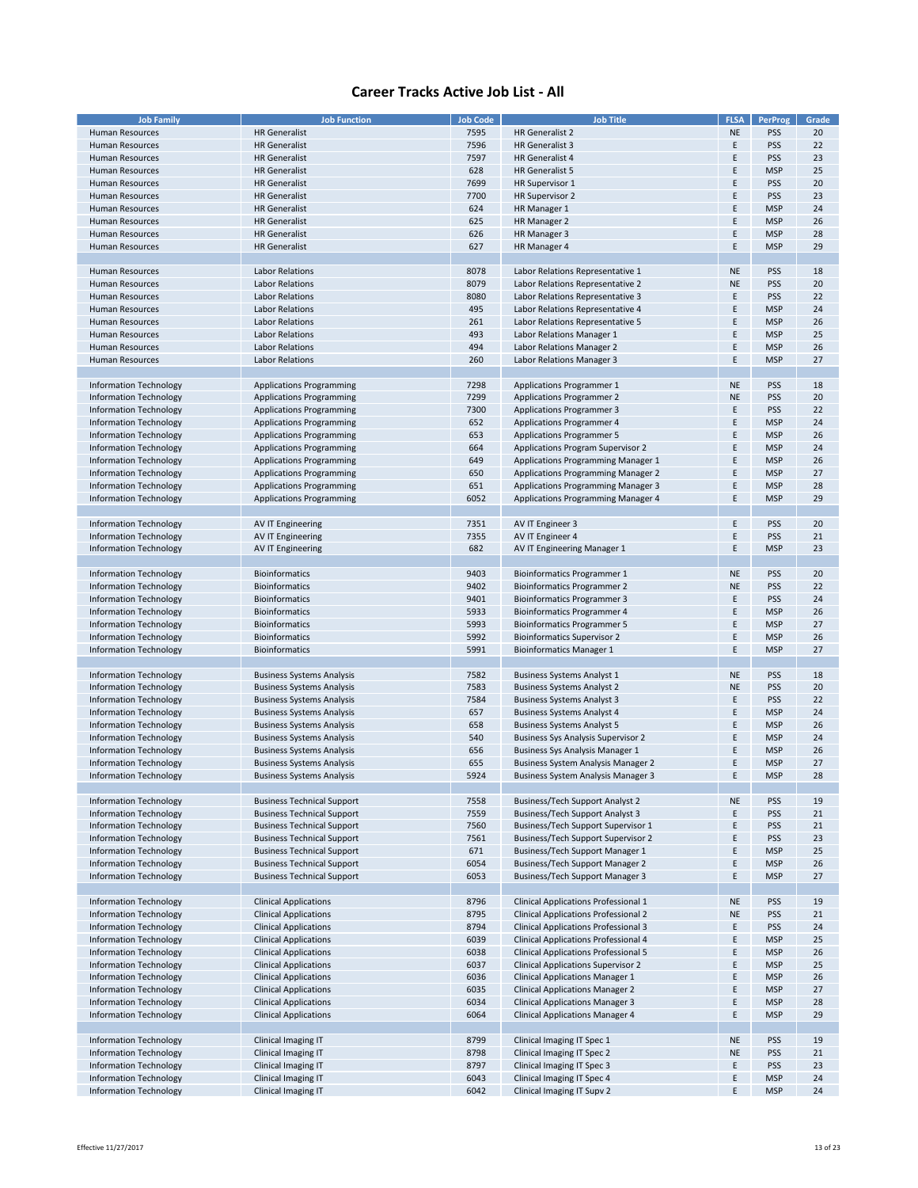# Career Tracks Active Job List - All

| Job Family | Job Function | Job Code | Job Title | FLSA | PerProg | Grade |
|---|---|---|---|---|---|---|
| Human Resources | HR Generalist | 7595 | HR Generalist 2 | NE | PSS | 20 |
| Human Resources | HR Generalist | 7596 | HR Generalist 3 | E | PSS | 22 |
| Human Resources | HR Generalist | 7597 | HR Generalist 4 | E | PSS | 23 |
| Human Resources | HR Generalist | 628 | HR Generalist 5 | E | MSP | 25 |
| Human Resources | HR Generalist | 7699 | HR Supervisor 1 | E | PSS | 20 |
| Human Resources | HR Generalist | 7700 | HR Supervisor 2 | E | PSS | 23 |
| Human Resources | HR Generalist | 624 | HR Manager 1 | E | MSP | 24 |
| Human Resources | HR Generalist | 625 | HR Manager 2 | E | MSP | 26 |
| Human Resources | HR Generalist | 626 | HR Manager 3 | E | MSP | 28 |
| Human Resources | HR Generalist | 627 | HR Manager 4 | E | MSP | 29 |
| | | | | | | |
| Human Resources | Labor Relations | 8078 | Labor Relations Representative 1 | NE | PSS | 18 |
| Human Resources | Labor Relations | 8079 | Labor Relations Representative 2 | NE | PSS | 20 |
| Human Resources | Labor Relations | 8080 | Labor Relations Representative 3 | E | PSS | 22 |
| Human Resources | Labor Relations | 495 | Labor Relations Representative 4 | E | MSP | 24 |
| Human Resources | Labor Relations | 261 | Labor Relations Representative 5 | E | MSP | 26 |
| Human Resources | Labor Relations | 493 | Labor Relations Manager 1 | E | MSP | 25 |
| Human Resources | Labor Relations | 494 | Labor Relations Manager 2 | E | MSP | 26 |
| Human Resources | Labor Relations | 260 | Labor Relations Manager 3 | E | MSP | 27 |
| | | | | | | |
| Information Technology | Applications Programming | 7298 | Applications Programmer 1 | NE | PSS | 18 |
| Information Technology | Applications Programming | 7299 | Applications Programmer 2 | NE | PSS | 20 |
| Information Technology | Applications Programming | 7300 | Applications Programmer 3 | E | PSS | 22 |
| Information Technology | Applications Programming | 652 | Applications Programmer 4 | E | MSP | 24 |
| Information Technology | Applications Programming | 653 | Applications Programmer 5 | E | MSP | 26 |
| Information Technology | Applications Programming | 664 | Applications Program Supervisor 2 | E | MSP | 24 |
| Information Technology | Applications Programming | 649 | Applications Programming Manager 1 | E | MSP | 26 |
| Information Technology | Applications Programming | 650 | Applications Programming Manager 2 | E | MSP | 27 |
| Information Technology | Applications Programming | 651 | Applications Programming Manager 3 | E | MSP | 28 |
| Information Technology | Applications Programming | 6052 | Applications Programming Manager 4 | E | MSP | 29 |
| | | | | | | |
| Information Technology | AV IT Engineering | 7351 | AV IT Engineer 3 | E | PSS | 20 |
| Information Technology | AV IT Engineering | 7355 | AV IT Engineer 4 | E | PSS | 21 |
| Information Technology | AV IT Engineering | 682 | AV IT Engineering Manager 1 | E | MSP | 23 |
| | | | | | | |
| Information Technology | Bioinformatics | 9403 | Bioinformatics Programmer 1 | NE | PSS | 20 |
| Information Technology | Bioinformatics | 9402 | Bioinformatics Programmer 2 | NE | PSS | 22 |
| Information Technology | Bioinformatics | 9401 | Bioinformatics Programmer 3 | E | PSS | 24 |
| Information Technology | Bioinformatics | 5933 | Bioinformatics Programmer 4 | E | MSP | 26 |
| Information Technology | Bioinformatics | 5993 | Bioinformatics Programmer 5 | E | MSP | 27 |
| Information Technology | Bioinformatics | 5992 | Bioinformatics Supervisor 2 | E | MSP | 26 |
| Information Technology | Bioinformatics | 5991 | Bioinformatics Manager 1 | E | MSP | 27 |
| | | | | | | |
| Information Technology | Business Systems Analysis | 7582 | Business Systems Analyst 1 | NE | PSS | 18 |
| Information Technology | Business Systems Analysis | 7583 | Business Systems Analyst 2 | NE | PSS | 20 |
| Information Technology | Business Systems Analysis | 7584 | Business Systems Analyst 3 | E | PSS | 22 |
| Information Technology | Business Systems Analysis | 657 | Business Systems Analyst 4 | E | MSP | 24 |
| Information Technology | Business Systems Analysis | 658 | Business Systems Analyst 5 | E | MSP | 26 |
| Information Technology | Business Systems Analysis | 540 | Business Sys Analysis Supervisor 2 | E | MSP | 24 |
| Information Technology | Business Systems Analysis | 656 | Business Sys Analysis Manager 1 | E | MSP | 26 |
| Information Technology | Business Systems Analysis | 655 | Business System Analysis Manager 2 | E | MSP | 27 |
| Information Technology | Business Systems Analysis | 5924 | Business System Analysis Manager 3 | E | MSP | 28 |
| | | | | | | |
| Information Technology | Business Technical Support | 7558 | Business/Tech Support Analyst 2 | NE | PSS | 19 |
| Information Technology | Business Technical Support | 7559 | Business/Tech Support Analyst 3 | E | PSS | 21 |
| Information Technology | Business Technical Support | 7560 | Business/Tech Support Supervisor 1 | E | PSS | 21 |
| Information Technology | Business Technical Support | 7561 | Business/Tech Support Supervisor 2 | E | PSS | 23 |
| Information Technology | Business Technical Support | 671 | Business/Tech Support Manager 1 | E | MSP | 25 |
| Information Technology | Business Technical Support | 6054 | Business/Tech Support Manager 2 | E | MSP | 26 |
| Information Technology | Business Technical Support | 6053 | Business/Tech Support Manager 3 | E | MSP | 27 |
| | | | | | | |
| Information Technology | Clinical Applications | 8796 | Clinical Applications Professional 1 | NE | PSS | 19 |
| Information Technology | Clinical Applications | 8795 | Clinical Applications Professional 2 | NE | PSS | 21 |
| Information Technology | Clinical Applications | 8794 | Clinical Applications Professional 3 | E | PSS | 24 |
| Information Technology | Clinical Applications | 6039 | Clinical Applications Professional 4 | E | MSP | 25 |
| Information Technology | Clinical Applications | 6038 | Clinical Applications Professional 5 | E | MSP | 26 |
| Information Technology | Clinical Applications | 6037 | Clinical Applications Supervisor 2 | E | MSP | 25 |
| Information Technology | Clinical Applications | 6036 | Clinical Applications Manager 1 | E | MSP | 26 |
| Information Technology | Clinical Applications | 6035 | Clinical Applications Manager 2 | E | MSP | 27 |
| Information Technology | Clinical Applications | 6034 | Clinical Applications Manager 3 | E | MSP | 28 |
| Information Technology | Clinical Applications | 6064 | Clinical Applications Manager 4 | E | MSP | 29 |
| | | | | | | |
| Information Technology | Clinical Imaging IT | 8799 | Clinical Imaging IT Spec 1 | NE | PSS | 19 |
| Information Technology | Clinical Imaging IT | 8798 | Clinical Imaging IT Spec 2 | NE | PSS | 21 |
| Information Technology | Clinical Imaging IT | 8797 | Clinical Imaging IT Spec 3 | E | PSS | 23 |
| Information Technology | Clinical Imaging IT | 6043 | Clinical Imaging IT Spec 4 | E | MSP | 24 |
| Information Technology | Clinical Imaging IT | 6042 | Clinical Imaging IT Supv 2 | E | MSP | 24 |

Effective 11/27/2017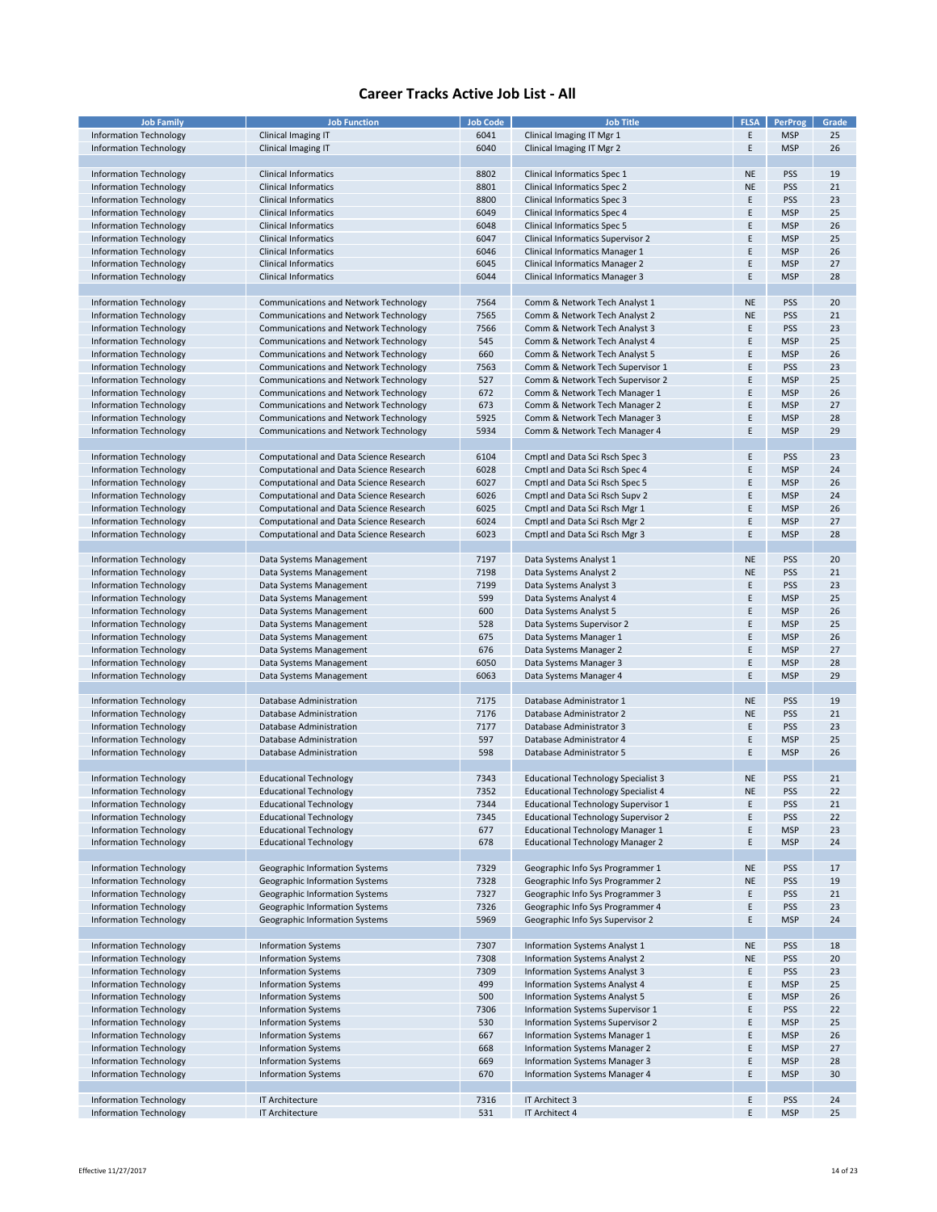# Career Tracks Active Job List - All

| Job Family | Job Function | Job Code | Job Title | FLSA | PerProg | Grade |
|---|---|---|---|---|---|---|
| Information Technology | Clinical Imaging IT | 6041 | Clinical Imaging IT Mgr 1 | E | MSP | 25 |
| Information Technology | Clinical Imaging IT | 6040 | Clinical Imaging IT Mgr 2 | E | MSP | 26 |
| | | | | | | |
| Information Technology | Clinical Informatics | 8802 | Clinical Informatics Spec 1 | NE | PSS | 19 |
| Information Technology | Clinical Informatics | 8801 | Clinical Informatics Spec 2 | NE | PSS | 21 |
| Information Technology | Clinical Informatics | 8800 | Clinical Informatics Spec 3 | E | PSS | 23 |
| Information Technology | Clinical Informatics | 6049 | Clinical Informatics Spec 4 | E | MSP | 25 |
| Information Technology | Clinical Informatics | 6048 | Clinical Informatics Spec 5 | E | MSP | 26 |
| Information Technology | Clinical Informatics | 6047 | Clinical Informatics Supervisor 2 | E | MSP | 25 |
| Information Technology | Clinical Informatics | 6046 | Clinical Informatics Manager 1 | E | MSP | 26 |
| Information Technology | Clinical Informatics | 6045 | Clinical Informatics Manager 2 | E | MSP | 27 |
| Information Technology | Clinical Informatics | 6044 | Clinical Informatics Manager 3 | E | MSP | 28 |
| | | | | | | |
| Information Technology | Communications and Network Technology | 7564 | Comm & Network Tech Analyst 1 | NE | PSS | 20 |
| Information Technology | Communications and Network Technology | 7565 | Comm & Network Tech Analyst 2 | NE | PSS | 21 |
| Information Technology | Communications and Network Technology | 7566 | Comm & Network Tech Analyst 3 | E | PSS | 23 |
| Information Technology | Communications and Network Technology | 545 | Comm & Network Tech Analyst 4 | E | MSP | 25 |
| Information Technology | Communications and Network Technology | 660 | Comm & Network Tech Analyst 5 | E | MSP | 26 |
| Information Technology | Communications and Network Technology | 7563 | Comm & Network Tech Supervisor 1 | E | PSS | 23 |
| Information Technology | Communications and Network Technology | 527 | Comm & Network Tech Supervisor 2 | E | MSP | 25 |
| Information Technology | Communications and Network Technology | 672 | Comm & Network Tech Manager 1 | E | MSP | 26 |
| Information Technology | Communications and Network Technology | 673 | Comm & Network Tech Manager 2 | E | MSP | 27 |
| Information Technology | Communications and Network Technology | 5925 | Comm & Network Tech Manager 3 | E | MSP | 28 |
| Information Technology | Communications and Network Technology | 5934 | Comm & Network Tech Manager 4 | E | MSP | 29 |
| | | | | | | |
| Information Technology | Computational and Data Science Research | 6104 | Cmptl and Data Sci Rsch Spec 3 | E | PSS | 23 |
| Information Technology | Computational and Data Science Research | 6028 | Cmptl and Data Sci Rsch Spec 4 | E | MSP | 24 |
| Information Technology | Computational and Data Science Research | 6027 | Cmptl and Data Sci Rsch Spec 5 | E | MSP | 26 |
| Information Technology | Computational and Data Science Research | 6026 | Cmptl and Data Sci Rsch Supv 2 | E | MSP | 24 |
| Information Technology | Computational and Data Science Research | 6025 | Cmptl and Data Sci Rsch Mgr 1 | E | MSP | 26 |
| Information Technology | Computational and Data Science Research | 6024 | Cmptl and Data Sci Rsch Mgr 2 | E | MSP | 27 |
| Information Technology | Computational and Data Science Research | 6023 | Cmptl and Data Sci Rsch Mgr 3 | E | MSP | 28 |
| | | | | | | |
| Information Technology | Data Systems Management | 7197 | Data Systems Analyst 1 | NE | PSS | 20 |
| Information Technology | Data Systems Management | 7198 | Data Systems Analyst 2 | NE | PSS | 21 |
| Information Technology | Data Systems Management | 7199 | Data Systems Analyst 3 | E | PSS | 23 |
| Information Technology | Data Systems Management | 599 | Data Systems Analyst 4 | E | MSP | 25 |
| Information Technology | Data Systems Management | 600 | Data Systems Analyst 5 | E | MSP | 26 |
| Information Technology | Data Systems Management | 528 | Data Systems Supervisor 2 | E | MSP | 25 |
| Information Technology | Data Systems Management | 675 | Data Systems Manager 1 | E | MSP | 26 |
| Information Technology | Data Systems Management | 676 | Data Systems Manager 2 | E | MSP | 27 |
| Information Technology | Data Systems Management | 6050 | Data Systems Manager 3 | E | MSP | 28 |
| Information Technology | Data Systems Management | 6063 | Data Systems Manager 4 | E | MSP | 29 |
| | | | | | | |
| Information Technology | Database Administration | 7175 | Database Administrator 1 | NE | PSS | 19 |
| Information Technology | Database Administration | 7176 | Database Administrator 2 | NE | PSS | 21 |
| Information Technology | Database Administration | 7177 | Database Administrator 3 | E | PSS | 23 |
| Information Technology | Database Administration | 597 | Database Administrator 4 | E | MSP | 25 |
| Information Technology | Database Administration | 598 | Database Administrator 5 | E | MSP | 26 |
| | | | | | | |
| Information Technology | Educational Technology | 7343 | Educational Technology Specialist 3 | NE | PSS | 21 |
| Information Technology | Educational Technology | 7352 | Educational Technology Specialist 4 | NE | PSS | 22 |
| Information Technology | Educational Technology | 7344 | Educational Technology Supervisor 1 | E | PSS | 21 |
| Information Technology | Educational Technology | 7345 | Educational Technology Supervisor 2 | E | PSS | 22 |
| Information Technology | Educational Technology | 677 | Educational Technology Manager 1 | E | MSP | 23 |
| Information Technology | Educational Technology | 678 | Educational Technology Manager 2 | E | MSP | 24 |
| | | | | | | |
| Information Technology | Geographic Information Systems | 7329 | Geographic Info Sys Programmer 1 | NE | PSS | 17 |
| Information Technology | Geographic Information Systems | 7328 | Geographic Info Sys Programmer 2 | NE | PSS | 19 |
| Information Technology | Geographic Information Systems | 7327 | Geographic Info Sys Programmer 3 | E | PSS | 21 |
| Information Technology | Geographic Information Systems | 7326 | Geographic Info Sys Programmer 4 | E | PSS | 23 |
| Information Technology | Geographic Information Systems | 5969 | Geographic Info Sys Supervisor 2 | E | MSP | 24 |
| | | | | | | |
| Information Technology | Information Systems | 7307 | Information Systems Analyst 1 | NE | PSS | 18 |
| Information Technology | Information Systems | 7308 | Information Systems Analyst 2 | NE | PSS | 20 |
| Information Technology | Information Systems | 7309 | Information Systems Analyst 3 | E | PSS | 23 |
| Information Technology | Information Systems | 499 | Information Systems Analyst 4 | E | MSP | 25 |
| Information Technology | Information Systems | 500 | Information Systems Analyst 5 | E | MSP | 26 |
| Information Technology | Information Systems | 7306 | Information Systems Supervisor 1 | E | PSS | 22 |
| Information Technology | Information Systems | 530 | Information Systems Supervisor 2 | E | MSP | 25 |
| Information Technology | Information Systems | 667 | Information Systems Manager 1 | E | MSP | 26 |
| Information Technology | Information Systems | 668 | Information Systems Manager 2 | E | MSP | 27 |
| Information Technology | Information Systems | 669 | Information Systems Manager 3 | E | MSP | 28 |
| Information Technology | Information Systems | 670 | Information Systems Manager 4 | E | MSP | 30 |
| | | | | | | |
| Information Technology | IT Architecture | 7316 | IT Architect 3 | E | PSS | 24 |
| Information Technology | IT Architecture | 531 | IT Architect 4 | E | MSP | 25 |

Effective 11/27/2017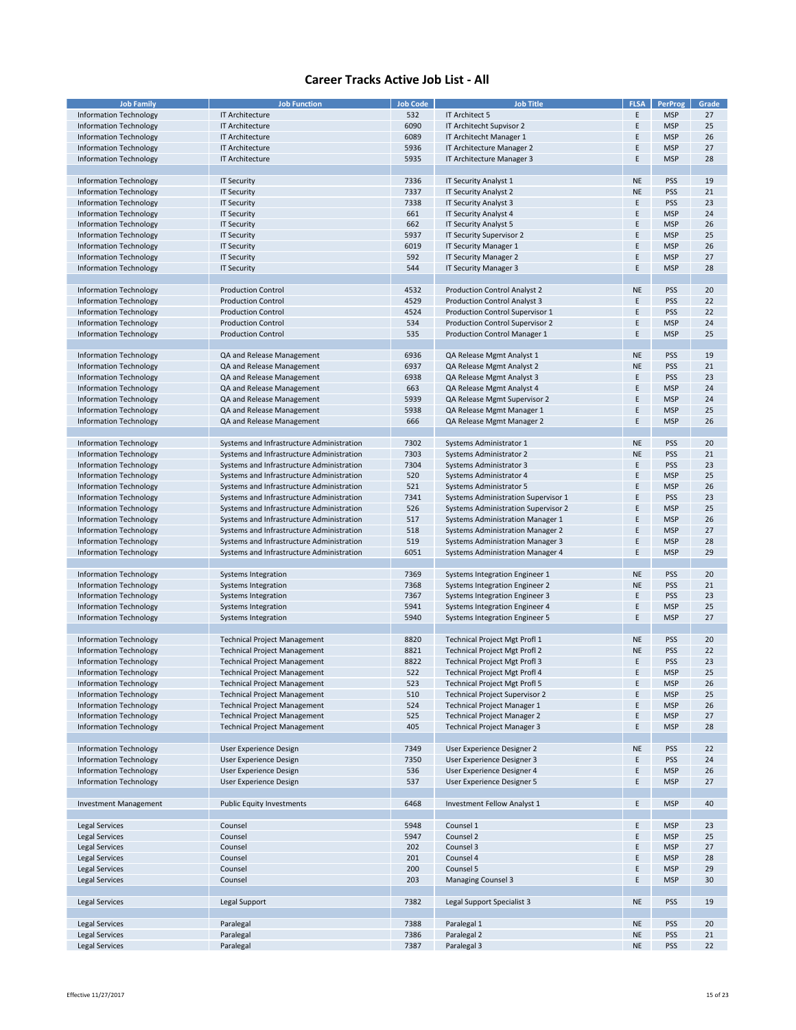# Career Tracks Active Job List - All

| Job Family | Job Function | Job Code | Job Title | FLSA | PerProg | Grade |
|---|---|---|---|---|---|---|
| Information Technology | IT Architecture | 532 | IT Architect 5 | E | MSP | 27 |
| Information Technology | IT Architecture | 6090 | IT Architecht Supvisor 2 | E | MSP | 25 |
| Information Technology | IT Architecture | 6089 | IT Architecht Manager 1 | E | MSP | 26 |
| Information Technology | IT Architecture | 5936 | IT Architecture Manager 2 | E | MSP | 27 |
| Information Technology | IT Architecture | 5935 | IT Architecture Manager 3 | E | MSP | 28 |
| | | | | | | |
| Information Technology | IT Security | 7336 | IT Security Analyst 1 | NE | PSS | 19 |
| Information Technology | IT Security | 7337 | IT Security Analyst 2 | NE | PSS | 21 |
| Information Technology | IT Security | 7338 | IT Security Analyst 3 | E | PSS | 23 |
| Information Technology | IT Security | 661 | IT Security Analyst 4 | E | MSP | 24 |
| Information Technology | IT Security | 662 | IT Security Analyst 5 | E | MSP | 26 |
| Information Technology | IT Security | 5937 | IT Security Supervisor 2 | E | MSP | 25 |
| Information Technology | IT Security | 6019 | IT Security Manager 1 | E | MSP | 26 |
| Information Technology | IT Security | 592 | IT Security Manager 2 | E | MSP | 27 |
| Information Technology | IT Security | 544 | IT Security Manager 3 | E | MSP | 28 |
| | | | | | | |
| Information Technology | Production Control | 4532 | Production Control Analyst 2 | NE | PSS | 20 |
| Information Technology | Production Control | 4529 | Production Control Analyst 3 | E | PSS | 22 |
| Information Technology | Production Control | 4524 | Production Control Supervisor 1 | E | PSS | 22 |
| Information Technology | Production Control | 534 | Production Control Supervisor 2 | E | MSP | 24 |
| Information Technology | Production Control | 535 | Production Control Manager 1 | E | MSP | 25 |
| | | | | | | |
| Information Technology | QA and Release Management | 6936 | QA Release Mgmt Analyst 1 | NE | PSS | 19 |
| Information Technology | QA and Release Management | 6937 | QA Release Mgmt Analyst 2 | NE | PSS | 21 |
| Information Technology | QA and Release Management | 6938 | QA Release Mgmt Analyst 3 | E | PSS | 23 |
| Information Technology | QA and Release Management | 663 | QA Release Mgmt Analyst 4 | E | MSP | 24 |
| Information Technology | QA and Release Management | 5939 | QA Release Mgmt Supervisor 2 | E | MSP | 24 |
| Information Technology | QA and Release Management | 5938 | QA Release Mgmt Manager 1 | E | MSP | 25 |
| Information Technology | QA and Release Management | 666 | QA Release Mgmt Manager 2 | E | MSP | 26 |
| | | | | | | |
| Information Technology | Systems and Infrastructure Administration | 7302 | Systems Administrator 1 | NE | PSS | 20 |
| Information Technology | Systems and Infrastructure Administration | 7303 | Systems Administrator 2 | NE | PSS | 21 |
| Information Technology | Systems and Infrastructure Administration | 7304 | Systems Administrator 3 | E | PSS | 23 |
| Information Technology | Systems and Infrastructure Administration | 520 | Systems Administrator 4 | E | MSP | 25 |
| Information Technology | Systems and Infrastructure Administration | 521 | Systems Administrator 5 | E | MSP | 26 |
| Information Technology | Systems and Infrastructure Administration | 7341 | Systems Administration Supervisor 1 | E | PSS | 23 |
| Information Technology | Systems and Infrastructure Administration | 526 | Systems Administration Supervisor 2 | E | MSP | 25 |
| Information Technology | Systems and Infrastructure Administration | 517 | Systems Administration Manager 1 | E | MSP | 26 |
| Information Technology | Systems and Infrastructure Administration | 518 | Systems Administration Manager 2 | E | MSP | 27 |
| Information Technology | Systems and Infrastructure Administration | 519 | Systems Administration Manager 3 | E | MSP | 28 |
| Information Technology | Systems and Infrastructure Administration | 6051 | Systems Administration Manager 4 | E | MSP | 29 |
| | | | | | | |
| Information Technology | Systems Integration | 7369 | Systems Integration Engineer 1 | NE | PSS | 20 |
| Information Technology | Systems Integration | 7368 | Systems Integration Engineer 2 | NE | PSS | 21 |
| Information Technology | Systems Integration | 7367 | Systems Integration Engineer 3 | E | PSS | 23 |
| Information Technology | Systems Integration | 5941 | Systems Integration Engineer 4 | E | MSP | 25 |
| Information Technology | Systems Integration | 5940 | Systems Integration Engineer 5 | E | MSP | 27 |
| | | | | | | |
| Information Technology | Technical Project Management | 8820 | Technical Project Mgt Profl 1 | NE | PSS | 20 |
| Information Technology | Technical Project Management | 8821 | Technical Project Mgt Profl 2 | NE | PSS | 22 |
| Information Technology | Technical Project Management | 8822 | Technical Project Mgt Profl 3 | E | PSS | 23 |
| Information Technology | Technical Project Management | 522 | Technical Project Mgt Profl 4 | E | MSP | 25 |
| Information Technology | Technical Project Management | 523 | Technical Project Mgt Profl 5 | E | MSP | 26 |
| Information Technology | Technical Project Management | 510 | Technical Project Supervisor 2 | E | MSP | 25 |
| Information Technology | Technical Project Management | 524 | Technical Project Manager 1 | E | MSP | 26 |
| Information Technology | Technical Project Management | 525 | Technical Project Manager 2 | E | MSP | 27 |
| Information Technology | Technical Project Management | 405 | Technical Project Manager 3 | E | MSP | 28 |
| | | | | | | |
| Information Technology | User Experience Design | 7349 | User Experience Designer 2 | NE | PSS | 22 |
| Information Technology | User Experience Design | 7350 | User Experience Designer 3 | E | PSS | 24 |
| Information Technology | User Experience Design | 536 | User Experience Designer 4 | E | MSP | 26 |
| Information Technology | User Experience Design | 537 | User Experience Designer 5 | E | MSP | 27 |
| | | | | | | |
| Investment Management | Public Equity Investments | 6468 | Investment Fellow Analyst 1 | E | MSP | 40 |
| | | | | | | |
| Legal Services | Counsel | 5948 | Counsel 1 | E | MSP | 23 |
| Legal Services | Counsel | 5947 | Counsel 2 | E | MSP | 25 |
| Legal Services | Counsel | 202 | Counsel 3 | E | MSP | 27 |
| Legal Services | Counsel | 201 | Counsel 4 | E | MSP | 28 |
| Legal Services | Counsel | 200 | Counsel 5 | E | MSP | 29 |
| Legal Services | Counsel | 203 | Managing Counsel 3 | E | MSP | 30 |
| | | | | | | |
| Legal Services | Legal Support | 7382 | Legal Support Specialist 3 | NE | PSS | 19 |
| | | | | | | |
| Legal Services | Paralegal | 7388 | Paralegal 1 | NE | PSS | 20 |
| Legal Services | Paralegal | 7386 | Paralegal 2 | NE | PSS | 21 |
| Legal Services | Paralegal | 7387 | Paralegal 3 | NE | PSS | 22 |

Effective 11/27/2017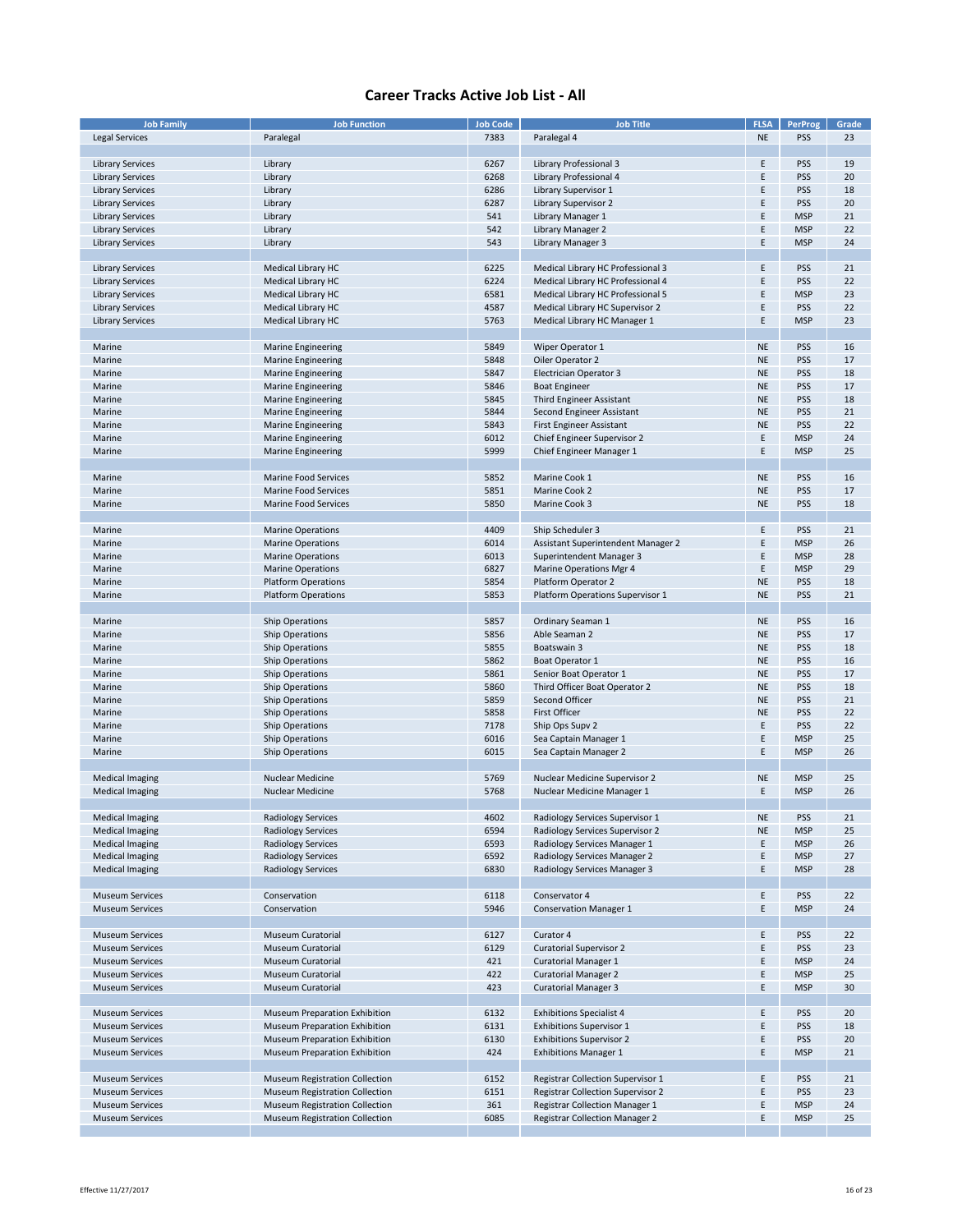# Career Tracks Active Job List - All

| Job Family | Job Function | Job Code | Job Title | FLSA | PerProg | Grade |
|---|---|---|---|---|---|---|
| Legal Services | Paralegal | 7383 | Paralegal 4 | NE | PSS | 23 |
| | | | | | | |
| Library Services | Library | 6267 | Library Professional 3 | E | PSS | 19 |
| Library Services | Library | 6268 | Library Professional 4 | E | PSS | 20 |
| Library Services | Library | 6286 | Library Supervisor 1 | E | PSS | 18 |
| Library Services | Library | 6287 | Library Supervisor 2 | E | PSS | 20 |
| Library Services | Library | 541 | Library Manager 1 | E | MSP | 21 |
| Library Services | Library | 542 | Library Manager 2 | E | MSP | 22 |
| Library Services | Library | 543 | Library Manager 3 | E | MSP | 24 |
| | | | | | | |
| Library Services | Medical Library HC | 6225 | Medical Library HC Professional 3 | E | PSS | 21 |
| Library Services | Medical Library HC | 6224 | Medical Library HC Professional 4 | E | PSS | 22 |
| Library Services | Medical Library HC | 6581 | Medical Library HC Professional 5 | E | MSP | 23 |
| Library Services | Medical Library HC | 4587 | Medical Library HC Supervisor 2 | E | PSS | 22 |
| Library Services | Medical Library HC | 5763 | Medical Library HC Manager 1 | E | MSP | 23 |
| | | | | | | |
| Marine | Marine Engineering | 5849 | Wiper Operator 1 | NE | PSS | 16 |
| Marine | Marine Engineering | 5848 | Oiler Operator 2 | NE | PSS | 17 |
| Marine | Marine Engineering | 5847 | Electrician Operator 3 | NE | PSS | 18 |
| Marine | Marine Engineering | 5846 | Boat Engineer | NE | PSS | 17 |
| Marine | Marine Engineering | 5845 | Third Engineer Assistant | NE | PSS | 18 |
| Marine | Marine Engineering | 5844 | Second Engineer Assistant | NE | PSS | 21 |
| Marine | Marine Engineering | 5843 | First Engineer Assistant | NE | PSS | 22 |
| Marine | Marine Engineering | 6012 | Chief Engineer Supervisor 2 | E | MSP | 24 |
| Marine | Marine Engineering | 5999 | Chief Engineer Manager 1 | E | MSP | 25 |
| | | | | | | |
| Marine | Marine Food Services | 5852 | Marine Cook 1 | NE | PSS | 16 |
| Marine | Marine Food Services | 5851 | Marine Cook 2 | NE | PSS | 17 |
| Marine | Marine Food Services | 5850 | Marine Cook 3 | NE | PSS | 18 |
| | | | | | | |
| Marine | Marine Operations | 4409 | Ship Scheduler 3 | E | PSS | 21 |
| Marine | Marine Operations | 6014 | Assistant Superintendent Manager 2 | E | MSP | 26 |
| Marine | Marine Operations | 6013 | Superintendent Manager 3 | E | MSP | 28 |
| Marine | Marine Operations | 6827 | Marine Operations Mgr 4 | E | MSP | 29 |
| Marine | Platform Operations | 5854 | Platform Operator 2 | NE | PSS | 18 |
| Marine | Platform Operations | 5853 | Platform Operations Supervisor 1 | NE | PSS | 21 |
| | | | | | | |
| Marine | Ship Operations | 5857 | Ordinary Seaman 1 | NE | PSS | 16 |
| Marine | Ship Operations | 5856 | Able Seaman 2 | NE | PSS | 17 |
| Marine | Ship Operations | 5855 | Boatswain 3 | NE | PSS | 18 |
| Marine | Ship Operations | 5862 | Boat Operator 1 | NE | PSS | 16 |
| Marine | Ship Operations | 5861 | Senior Boat Operator 1 | NE | PSS | 17 |
| Marine | Ship Operations | 5860 | Third Officer Boat Operator 2 | NE | PSS | 18 |
| Marine | Ship Operations | 5859 | Second Officer | NE | PSS | 21 |
| Marine | Ship Operations | 5858 | First Officer | NE | PSS | 22 |
| Marine | Ship Operations | 7178 | Ship Ops Supv 2 | E | PSS | 22 |
| Marine | Ship Operations | 6016 | Sea Captain Manager 1 | E | MSP | 25 |
| Marine | Ship Operations | 6015 | Sea Captain Manager 2 | E | MSP | 26 |
| | | | | | | |
| Medical Imaging | Nuclear Medicine | 5769 | Nuclear Medicine Supervisor 2 | NE | MSP | 25 |
| Medical Imaging | Nuclear Medicine | 5768 | Nuclear Medicine Manager 1 | E | MSP | 26 |
| | | | | | | |
| Medical Imaging | Radiology Services | 4602 | Radiology Services Supervisor 1 | NE | PSS | 21 |
| Medical Imaging | Radiology Services | 6594 | Radiology Services Supervisor 2 | NE | MSP | 25 |
| Medical Imaging | Radiology Services | 6593 | Radiology Services Manager 1 | E | MSP | 26 |
| Medical Imaging | Radiology Services | 6592 | Radiology Services Manager 2 | E | MSP | 27 |
| Medical Imaging | Radiology Services | 6830 | Radiology Services Manager 3 | E | MSP | 28 |
| | | | | | | |
| Museum Services | Conservation | 6118 | Conservator 4 | E | PSS | 22 |
| Museum Services | Conservation | 5946 | Conservation Manager 1 | E | MSP | 24 |
| | | | | | | |
| Museum Services | Museum Curatorial | 6127 | Curator 4 | E | PSS | 22 |
| Museum Services | Museum Curatorial | 6129 | Curatorial Supervisor 2 | E | PSS | 23 |
| Museum Services | Museum Curatorial | 421 | Curatorial Manager 1 | E | MSP | 24 |
| Museum Services | Museum Curatorial | 422 | Curatorial Manager 2 | E | MSP | 25 |
| Museum Services | Museum Curatorial | 423 | Curatorial Manager 3 | E | MSP | 30 |
| | | | | | | |
| Museum Services | Museum Preparation Exhibition | 6132 | Exhibitions Specialist 4 | E | PSS | 20 |
| Museum Services | Museum Preparation Exhibition | 6131 | Exhibitions Supervisor 1 | E | PSS | 18 |
| Museum Services | Museum Preparation Exhibition | 6130 | Exhibitions Supervisor 2 | E | PSS | 20 |
| Museum Services | Museum Preparation Exhibition | 424 | Exhibitions Manager 1 | E | MSP | 21 |
| | | | | | | |
| Museum Services | Museum Registration Collection | 6152 | Registrar Collection Supervisor 1 | E | PSS | 21 |
| Museum Services | Museum Registration Collection | 6151 | Registrar Collection Supervisor 2 | E | PSS | 23 |
| Museum Services | Museum Registration Collection | 361 | Registrar Collection Manager 1 | E | MSP | 24 |
| Museum Services | Museum Registration Collection | 6085 | Registrar Collection Manager 2 | E | MSP | 25 |

Effective 11/27/2017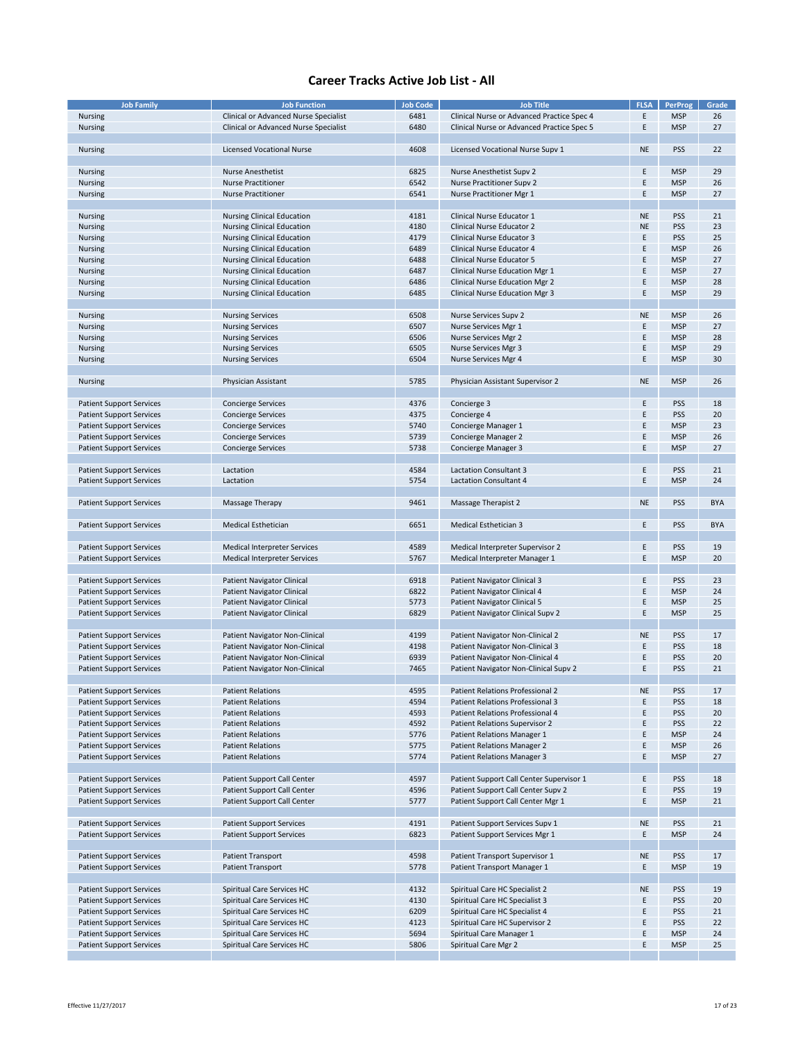# Career Tracks Active Job List - All

| Job Family | Job Function | Job Code | Job Title | FLSA | PerProg | Grade |
|---|---|---|---|---|---|---|
| Nursing | Clinical or Advanced Nurse Specialist | 6481 | Clinical Nurse or Advanced Practice Spec 4 | E | MSP | 26 |
| Nursing | Clinical or Advanced Nurse Specialist | 6480 | Clinical Nurse or Advanced Practice Spec 5 | E | MSP | 27 |
| | | | | | | |
| Nursing | Licensed Vocational Nurse | 4608 | Licensed Vocational Nurse Supv 1 | NE | PSS | 22 |
| | | | | | | |
| Nursing | Nurse Anesthetist | 6825 | Nurse Anesthetist Supv 2 | E | MSP | 29 |
| Nursing | Nurse Practitioner | 6542 | Nurse Practitioner Supv 2 | E | MSP | 26 |
| Nursing | Nurse Practitioner | 6541 | Nurse Practitioner Mgr 1 | E | MSP | 27 |
| | | | | | | |
| Nursing | Nursing Clinical Education | 4181 | Clinical Nurse Educator 1 | NE | PSS | 21 |
| Nursing | Nursing Clinical Education | 4180 | Clinical Nurse Educator 2 | NE | PSS | 23 |
| Nursing | Nursing Clinical Education | 4179 | Clinical Nurse Educator 3 | E | PSS | 25 |
| Nursing | Nursing Clinical Education | 6489 | Clinical Nurse Educator 4 | E | MSP | 26 |
| Nursing | Nursing Clinical Education | 6488 | Clinical Nurse Educator 5 | E | MSP | 27 |
| Nursing | Nursing Clinical Education | 6487 | Clinical Nurse Education Mgr 1 | E | MSP | 27 |
| Nursing | Nursing Clinical Education | 6486 | Clinical Nurse Education Mgr 2 | E | MSP | 28 |
| Nursing | Nursing Clinical Education | 6485 | Clinical Nurse Education Mgr 3 | E | MSP | 29 |
| | | | | | | |
| Nursing | Nursing Services | 6508 | Nurse Services Supv 2 | NE | MSP | 26 |
| Nursing | Nursing Services | 6507 | Nurse Services Mgr 1 | E | MSP | 27 |
| Nursing | Nursing Services | 6506 | Nurse Services Mgr 2 | E | MSP | 28 |
| Nursing | Nursing Services | 6505 | Nurse Services Mgr 3 | E | MSP | 29 |
| Nursing | Nursing Services | 6504 | Nurse Services Mgr 4 | E | MSP | 30 |
| | | | | | | |
| Nursing | Physician Assistant | 5785 | Physician Assistant Supervisor 2 | NE | MSP | 26 |
| | | | | | | |
| Patient Support Services | Concierge Services | 4376 | Concierge 3 | E | PSS | 18 |
| Patient Support Services | Concierge Services | 4375 | Concierge 4 | E | PSS | 20 |
| Patient Support Services | Concierge Services | 5740 | Concierge Manager 1 | E | MSP | 23 |
| Patient Support Services | Concierge Services | 5739 | Concierge Manager 2 | E | MSP | 26 |
| Patient Support Services | Concierge Services | 5738 | Concierge Manager 3 | E | MSP | 27 |
| | | | | | | |
| Patient Support Services | Lactation | 4584 | Lactation Consultant 3 | E | PSS | 21 |
| Patient Support Services | Lactation | 5754 | Lactation Consultant 4 | E | MSP | 24 |
| | | | | | | |
| Patient Support Services | Massage Therapy | 9461 | Massage Therapist 2 | NE | PSS | BYA |
| | | | | | | |
| Patient Support Services | Medical Esthetician | 6651 | Medical Esthetician 3 | E | PSS | BYA |
| | | | | | | |
| Patient Support Services | Medical Interpreter Services | 4589 | Medical Interpreter Supervisor 2 | E | PSS | 19 |
| Patient Support Services | Medical Interpreter Services | 5767 | Medical Interpreter Manager 1 | E | MSP | 20 |
| | | | | | | |
| Patient Support Services | Patient Navigator Clinical | 6918 | Patient Navigator Clinical 3 | E | PSS | 23 |
| Patient Support Services | Patient Navigator Clinical | 6822 | Patient Navigator Clinical 4 | E | MSP | 24 |
| Patient Support Services | Patient Navigator Clinical | 5773 | Patient Navigator Clinical 5 | E | MSP | 25 |
| Patient Support Services | Patient Navigator Clinical | 6829 | Patient Navigator Clinical Supv 2 | E | MSP | 25 |
| | | | | | | |
| Patient Support Services | Patient Navigator Non-Clinical | 4199 | Patient Navigator Non-Clinical 2 | NE | PSS | 17 |
| Patient Support Services | Patient Navigator Non-Clinical | 4198 | Patient Navigator Non-Clinical 3 | E | PSS | 18 |
| Patient Support Services | Patient Navigator Non-Clinical | 6939 | Patient Navigator Non-Clinical 4 | E | PSS | 20 |
| Patient Support Services | Patient Navigator Non-Clinical | 7465 | Patient Navigator Non-Clinical Supv 2 | E | PSS | 21 |
| | | | | | | |
| Patient Support Services | Patient Relations | 4595 | Patient Relations Professional 2 | NE | PSS | 17 |
| Patient Support Services | Patient Relations | 4594 | Patient Relations Professional 3 | E | PSS | 18 |
| Patient Support Services | Patient Relations | 4593 | Patient Relations Professional 4 | E | PSS | 20 |
| Patient Support Services | Patient Relations | 4592 | Patient Relations Supervisor 2 | E | PSS | 22 |
| Patient Support Services | Patient Relations | 5776 | Patient Relations Manager 1 | E | MSP | 24 |
| Patient Support Services | Patient Relations | 5775 | Patient Relations Manager 2 | E | MSP | 26 |
| Patient Support Services | Patient Relations | 5774 | Patient Relations Manager 3 | E | MSP | 27 |
| | | | | | | |
| Patient Support Services | Patient Support Call Center | 4597 | Patient Support Call Center Supervisor 1 | E | PSS | 18 |
| Patient Support Services | Patient Support Call Center | 4596 | Patient Support Call Center Supv 2 | E | PSS | 19 |
| Patient Support Services | Patient Support Call Center | 5777 | Patient Support Call Center Mgr 1 | E | MSP | 21 |
| | | | | | | |
| Patient Support Services | Patient Support Services | 4191 | Patient Support Services Supv 1 | NE | PSS | 21 |
| Patient Support Services | Patient Support Services | 6823 | Patient Support Services Mgr 1 | E | MSP | 24 |
| | | | | | | |
| Patient Support Services | Patient Transport | 4598 | Patient Transport Supervisor 1 | NE | PSS | 17 |
| Patient Support Services | Patient Transport | 5778 | Patient Transport Manager 1 | E | MSP | 19 |
| | | | | | | |
| Patient Support Services | Spiritual Care Services HC | 4132 | Spiritual Care HC Specialist 2 | NE | PSS | 19 |
| Patient Support Services | Spiritual Care Services HC | 4130 | Spiritual Care HC Specialist 3 | E | PSS | 20 |
| Patient Support Services | Spiritual Care Services HC | 6209 | Spiritual Care HC Specialist 4 | E | PSS | 21 |
| Patient Support Services | Spiritual Care Services HC | 4123 | Spiritual Care HC Supervisor 2 | E | PSS | 22 |
| Patient Support Services | Spiritual Care Services HC | 5694 | Spiritual Care Manager 1 | E | MSP | 24 |
| Patient Support Services | Spiritual Care Services HC | 5806 | Spiritual Care Mgr 2 | E | MSP | 25 |

Effective 11/27/2017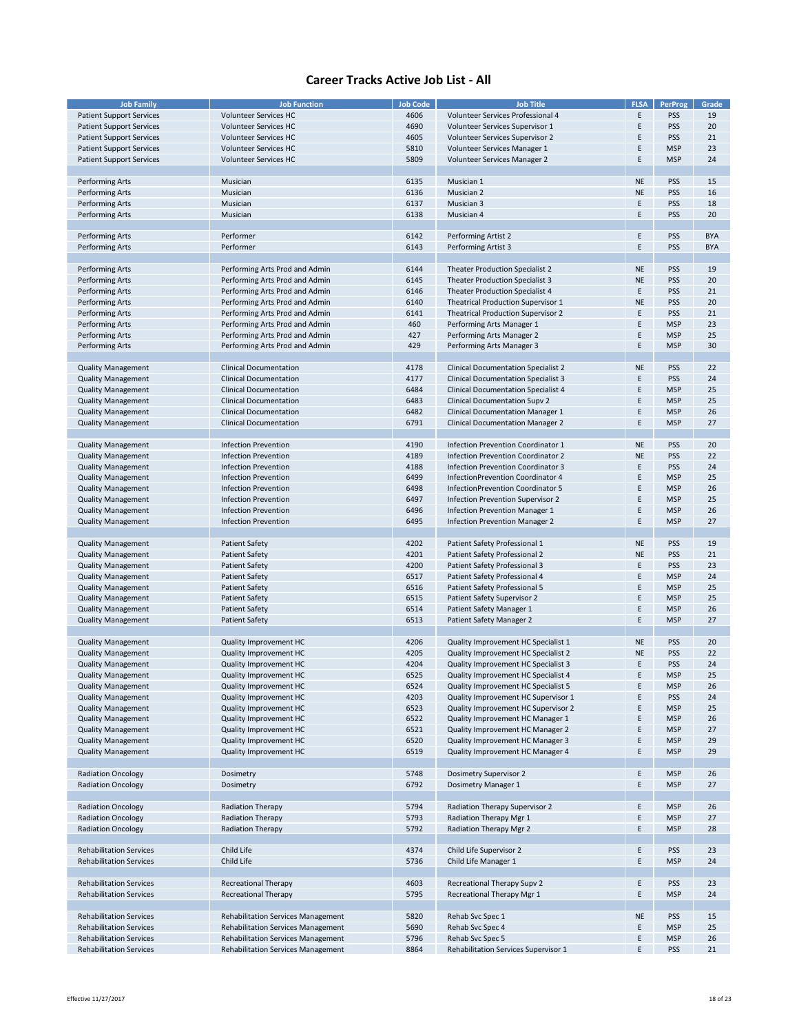# Career Tracks Active Job List - All

| Job Family | Job Function | Job Code | Job Title | FLSA | PerProg | Grade |
|---|---|---|---|---|---|---|
| Patient Support Services | Volunteer Services HC | 4606 | Volunteer Services Professional 4 | E | PSS | 19 |
| Patient Support Services | Volunteer Services HC | 4690 | Volunteer Services Supervisor 1 | E | PSS | 20 |
| Patient Support Services | Volunteer Services HC | 4605 | Volunteer Services Supervisor 2 | E | PSS | 21 |
| Patient Support Services | Volunteer Services HC | 5810 | Volunteer Services Manager 1 | E | MSP | 23 |
| Patient Support Services | Volunteer Services HC | 5809 | Volunteer Services Manager 2 | E | MSP | 24 |
| | | | | | | |
| Performing Arts | Musician | 6135 | Musician 1 | NE | PSS | 15 |
| Performing Arts | Musician | 6136 | Musician 2 | NE | PSS | 16 |
| Performing Arts | Musician | 6137 | Musician 3 | E | PSS | 18 |
| Performing Arts | Musician | 6138 | Musician 4 | E | PSS | 20 |
| | | | | | | |
| Performing Arts | Performer | 6142 | Performing Artist 2 | E | PSS | BYA |
| Performing Arts | Performer | 6143 | Performing Artist 3 | E | PSS | BYA |
| | | | | | | |
| Performing Arts | Performing Arts Prod and Admin | 6144 | Theater Production Specialist 2 | NE | PSS | 19 |
| Performing Arts | Performing Arts Prod and Admin | 6145 | Theater Production Specialist 3 | NE | PSS | 20 |
| Performing Arts | Performing Arts Prod and Admin | 6146 | Theater Production Specialist 4 | E | PSS | 21 |
| Performing Arts | Performing Arts Prod and Admin | 6140 | Theatrical Production Supervisor 1 | NE | PSS | 20 |
| Performing Arts | Performing Arts Prod and Admin | 6141 | Theatrical Production Supervisor 2 | E | PSS | 21 |
| Performing Arts | Performing Arts Prod and Admin | 460 | Performing Arts Manager 1 | E | MSP | 23 |
| Performing Arts | Performing Arts Prod and Admin | 427 | Performing Arts Manager 2 | E | MSP | 25 |
| Performing Arts | Performing Arts Prod and Admin | 429 | Performing Arts Manager 3 | E | MSP | 30 |
| | | | | | | |
| Quality Management | Clinical Documentation | 4178 | Clinical Documentation Specialist 2 | NE | PSS | 22 |
| Quality Management | Clinical Documentation | 4177 | Clinical Documentation Specialist 3 | E | PSS | 24 |
| Quality Management | Clinical Documentation | 6484 | Clinical Documentation Specialist 4 | E | MSP | 25 |
| Quality Management | Clinical Documentation | 6483 | Clinical Documentation Supv 2 | E | MSP | 25 |
| Quality Management | Clinical Documentation | 6482 | Clinical Documentation Manager 1 | E | MSP | 26 |
| Quality Management | Clinical Documentation | 6791 | Clinical Documentation Manager 2 | E | MSP | 27 |
| | | | | | | |
| Quality Management | Infection Prevention | 4190 | Infection Prevention Coordinator 1 | NE | PSS | 20 |
| Quality Management | Infection Prevention | 4189 | Infection Prevention Coordinator 2 | NE | PSS | 22 |
| Quality Management | Infection Prevention | 4188 | Infection Prevention Coordinator 3 | E | PSS | 24 |
| Quality Management | Infection Prevention | 6499 | InfectionPrevention Coordinator 4 | E | MSP | 25 |
| Quality Management | Infection Prevention | 6498 | InfectionPrevention Coordinator 5 | E | MSP | 26 |
| Quality Management | Infection Prevention | 6497 | Infection Prevention Supervisor 2 | E | MSP | 25 |
| Quality Management | Infection Prevention | 6496 | Infection Prevention Manager 1 | E | MSP | 26 |
| Quality Management | Infection Prevention | 6495 | Infection Prevention Manager 2 | E | MSP | 27 |
| | | | | | | |
| Quality Management | Patient Safety | 4202 | Patient Safety Professional 1 | NE | PSS | 19 |
| Quality Management | Patient Safety | 4201 | Patient Safety Professional 2 | NE | PSS | 21 |
| Quality Management | Patient Safety | 4200 | Patient Safety Professional 3 | E | PSS | 23 |
| Quality Management | Patient Safety | 6517 | Patient Safety Professional 4 | E | MSP | 24 |
| Quality Management | Patient Safety | 6516 | Patient Safety Professional 5 | E | MSP | 25 |
| Quality Management | Patient Safety | 6515 | Patient Safety Supervisor 2 | E | MSP | 25 |
| Quality Management | Patient Safety | 6514 | Patient Safety Manager 1 | E | MSP | 26 |
| Quality Management | Patient Safety | 6513 | Patient Safety Manager 2 | E | MSP | 27 |
| | | | | | | |
| Quality Management | Quality Improvement HC | 4206 | Quality Improvement HC Specialist 1 | NE | PSS | 20 |
| Quality Management | Quality Improvement HC | 4205 | Quality Improvement HC Specialist 2 | NE | PSS | 22 |
| Quality Management | Quality Improvement HC | 4204 | Quality Improvement HC Specialist 3 | E | PSS | 24 |
| Quality Management | Quality Improvement HC | 6525 | Quality Improvement HC Specialist 4 | E | MSP | 25 |
| Quality Management | Quality Improvement HC | 6524 | Quality Improvement HC Specialist 5 | E | MSP | 26 |
| Quality Management | Quality Improvement HC | 4203 | Quality Improvement HC Supervisor 1 | E | PSS | 24 |
| Quality Management | Quality Improvement HC | 6523 | Quality Improvement HC Supervisor 2 | E | MSP | 25 |
| Quality Management | Quality Improvement HC | 6522 | Quality Improvement HC Manager 1 | E | MSP | 26 |
| Quality Management | Quality Improvement HC | 6521 | Quality Improvement HC Manager 2 | E | MSP | 27 |
| Quality Management | Quality Improvement HC | 6520 | Quality Improvement HC Manager 3 | E | MSP | 29 |
| Quality Management | Quality Improvement HC | 6519 | Quality Improvement HC Manager 4 | E | MSP | 29 |
| | | | | | | |
| Radiation Oncology | Dosimetry | 5748 | Dosimetry Supervisor 2 | E | MSP | 26 |
| Radiation Oncology | Dosimetry | 6792 | Dosimetry Manager 1 | E | MSP | 27 |
| | | | | | | |
| Radiation Oncology | Radiation Therapy | 5794 | Radiation Therapy Supervisor 2 | E | MSP | 26 |
| Radiation Oncology | Radiation Therapy | 5793 | Radiation Therapy Mgr 1 | E | MSP | 27 |
| Radiation Oncology | Radiation Therapy | 5792 | Radiation Therapy Mgr 2 | E | MSP | 28 |
| | | | | | | |
| Rehabilitation Services | Child Life | 4374 | Child Life Supervisor 2 | E | PSS | 23 |
| Rehabilitation Services | Child Life | 5736 | Child Life Manager 1 | E | MSP | 24 |
| | | | | | | |
| Rehabilitation Services | Recreational Therapy | 4603 | Recreational Therapy Supv 2 | E | PSS | 23 |
| Rehabilitation Services | Recreational Therapy | 5795 | Recreational Therapy Mgr 1 | E | MSP | 24 |
| | | | | | | |
| Rehabilitation Services | Rehabilitation Services Management | 5820 | Rehab Svc Spec 1 | NE | PSS | 15 |
| Rehabilitation Services | Rehabilitation Services Management | 5690 | Rehab Svc Spec 4 | E | MSP | 25 |
| Rehabilitation Services | Rehabilitation Services Management | 5796 | Rehab Svc Spec 5 | E | MSP | 26 |
| Rehabilitation Services | Rehabilitation Services Management | 8864 | Rehabilitation Services Supervisor 1 | E | PSS | 21 |

Effective 11/27/2017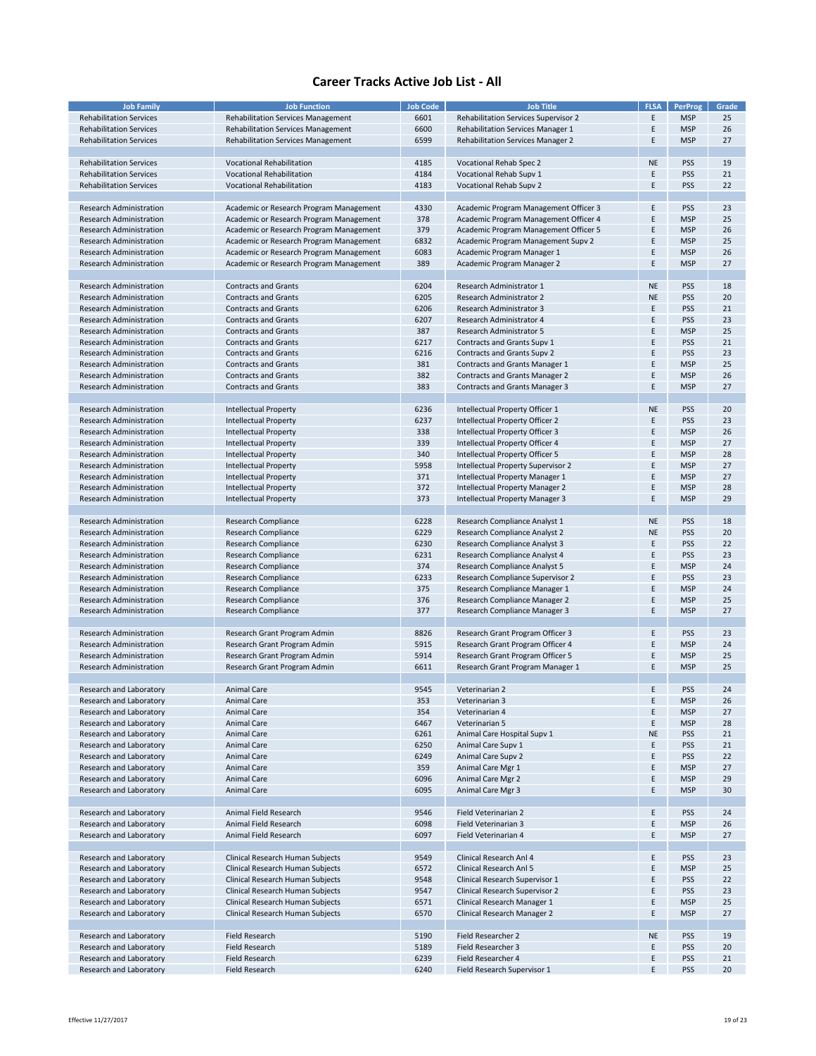# Career Tracks Active Job List - All

| Job Family | Job Function | Job Code | Job Title | FLSA | PerProg | Grade |
|---|---|---|---|---|---|---|
| Rehabilitation Services | Rehabilitation Services Management | 6601 | Rehabilitation Services Supervisor 2 | E | MSP | 25 |
| Rehabilitation Services | Rehabilitation Services Management | 6600 | Rehabilitation Services Manager 1 | E | MSP | 26 |
| Rehabilitation Services | Rehabilitation Services Management | 6599 | Rehabilitation Services Manager 2 | E | MSP | 27 |
| | | | | | | |
| Rehabilitation Services | Vocational Rehabilitation | 4185 | Vocational Rehab Spec 2 | NE | PSS | 19 |
| Rehabilitation Services | Vocational Rehabilitation | 4184 | Vocational Rehab Supv 1 | E | PSS | 21 |
| Rehabilitation Services | Vocational Rehabilitation | 4183 | Vocational Rehab Supv 2 | E | PSS | 22 |
| | | | | | | |
| Research Administration | Academic or Research Program Management | 4330 | Academic Program Management Officer 3 | E | PSS | 23 |
| Research Administration | Academic or Research Program Management | 378 | Academic Program Management Officer 4 | E | MSP | 25 |
| Research Administration | Academic or Research Program Management | 379 | Academic Program Management Officer 5 | E | MSP | 26 |
| Research Administration | Academic or Research Program Management | 6832 | Academic Program Management Supv 2 | E | MSP | 25 |
| Research Administration | Academic or Research Program Management | 6083 | Academic Program Manager 1 | E | MSP | 26 |
| Research Administration | Academic or Research Program Management | 389 | Academic Program Manager 2 | E | MSP | 27 |
| | | | | | | |
| Research Administration | Contracts and Grants | 6204 | Research Administrator 1 | NE | PSS | 18 |
| Research Administration | Contracts and Grants | 6205 | Research Administrator 2 | NE | PSS | 20 |
| Research Administration | Contracts and Grants | 6206 | Research Administrator 3 | E | PSS | 21 |
| Research Administration | Contracts and Grants | 6207 | Research Administrator 4 | E | PSS | 23 |
| Research Administration | Contracts and Grants | 387 | Research Administrator 5 | E | MSP | 25 |
| Research Administration | Contracts and Grants | 6217 | Contracts and Grants Supv 1 | E | PSS | 21 |
| Research Administration | Contracts and Grants | 6216 | Contracts and Grants Supv 2 | E | PSS | 23 |
| Research Administration | Contracts and Grants | 381 | Contracts and Grants Manager 1 | E | MSP | 25 |
| Research Administration | Contracts and Grants | 382 | Contracts and Grants Manager 2 | E | MSP | 26 |
| Research Administration | Contracts and Grants | 383 | Contracts and Grants Manager 3 | E | MSP | 27 |
| | | | | | | |
| Research Administration | Intellectual Property | 6236 | Intellectual Property Officer 1 | NE | PSS | 20 |
| Research Administration | Intellectual Property | 6237 | Intellectual Property Officer 2 | E | PSS | 23 |
| Research Administration | Intellectual Property | 338 | Intellectual Property Officer 3 | E | MSP | 26 |
| Research Administration | Intellectual Property | 339 | Intellectual Property Officer 4 | E | MSP | 27 |
| Research Administration | Intellectual Property | 340 | Intellectual Property Officer 5 | E | MSP | 28 |
| Research Administration | Intellectual Property | 5958 | Intellectual Property Supervisor 2 | E | MSP | 27 |
| Research Administration | Intellectual Property | 371 | Intellectual Property Manager 1 | E | MSP | 27 |
| Research Administration | Intellectual Property | 372 | Intellectual Property Manager 2 | E | MSP | 28 |
| Research Administration | Intellectual Property | 373 | Intellectual Property Manager 3 | E | MSP | 29 |
| | | | | | | |
| Research Administration | Research Compliance | 6228 | Research Compliance Analyst 1 | NE | PSS | 18 |
| Research Administration | Research Compliance | 6229 | Research Compliance Analyst 2 | NE | PSS | 20 |
| Research Administration | Research Compliance | 6230 | Research Compliance Analyst 3 | E | PSS | 22 |
| Research Administration | Research Compliance | 6231 | Research Compliance Analyst 4 | E | PSS | 23 |
| Research Administration | Research Compliance | 374 | Research Compliance Analyst 5 | E | MSP | 24 |
| Research Administration | Research Compliance | 6233 | Research Compliance Supervisor 2 | E | PSS | 23 |
| Research Administration | Research Compliance | 375 | Research Compliance Manager 1 | E | MSP | 24 |
| Research Administration | Research Compliance | 376 | Research Compliance Manager 2 | E | MSP | 25 |
| Research Administration | Research Compliance | 377 | Research Compliance Manager 3 | E | MSP | 27 |
| | | | | | | |
| Research Administration | Research Grant Program Admin | 8826 | Research Grant Program Officer 3 | E | PSS | 23 |
| Research Administration | Research Grant Program Admin | 5915 | Research Grant Program Officer 4 | E | MSP | 24 |
| Research Administration | Research Grant Program Admin | 5914 | Research Grant Program Officer 5 | E | MSP | 25 |
| Research Administration | Research Grant Program Admin | 6611 | Research Grant Program Manager 1 | E | MSP | 25 |
| | | | | | | |
| Research and Laboratory | Animal Care | 9545 | Veterinarian 2 | E | PSS | 24 |
| Research and Laboratory | Animal Care | 353 | Veterinarian 3 | E | MSP | 26 |
| Research and Laboratory | Animal Care | 354 | Veterinarian 4 | E | MSP | 27 |
| Research and Laboratory | Animal Care | 6467 | Veterinarian 5 | E | MSP | 28 |
| Research and Laboratory | Animal Care | 6261 | Animal Care Hospital Supv 1 | NE | PSS | 21 |
| Research and Laboratory | Animal Care | 6250 | Animal Care Supv 1 | E | PSS | 21 |
| Research and Laboratory | Animal Care | 6249 | Animal Care Supv 2 | E | PSS | 22 |
| Research and Laboratory | Animal Care | 359 | Animal Care Mgr 1 | E | MSP | 27 |
| Research and Laboratory | Animal Care | 6096 | Animal Care Mgr 2 | E | MSP | 29 |
| Research and Laboratory | Animal Care | 6095 | Animal Care Mgr 3 | E | MSP | 30 |
| | | | | | | |
| Research and Laboratory | Animal Field Research | 9546 | Field Veterinarian 2 | E | PSS | 24 |
| Research and Laboratory | Animal Field Research | 6098 | Field Veterinarian 3 | E | MSP | 26 |
| Research and Laboratory | Animal Field Research | 6097 | Field Veterinarian 4 | E | MSP | 27 |
| | | | | | | |
| Research and Laboratory | Clinical Research Human Subjects | 9549 | Clinical Research Anl 4 | E | PSS | 23 |
| Research and Laboratory | Clinical Research Human Subjects | 6572 | Clinical Research Anl 5 | E | MSP | 25 |
| Research and Laboratory | Clinical Research Human Subjects | 9548 | Clinical Research Supervisor 1 | E | PSS | 22 |
| Research and Laboratory | Clinical Research Human Subjects | 9547 | Clinical Research Supervisor 2 | E | PSS | 23 |
| Research and Laboratory | Clinical Research Human Subjects | 6571 | Clinical Research Manager 1 | E | MSP | 25 |
| Research and Laboratory | Clinical Research Human Subjects | 6570 | Clinical Research Manager 2 | E | MSP | 27 |
| | | | | | | |
| Research and Laboratory | Field Research | 5190 | Field Researcher 2 | NE | PSS | 19 |
| Research and Laboratory | Field Research | 5189 | Field Researcher 3 | E | PSS | 20 |
| Research and Laboratory | Field Research | 6239 | Field Researcher 4 | E | PSS | 21 |
| Research and Laboratory | Field Research | 6240 | Field Research Supervisor 1 | E | PSS | 20 |

Effective 11/27/2017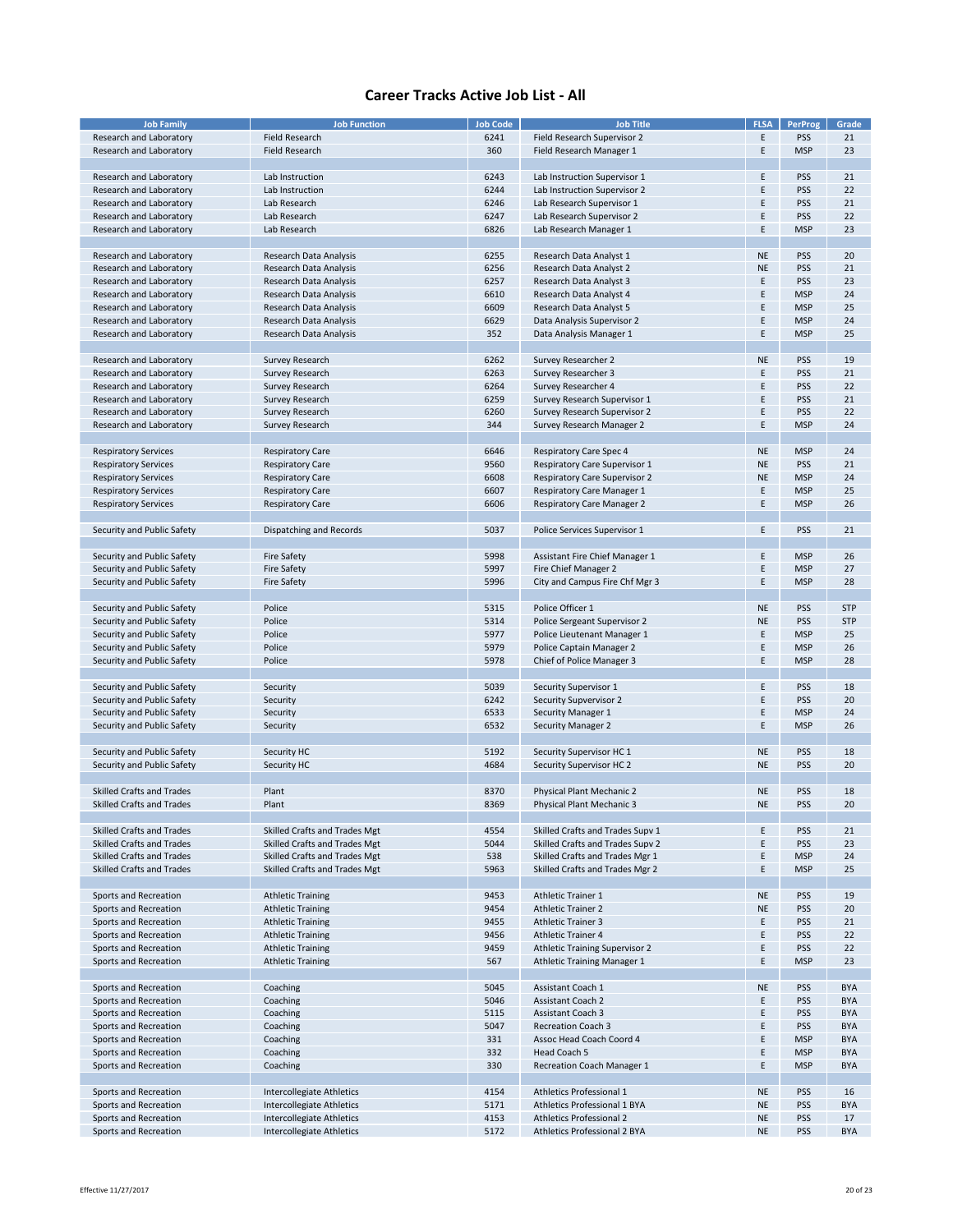# Career Tracks Active Job List - All

| Job Family | Job Function | Job Code | Job Title | FLSA | PerProg | Grade |
|---|---|---|---|---|---|---|
| Research and Laboratory | Field Research | 6241 | Field Research Supervisor 2 | E | PSS | 21 |
| Research and Laboratory | Field Research | 360 | Field Research Manager 1 | E | MSP | 23 |
| | | | | | | |
| Research and Laboratory | Lab Instruction | 6243 | Lab Instruction Supervisor 1 | E | PSS | 21 |
| Research and Laboratory | Lab Instruction | 6244 | Lab Instruction Supervisor 2 | E | PSS | 22 |
| Research and Laboratory | Lab Research | 6246 | Lab Research Supervisor 1 | E | PSS | 21 |
| Research and Laboratory | Lab Research | 6247 | Lab Research Supervisor 2 | E | PSS | 22 |
| Research and Laboratory | Lab Research | 6826 | Lab Research Manager 1 | E | MSP | 23 |
| | | | | | | |
| Research and Laboratory | Research Data Analysis | 6255 | Research Data Analyst 1 | NE | PSS | 20 |
| Research and Laboratory | Research Data Analysis | 6256 | Research Data Analyst 2 | NE | PSS | 21 |
| Research and Laboratory | Research Data Analysis | 6257 | Research Data Analyst 3 | E | PSS | 23 |
| Research and Laboratory | Research Data Analysis | 6610 | Research Data Analyst 4 | E | MSP | 24 |
| Research and Laboratory | Research Data Analysis | 6609 | Research Data Analyst 5 | E | MSP | 25 |
| Research and Laboratory | Research Data Analysis | 6629 | Data Analysis Supervisor 2 | E | MSP | 24 |
| Research and Laboratory | Research Data Analysis | 352 | Data Analysis Manager 1 | E | MSP | 25 |
| | | | | | | |
| Research and Laboratory | Survey Research | 6262 | Survey Researcher 2 | NE | PSS | 19 |
| Research and Laboratory | Survey Research | 6263 | Survey Researcher 3 | E | PSS | 21 |
| Research and Laboratory | Survey Research | 6264 | Survey Researcher 4 | E | PSS | 22 |
| Research and Laboratory | Survey Research | 6259 | Survey Research Supervisor 1 | E | PSS | 21 |
| Research and Laboratory | Survey Research | 6260 | Survey Research Supervisor 2 | E | PSS | 22 |
| Research and Laboratory | Survey Research | 344 | Survey Research Manager 2 | E | MSP | 24 |
| | | | | | | |
| Respiratory Services | Respiratory Care | 6646 | Respiratory Care Spec 4 | NE | MSP | 24 |
| Respiratory Services | Respiratory Care | 9560 | Respiratory Care Supervisor 1 | NE | PSS | 21 |
| Respiratory Services | Respiratory Care | 6608 | Respiratory Care Supervisor 2 | NE | MSP | 24 |
| Respiratory Services | Respiratory Care | 6607 | Respiratory Care Manager 1 | E | MSP | 25 |
| Respiratory Services | Respiratory Care | 6606 | Respiratory Care Manager 2 | E | MSP | 26 |
| | | | | | | |
| Security and Public Safety | Dispatching and Records | 5037 | Police Services Supervisor 1 | E | PSS | 21 |
| | | | | | | |
| Security and Public Safety | Fire Safety | 5998 | Assistant Fire Chief Manager 1 | E | MSP | 26 |
| Security and Public Safety | Fire Safety | 5997 | Fire Chief Manager 2 | E | MSP | 27 |
| Security and Public Safety | Fire Safety | 5996 | City and Campus Fire Chf Mgr 3 | E | MSP | 28 |
| | | | | | | |
| Security and Public Safety | Police | 5315 | Police Officer 1 | NE | PSS | STP |
| Security and Public Safety | Police | 5314 | Police Sergeant Supervisor 2 | NE | PSS | STP |
| Security and Public Safety | Police | 5977 | Police Lieutenant Manager 1 | E | MSP | 25 |
| Security and Public Safety | Police | 5979 | Police Captain Manager 2 | E | MSP | 26 |
| Security and Public Safety | Police | 5978 | Chief of Police Manager 3 | E | MSP | 28 |
| | | | | | | |
| Security and Public Safety | Security | 5039 | Security Supervisor 1 | E | PSS | 18 |
| Security and Public Safety | Security | 6242 | Security Supervisor 2 | E | PSS | 20 |
| Security and Public Safety | Security | 6533 | Security Manager 1 | E | MSP | 24 |
| Security and Public Safety | Security | 6532 | Security Manager 2 | E | MSP | 26 |
| | | | | | | |
| Security and Public Safety | Security HC | 5192 | Security Supervisor HC 1 | NE | PSS | 18 |
| Security and Public Safety | Security HC | 4684 | Security Supervisor HC 2 | NE | PSS | 20 |
| | | | | | | |
| Skilled Crafts and Trades | Plant | 8370 | Physical Plant Mechanic 2 | NE | PSS | 18 |
| Skilled Crafts and Trades | Plant | 8369 | Physical Plant Mechanic 3 | NE | PSS | 20 |
| | | | | | | |
| Skilled Crafts and Trades | Skilled Crafts and Trades Mgt | 4554 | Skilled Crafts and Trades Supv 1 | E | PSS | 21 |
| Skilled Crafts and Trades | Skilled Crafts and Trades Mgt | 5044 | Skilled Crafts and Trades Supv 2 | E | PSS | 23 |
| Skilled Crafts and Trades | Skilled Crafts and Trades Mgt | 538 | Skilled Crafts and Trades Mgr 1 | E | MSP | 24 |
| Skilled Crafts and Trades | Skilled Crafts and Trades Mgt | 5963 | Skilled Crafts and Trades Mgr 2 | E | MSP | 25 |
| | | | | | | |
| Sports and Recreation | Athletic Training | 9453 | Athletic Trainer 1 | NE | PSS | 19 |
| Sports and Recreation | Athletic Training | 9454 | Athletic Trainer 2 | NE | PSS | 20 |
| Sports and Recreation | Athletic Training | 9455 | Athletic Trainer 3 | E | PSS | 21 |
| Sports and Recreation | Athletic Training | 9456 | Athletic Trainer 4 | E | PSS | 22 |
| Sports and Recreation | Athletic Training | 9459 | Athletic Training Supervisor 2 | E | PSS | 22 |
| Sports and Recreation | Athletic Training | 567 | Athletic Training Manager 1 | E | MSP | 23 |
| | | | | | | |
| Sports and Recreation | Coaching | 5045 | Assistant Coach 1 | NE | PSS | BYA |
| Sports and Recreation | Coaching | 5046 | Assistant Coach 2 | E | PSS | BYA |
| Sports and Recreation | Coaching | 5115 | Assistant Coach 3 | E | PSS | BYA |
| Sports and Recreation | Coaching | 5047 | Recreation Coach 3 | E | PSS | BYA |
| Sports and Recreation | Coaching | 331 | Assoc Head Coach Coord 4 | E | MSP | BYA |
| Sports and Recreation | Coaching | 332 | Head Coach 5 | E | MSP | BYA |
| Sports and Recreation | Coaching | 330 | Recreation Coach Manager 1 | E | MSP | BYA |
| | | | | | | |
| Sports and Recreation | Intercollegiate Athletics | 4154 | Athletics Professional 1 | NE | PSS | 16 |
| Sports and Recreation | Intercollegiate Athletics | 5171 | Athletics Professional 1 BYA | NE | PSS | BYA |
| Sports and Recreation | Intercollegiate Athletics | 4153 | Athletics Professional 2 | NE | PSS | 17 |
| Sports and Recreation | Intercollegiate Athletics | 5172 | Athletics Professional 2 BYA | NE | PSS | BYA |

Effective 11/27/2017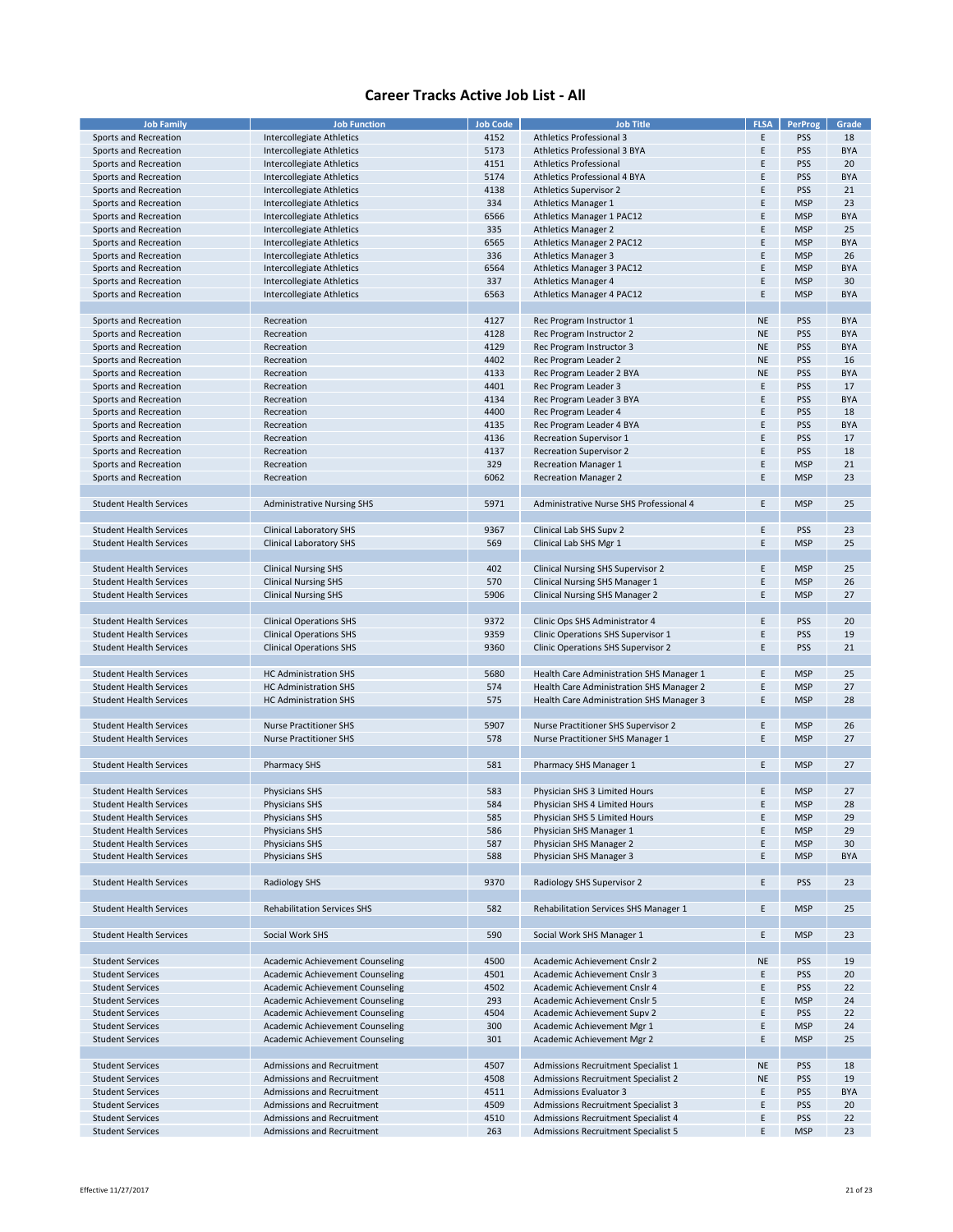# Career Tracks Active Job List - All

| Job Family | Job Function | Job Code | Job Title | FLSA | PerProg | Grade |
|---|---|---|---|---|---|---|
| Sports and Recreation | Intercollegiate Athletics | 4152 | Athletics Professional 3 | E | PSS | 18 |
| Sports and Recreation | Intercollegiate Athletics | 5173 | Athletics Professional 3 BYA | E | PSS | BYA |
| Sports and Recreation | Intercollegiate Athletics | 4151 | Athletics Professional | E | PSS | 20 |
| Sports and Recreation | Intercollegiate Athletics | 5174 | Athletics Professional 4 BYA | E | PSS | BYA |
| Sports and Recreation | Intercollegiate Athletics | 4138 | Athletics Supervisor 2 | E | PSS | 21 |
| Sports and Recreation | Intercollegiate Athletics | 334 | Athletics Manager 1 | E | MSP | 23 |
| Sports and Recreation | Intercollegiate Athletics | 6566 | Athletics Manager 1 PAC12 | E | MSP | BYA |
| Sports and Recreation | Intercollegiate Athletics | 335 | Athletics Manager 2 | E | MSP | 25 |
| Sports and Recreation | Intercollegiate Athletics | 6565 | Athletics Manager 2 PAC12 | E | MSP | BYA |
| Sports and Recreation | Intercollegiate Athletics | 336 | Athletics Manager 3 | E | MSP | 26 |
| Sports and Recreation | Intercollegiate Athletics | 6564 | Athletics Manager 3 PAC12 | E | MSP | BYA |
| Sports and Recreation | Intercollegiate Athletics | 337 | Athletics Manager 4 | E | MSP | 30 |
| Sports and Recreation | Intercollegiate Athletics | 6563 | Athletics Manager 4 PAC12 | E | MSP | BYA |
| | | | | | | |
| Sports and Recreation | Recreation | 4127 | Rec Program Instructor 1 | NE | PSS | BYA |
| Sports and Recreation | Recreation | 4128 | Rec Program Instructor 2 | NE | PSS | BYA |
| Sports and Recreation | Recreation | 4129 | Rec Program Instructor 3 | NE | PSS | BYA |
| Sports and Recreation | Recreation | 4402 | Rec Program Leader 2 | NE | PSS | 16 |
| Sports and Recreation | Recreation | 4133 | Rec Program Leader 2 BYA | NE | PSS | BYA |
| Sports and Recreation | Recreation | 4401 | Rec Program Leader 3 | E | PSS | 17 |
| Sports and Recreation | Recreation | 4134 | Rec Program Leader 3 BYA | E | PSS | BYA |
| Sports and Recreation | Recreation | 4400 | Rec Program Leader 4 | E | PSS | 18 |
| Sports and Recreation | Recreation | 4135 | Rec Program Leader 4 BYA | E | PSS | BYA |
| Sports and Recreation | Recreation | 4136 | Recreation Supervisor 1 | E | PSS | 17 |
| Sports and Recreation | Recreation | 4137 | Recreation Supervisor 2 | E | PSS | 18 |
| Sports and Recreation | Recreation | 329 | Recreation Manager 1 | E | MSP | 21 |
| Sports and Recreation | Recreation | 6062 | Recreation Manager 2 | E | MSP | 23 |
| | | | | | | |
| Student Health Services | Administrative Nursing SHS | 5971 | Administrative Nurse SHS Professional 4 | E | MSP | 25 |
| | | | | | | |
| Student Health Services | Clinical Laboratory SHS | 9367 | Clinical Lab SHS Supv 2 | E | PSS | 23 |
| Student Health Services | Clinical Laboratory SHS | 569 | Clinical Lab SHS Mgr 1 | E | MSP | 25 |
| | | | | | | |
| Student Health Services | Clinical Nursing SHS | 402 | Clinical Nursing SHS Supervisor 2 | E | MSP | 25 |
| Student Health Services | Clinical Nursing SHS | 570 | Clinical Nursing SHS Manager 1 | E | MSP | 26 |
| Student Health Services | Clinical Nursing SHS | 5906 | Clinical Nursing SHS Manager 2 | E | MSP | 27 |
| | | | | | | |
| Student Health Services | Clinical Operations SHS | 9372 | Clinic Ops SHS Administrator 4 | E | PSS | 20 |
| Student Health Services | Clinical Operations SHS | 9359 | Clinic Operations SHS Supervisor 1 | E | PSS | 19 |
| Student Health Services | Clinical Operations SHS | 9360 | Clinic Operations SHS Supervisor 2 | E | PSS | 21 |
| | | | | | | |
| Student Health Services | HC Administration SHS | 5680 | Health Care Administration SHS Manager 1 | E | MSP | 25 |
| Student Health Services | HC Administration SHS | 574 | Health Care Administration SHS Manager 2 | E | MSP | 27 |
| Student Health Services | HC Administration SHS | 575 | Health Care Administration SHS Manager 3 | E | MSP | 28 |
| | | | | | | |
| Student Health Services | Nurse Practitioner SHS | 5907 | Nurse Practitioner SHS Supervisor 2 | E | MSP | 26 |
| Student Health Services | Nurse Practitioner SHS | 578 | Nurse Practitioner SHS Manager 1 | E | MSP | 27 |
| | | | | | | |
| Student Health Services | Pharmacy SHS | 581 | Pharmacy SHS Manager 1 | E | MSP | 27 |
| | | | | | | |
| Student Health Services | Physicians SHS | 583 | Physician SHS 3 Limited Hours | E | MSP | 27 |
| Student Health Services | Physicians SHS | 584 | Physician SHS 4 Limited Hours | E | MSP | 28 |
| Student Health Services | Physicians SHS | 585 | Physician SHS 5 Limited Hours | E | MSP | 29 |
| Student Health Services | Physicians SHS | 586 | Physician SHS Manager 1 | E | MSP | 29 |
| Student Health Services | Physicians SHS | 587 | Physician SHS Manager 2 | E | MSP | 30 |
| Student Health Services | Physicians SHS | 588 | Physician SHS Manager 3 | E | MSP | BYA |
| | | | | | | |
| Student Health Services | Radiology SHS | 9370 | Radiology SHS Supervisor 2 | E | PSS | 23 |
| | | | | | | |
| Student Health Services | Rehabilitation Services SHS | 582 | Rehabilitation Services SHS Manager 1 | E | MSP | 25 |
| | | | | | | |
| Student Health Services | Social Work SHS | 590 | Social Work SHS Manager 1 | E | MSP | 23 |
| | | | | | | |
| Student Services | Academic Achievement Counseling | 4500 | Academic Achievement Cnslr 2 | NE | PSS | 19 |
| Student Services | Academic Achievement Counseling | 4501 | Academic Achievement Cnslr 3 | E | PSS | 20 |
| Student Services | Academic Achievement Counseling | 4502 | Academic Achievement Cnslr 4 | E | PSS | 22 |
| Student Services | Academic Achievement Counseling | 293 | Academic Achievement Cnslr 5 | E | MSP | 24 |
| Student Services | Academic Achievement Counseling | 4504 | Academic Achievement Supv 2 | E | PSS | 22 |
| Student Services | Academic Achievement Counseling | 300 | Academic Achievement Mgr 1 | E | MSP | 24 |
| Student Services | Academic Achievement Counseling | 301 | Academic Achievement Mgr 2 | E | MSP | 25 |
| | | | | | | |
| Student Services | Admissions and Recruitment | 4507 | Admissions Recruitment Specialist 1 | NE | PSS | 18 |
| Student Services | Admissions and Recruitment | 4508 | Admissions Recruitment Specialist 2 | NE | PSS | 19 |
| Student Services | Admissions and Recruitment | 4511 | Admissions Evaluator 3 | E | PSS | BYA |
| Student Services | Admissions and Recruitment | 4509 | Admissions Recruitment Specialist 3 | E | PSS | 20 |
| Student Services | Admissions and Recruitment | 4510 | Admissions Recruitment Specialist 4 | E | PSS | 22 |
| Student Services | Admissions and Recruitment | 263 | Admissions Recruitment Specialist 5 | E | MSP | 23 |

Effective 11/27/2017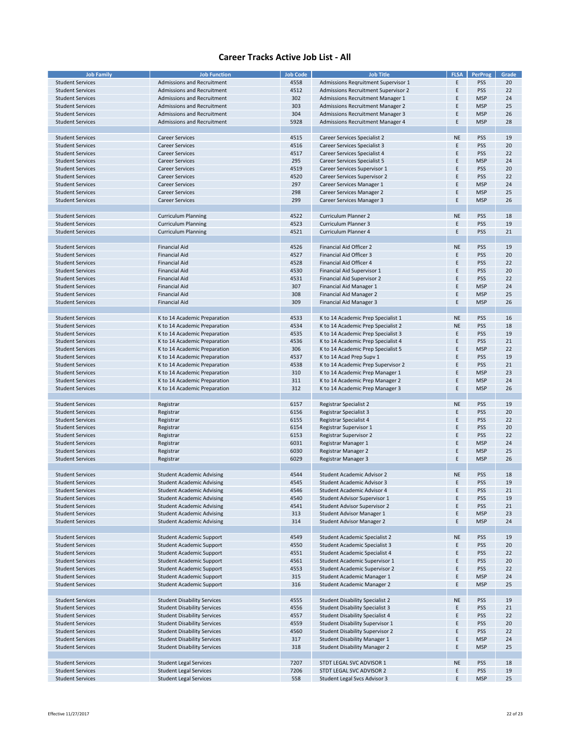# Career Tracks Active Job List - All

| Job Family | Job Function | Job Code | Job Title | FLSA | PerProg | Grade |
|---|---|---|---|---|---|---|
| Student Services | Admissions and Recruitment | 4558 | Admissions Reqruitment Supervisor 1 | E | PSS | 20 |
| Student Services | Admissions and Recruitment | 4512 | Admissions Recruitment Supervisor 2 | E | PSS | 22 |
| Student Services | Admissions and Recruitment | 302 | Admissions Recruitment Manager 1 | E | MSP | 24 |
| Student Services | Admissions and Recruitment | 303 | Admissions Recruitment Manager 2 | E | MSP | 25 |
| Student Services | Admissions and Recruitment | 304 | Admissions Recruitment Manager 3 | E | MSP | 26 |
| Student Services | Admissions and Recruitment | 5928 | Admissions Recruitment Manager 4 | E | MSP | 28 |
| | | | | | | |
| Student Services | Career Services | 4515 | Career Services Specialist 2 | NE | PSS | 19 |
| Student Services | Career Services | 4516 | Career Services Specialist 3 | E | PSS | 20 |
| Student Services | Career Services | 4517 | Career Services Specialist 4 | E | PSS | 22 |
| Student Services | Career Services | 295 | Career Services Specialist 5 | E | MSP | 24 |
| Student Services | Career Services | 4519 | Career Services Supervisor 1 | E | PSS | 20 |
| Student Services | Career Services | 4520 | Career Services Supervisor 2 | E | PSS | 22 |
| Student Services | Career Services | 297 | Career Services Manager 1 | E | MSP | 24 |
| Student Services | Career Services | 298 | Career Services Manager 2 | E | MSP | 25 |
| Student Services | Career Services | 299 | Career Services Manager 3 | E | MSP | 26 |
| | | | | | | |
| Student Services | Curriculum Planning | 4522 | Curriculum Planner 2 | NE | PSS | 18 |
| Student Services | Curriculum Planning | 4523 | Curriculum Planner 3 | E | PSS | 19 |
| Student Services | Curriculum Planning | 4521 | Curriculum Planner 4 | E | PSS | 21 |
| | | | | | | |
| Student Services | Financial Aid | 4526 | Financial Aid Officer 2 | NE | PSS | 19 |
| Student Services | Financial Aid | 4527 | Financial Aid Officer 3 | E | PSS | 20 |
| Student Services | Financial Aid | 4528 | Financial Aid Officer 4 | E | PSS | 22 |
| Student Services | Financial Aid | 4530 | Financial Aid Supervisor 1 | E | PSS | 20 |
| Student Services | Financial Aid | 4531 | Financial Aid Supervisor 2 | E | PSS | 22 |
| Student Services | Financial Aid | 307 | Financial Aid Manager 1 | E | MSP | 24 |
| Student Services | Financial Aid | 308 | Financial Aid Manager 2 | E | MSP | 25 |
| Student Services | Financial Aid | 309 | Financial Aid Manager 3 | E | MSP | 26 |
| | | | | | | |
| Student Services | K to 14 Academic Preparation | 4533 | K to 14 Academic Prep Specialist 1 | NE | PSS | 16 |
| Student Services | K to 14 Academic Preparation | 4534 | K to 14 Academic Prep Specialist 2 | NE | PSS | 18 |
| Student Services | K to 14 Academic Preparation | 4535 | K to 14 Academic Prep Specialist 3 | E | PSS | 19 |
| Student Services | K to 14 Academic Preparation | 4536 | K to 14 Academic Prep Specialist 4 | E | PSS | 21 |
| Student Services | K to 14 Academic Preparation | 306 | K to 14 Academic Prep Specialist 5 | E | MSP | 22 |
| Student Services | K to 14 Academic Preparation | 4537 | K to 14 Acad Prep Supv 1 | E | PSS | 19 |
| Student Services | K to 14 Academic Preparation | 4538 | K to 14 Academic Prep Supervisor 2 | E | PSS | 21 |
| Student Services | K to 14 Academic Preparation | 310 | K to 14 Academic Prep Manager 1 | E | MSP | 23 |
| Student Services | K to 14 Academic Preparation | 311 | K to 14 Academic Prep Manager 2 | E | MSP | 24 |
| Student Services | K to 14 Academic Preparation | 312 | K to 14 Academic Prep Manager 3 | E | MSP | 26 |
| | | | | | | |
| Student Services | Registrar | 6157 | Registrar Specialist 2 | NE | PSS | 19 |
| Student Services | Registrar | 6156 | Registrar Specialist 3 | E | PSS | 20 |
| Student Services | Registrar | 6155 | Registrar Specialist 4 | E | PSS | 22 |
| Student Services | Registrar | 6154 | Registrar Supervisor 1 | E | PSS | 20 |
| Student Services | Registrar | 6153 | Registrar Supervisor 2 | E | PSS | 22 |
| Student Services | Registrar | 6031 | Registrar Manager 1 | E | MSP | 24 |
| Student Services | Registrar | 6030 | Registrar Manager 2 | E | MSP | 25 |
| Student Services | Registrar | 6029 | Registrar Manager 3 | E | MSP | 26 |
| | | | | | | |
| Student Services | Student Academic Advising | 4544 | Student Academic Advisor 2 | NE | PSS | 18 |
| Student Services | Student Academic Advising | 4545 | Student Academic Advisor 3 | E | PSS | 19 |
| Student Services | Student Academic Advising | 4546 | Student Academic Advisor 4 | E | PSS | 21 |
| Student Services | Student Academic Advising | 4540 | Student Advisor Supervisor 1 | E | PSS | 19 |
| Student Services | Student Academic Advising | 4541 | Student Advisor Supervisor 2 | E | PSS | 21 |
| Student Services | Student Academic Advising | 313 | Student Advisor Manager 1 | E | MSP | 23 |
| Student Services | Student Academic Advising | 314 | Student Advisor Manager 2 | E | MSP | 24 |
| | | | | | | |
| Student Services | Student Academic Support | 4549 | Student Academic Specialist 2 | NE | PSS | 19 |
| Student Services | Student Academic Support | 4550 | Student Academic Specialist 3 | E | PSS | 20 |
| Student Services | Student Academic Support | 4551 | Student Academic Specialist 4 | E | PSS | 22 |
| Student Services | Student Academic Support | 4561 | Student Academic Supervisor 1 | E | PSS | 20 |
| Student Services | Student Academic Support | 4553 | Student Academic Supervisor 2 | E | PSS | 22 |
| Student Services | Student Academic Support | 315 | Student Academic Manager 1 | E | MSP | 24 |
| Student Services | Student Academic Support | 316 | Student Academic Manager 2 | E | MSP | 25 |
| | | | | | | |
| Student Services | Student Disability Services | 4555 | Student Disability Specialist 2 | NE | PSS | 19 |
| Student Services | Student Disability Services | 4556 | Student Disability Specialist 3 | E | PSS | 21 |
| Student Services | Student Disability Services | 4557 | Student Disability Specialist 4 | E | PSS | 22 |
| Student Services | Student Disability Services | 4559 | Student Disability Supervisor 1 | E | PSS | 20 |
| Student Services | Student Disability Services | 4560 | Student Disability Supervisor 2 | E | PSS | 22 |
| Student Services | Student Disability Services | 317 | Student Disability Manager 1 | E | MSP | 24 |
| Student Services | Student Disability Services | 318 | Student Disability Manager 2 | E | MSP | 25 |
| | | | | | | |
| Student Services | Student Legal Services | 7207 | STDT LEGAL SVC ADVISOR 1 | NE | PSS | 18 |
| Student Services | Student Legal Services | 7206 | STDT LEGAL SVC ADVISOR 2 | E | PSS | 19 |
| Student Services | Student Legal Services | 558 | Student Legal Svcs Advisor 3 | E | MSP | 25 |

Effective 11/27/2017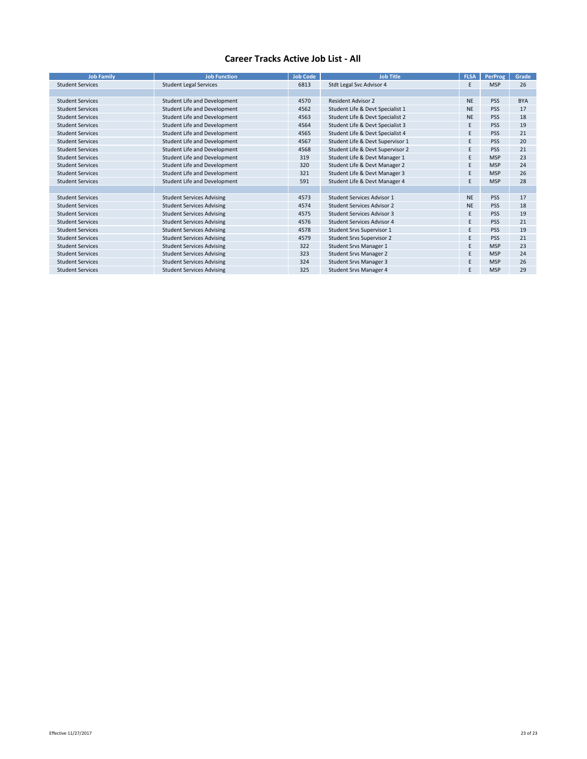## Career Tracks Active Job List - All

| Job Family | Job Function | Job Code | Job Title | FLSA | PerProg | Grade |
|---|---|---|---|---|---|---|
| Student Services | Student Legal Services | 6813 | Stdt Legal Svc Advisor 4 | E | MSP | 26 |
| | | | | | | |
| Student Services | Student Life and Development | 4570 | Resident Advisor 2 | NE | PSS | BYA |
| Student Services | Student Life and Development | 4562 | Student Life & Devt Specialist 1 | NE | PSS | 17 |
| Student Services | Student Life and Development | 4563 | Student Life & Devt Specialist 2 | NE | PSS | 18 |
| Student Services | Student Life and Development | 4564 | Student Life & Devt Specialist 3 | E | PSS | 19 |
| Student Services | Student Life and Development | 4565 | Student Life & Devt Specialist 4 | E | PSS | 21 |
| Student Services | Student Life and Development | 4567 | Student Life & Devt Supervisor 1 | E | PSS | 20 |
| Student Services | Student Life and Development | 4568 | Student Life & Devt Supervisor 2 | E | PSS | 21 |
| Student Services | Student Life and Development | 319 | Student Life & Devt Manager 1 | E | MSP | 23 |
| Student Services | Student Life and Development | 320 | Student Life & Devt Manager 2 | E | MSP | 24 |
| Student Services | Student Life and Development | 321 | Student Life & Devt Manager 3 | E | MSP | 26 |
| Student Services | Student Life and Development | 591 | Student Life & Devt Manager 4 | E | MSP | 28 |
| | | | | | | |
| Student Services | Student Services Advising | 4573 | Student Services Advisor 1 | NE | PSS | 17 |
| Student Services | Student Services Advising | 4574 | Student Services Advisor 2 | NE | PSS | 18 |
| Student Services | Student Services Advising | 4575 | Student Services Advisor 3 | E | PSS | 19 |
| Student Services | Student Services Advising | 4576 | Student Services Advisor 4 | E | PSS | 21 |
| Student Services | Student Services Advising | 4578 | Student Srvs Supervisor 1 | E | PSS | 19 |
| Student Services | Student Services Advising | 4579 | Student Srvs Supervisor 2 | E | PSS | 21 |
| Student Services | Student Services Advising | 322 | Student Srvs Manager 1 | E | MSP | 23 |
| Student Services | Student Services Advising | 323 | Student Srvs Manager 2 | E | MSP | 24 |
| Student Services | Student Services Advising | 324 | Student Srvs Manager 3 | E | MSP | 26 |
| Student Services | Student Services Advising | 325 | Student Srvs Manager 4 | E | MSP | 29 |

Effective 11/27/2017